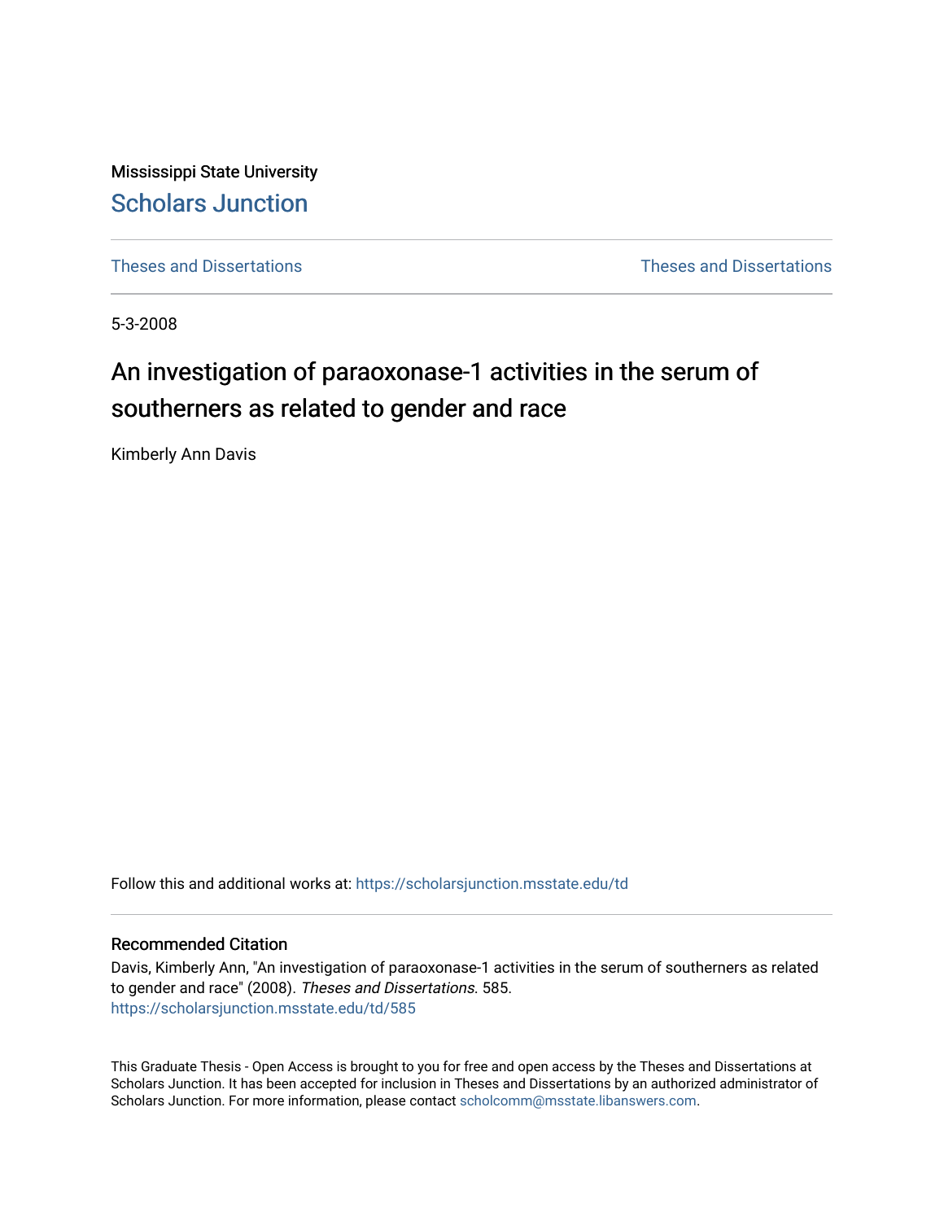Mississippi State University

# Scholars Junction

Theses and Dissertations | Theses and Dissertations

5-3-2008

## An investigation of paraoxonase-1 activities in the serum of southerners as related to gender and race

Kimberly Ann Davis

Follow this and additional works at: https://scholarsjunction.msstate.edu/td

### Recommended Citation

Davis, Kimberly Ann, "An investigation of paraoxonase-1 activities in the serum of southerners as related to gender and race" (2008). *Theses and Dissertations*. 585.
https://scholarsjunction.msstate.edu/td/585

This Graduate Thesis - Open Access is brought to you for free and open access by the Theses and Dissertations at Scholars Junction. It has been accepted for inclusion in Theses and Dissertations by an authorized administrator of Scholars Junction. For more information, please contact scholcomm@msstate.libanswers.com.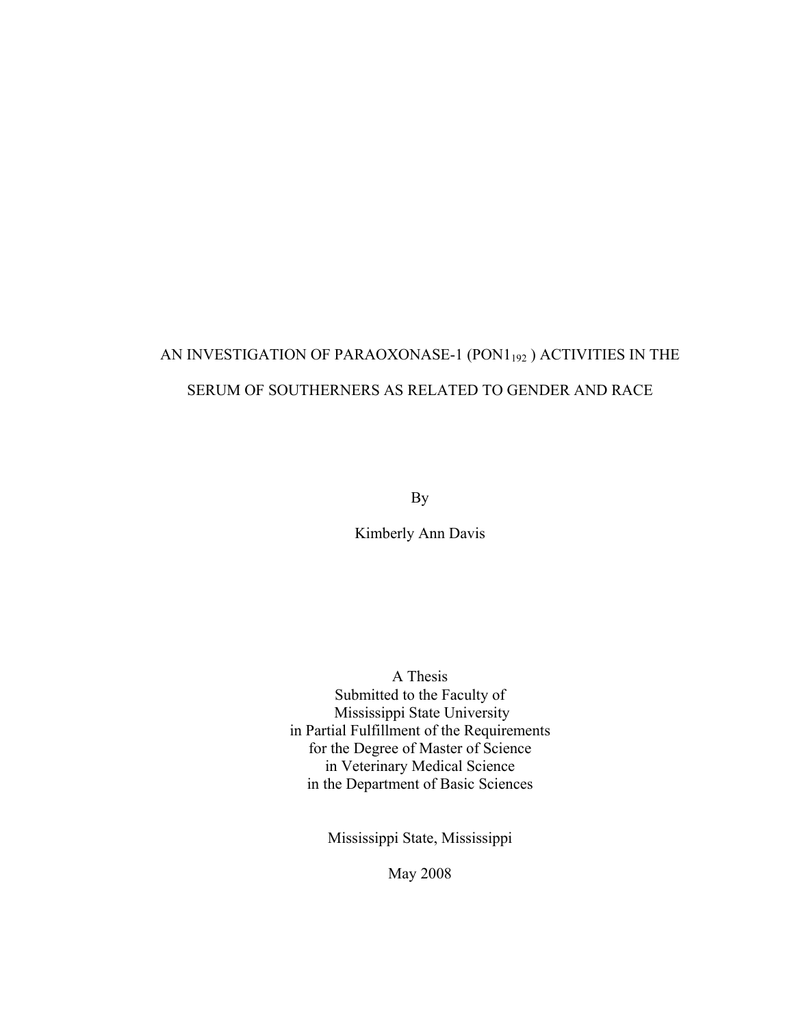# AN INVESTIGATION OF PARAOXONASE-1 ($PON1_{192}$) ACTIVITIES IN THE SERUM OF SOUTHERNERS AS RELATED TO GENDER AND RACE

By

Kimberly Ann Davis

A Thesis
Submitted to the Faculty of
Mississippi State University
in Partial Fulfillment of the Requirements
for the Degree of Master of Science
in Veterinary Medical Science
in the Department of Basic Sciences

Mississippi State, Mississippi

May 2008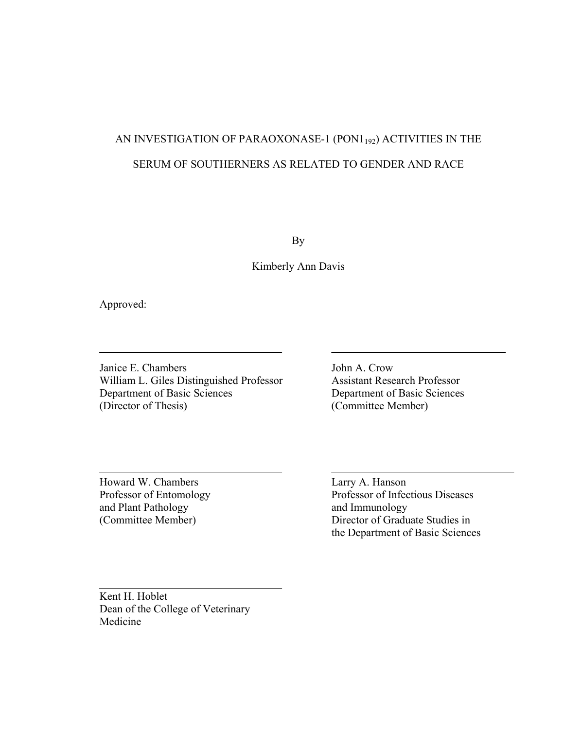AN INVESTIGATION OF PARAOXONASE-1 ($PON1_{192}$) ACTIVITIES IN THE SERUM OF SOUTHERNERS AS RELATED TO GENDER AND RACE

By

Kimberly Ann Davis

Approved:

Janice E. Chambers
William L. Giles Distinguished Professor
Department of Basic Sciences
(Director of Thesis)

John A. Crow
Assistant Research Professor
Department of Basic Sciences
(Committee Member)

Howard W. Chambers
Professor of Entomology
and Plant Pathology
(Committee Member)

Larry A. Hanson
Professor of Infectious Diseases
and Immunology
Director of Graduate Studies in
the Department of Basic Sciences

Kent H. Hoblet
Dean of the College of Veterinary
Medicine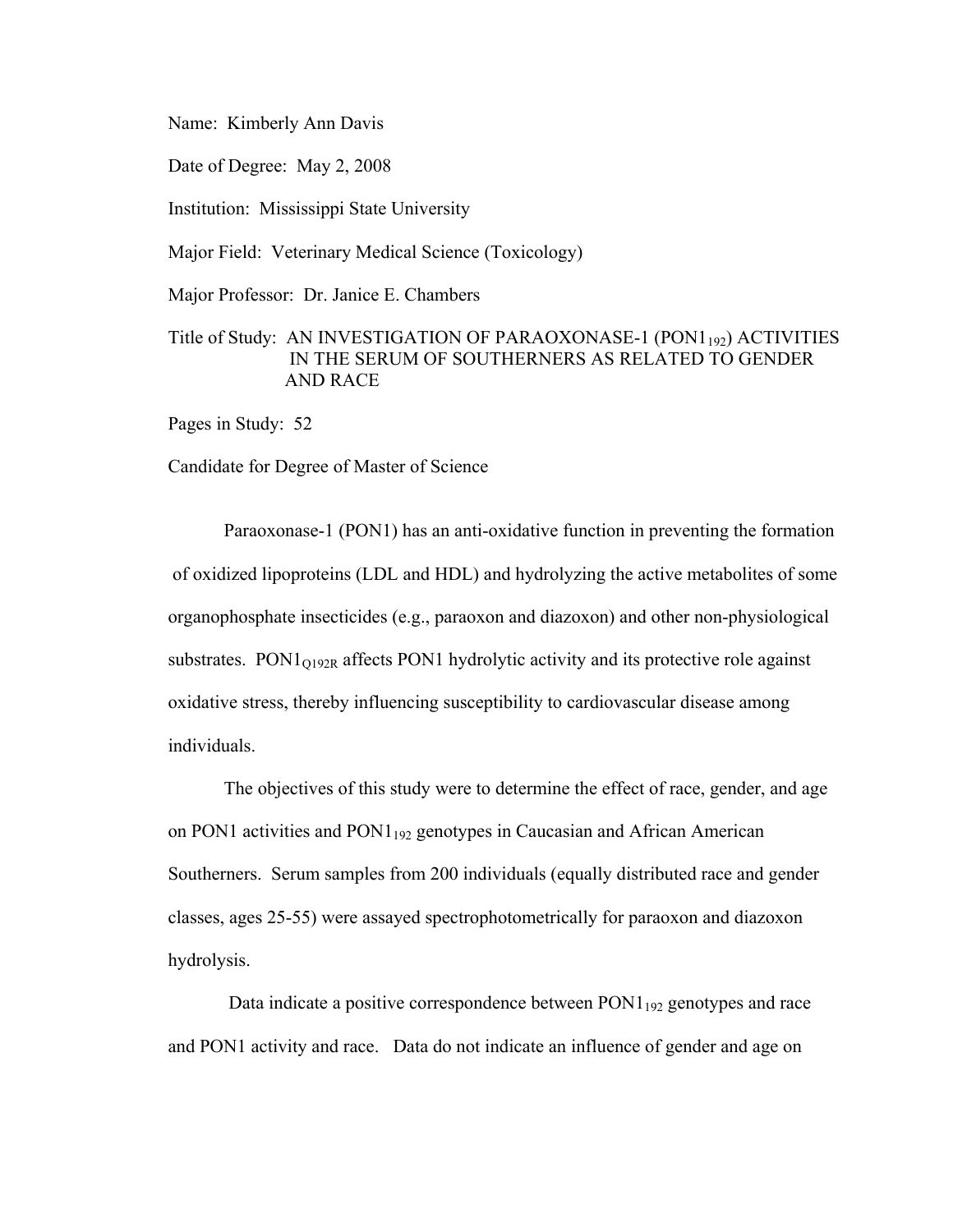Name: Kimberly Ann Davis

Date of Degree: May 2, 2008

Institution: Mississippi State University

Major Field: Veterinary Medical Science (Toxicology)

Major Professor: Dr. Janice E. Chambers

Title of Study: AN INVESTIGATION OF PARAOXONASE-1 ($PON1_{192}$) ACTIVITIES IN THE SERUM OF SOUTHERNERS AS RELATED TO GENDER AND RACE

Pages in Study: 52

Candidate for Degree of Master of Science

Paraoxonase-1 (PON1) has an anti-oxidative function in preventing the formation of oxidized lipoproteins (LDL and HDL) and hydrolyzing the active metabolites of some organophosphate insecticides (e.g., paraoxon and diazoxon) and other non-physiological substrates. $PON1_{Q192R}$ affects PON1 hydrolytic activity and its protective role against oxidative stress, thereby influencing susceptibility to cardiovascular disease among individuals.

The objectives of this study were to determine the effect of race, gender, and age on PON1 activities and $PON1_{192}$ genotypes in Caucasian and African American Southerners. Serum samples from 200 individuals (equally distributed race and gender classes, ages 25-55) were assayed spectrophotometrically for paraoxon and diazoxon hydrolysis.

Data indicate a positive correspondence between $PON1_{192}$ genotypes and race and PON1 activity and race. Data do not indicate an influence of gender and age on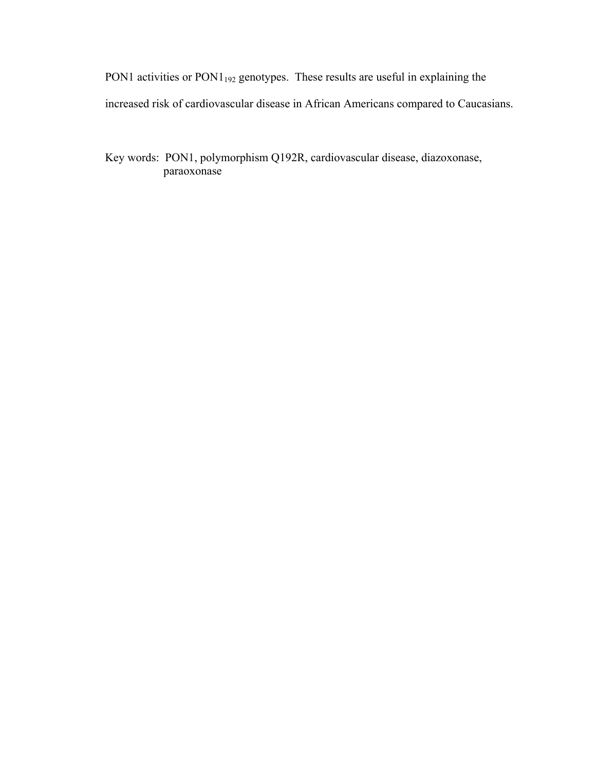PON1 activities or $PON1_{192}$ genotypes. These results are useful in explaining the increased risk of cardiovascular disease in African Americans compared to Caucasians.

Key words: PON1, polymorphism Q192R, cardiovascular disease, diazoxonase, paraoxonase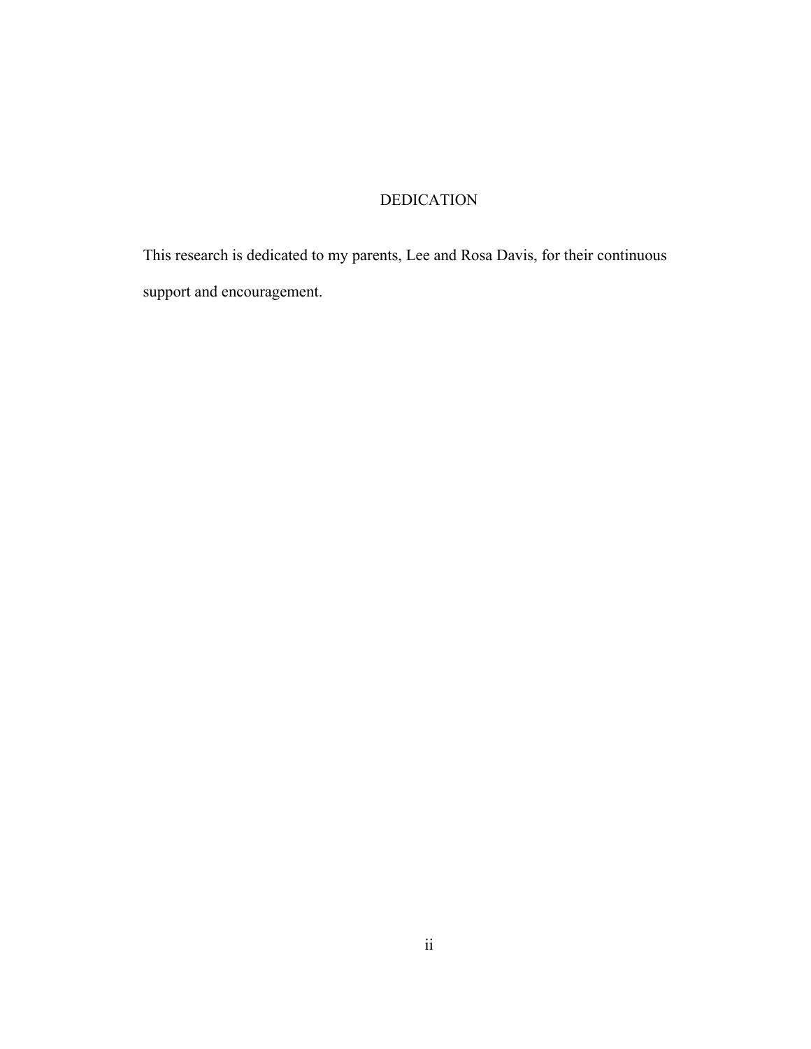# DEDICATION

This research is dedicated to my parents, Lee and Rosa Davis, for their continuous support and encouragement.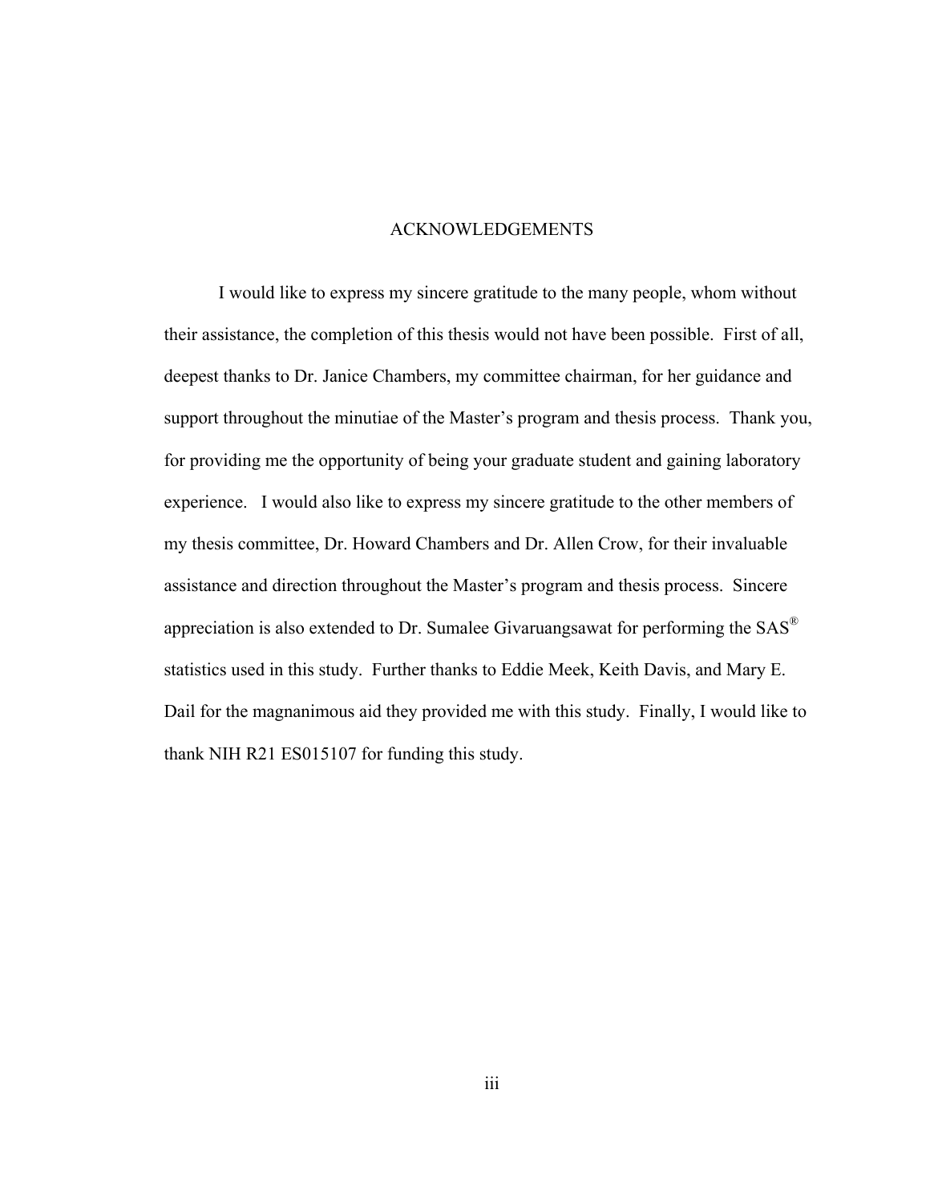# ACKNOWLEDGEMENTS

I would like to express my sincere gratitude to the many people, whom without their assistance, the completion of this thesis would not have been possible. First of all, deepest thanks to Dr. Janice Chambers, my committee chairman, for her guidance and support throughout the minutiae of the Master's program and thesis process. Thank you, for providing me the opportunity of being your graduate student and gaining laboratory experience. I would also like to express my sincere gratitude to the other members of my thesis committee, Dr. Howard Chambers and Dr. Allen Crow, for their invaluable assistance and direction throughout the Master's program and thesis process. Sincere appreciation is also extended to Dr. Sumalee Givaruangsawat for performing the SAS® statistics used in this study. Further thanks to Eddie Meek, Keith Davis, and Mary E. Dail for the magnanimous aid they provided me with this study. Finally, I would like to thank NIH R21 ES015107 for funding this study.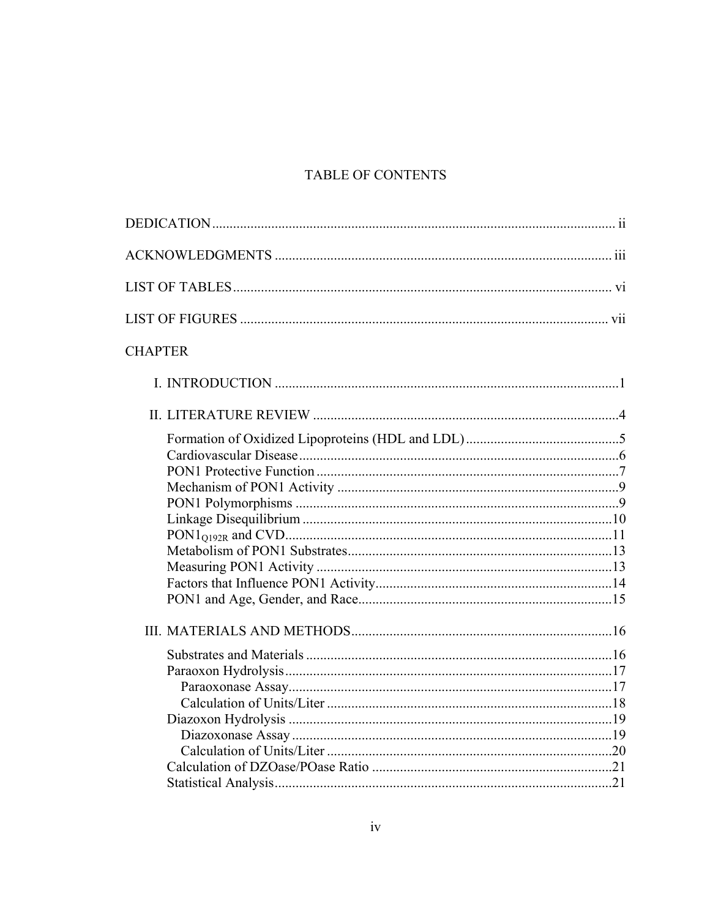# TABLE OF CONTENTS

DEDICATION ..... ii

ACKNOWLEDGMENTS ..... iii

LIST OF TABLES ..... vi

LIST OF FIGURES ..... vii

CHAPTER

I. INTRODUCTION ..... 1

II. LITERATURE REVIEW ..... 4

- Formation of Oxidized Lipoproteins (HDL and LDL) ..... 5
- Cardiovascular Disease ..... 6
- PON1 Protective Function ..... 7
- Mechanism of PON1 Activity ..... 9
- PON1 Polymorphisms ..... 9
- Linkage Disequilibrium ..... 10
- $PON1_{Q192R}$ and CVD ..... 11
- Metabolism of PON1 Substrates ..... 13
- Measuring PON1 Activity ..... 13
- Factors that Influence PON1 Activity ..... 14
- PON1 and Age, Gender, and Race ..... 15

III. MATERIALS AND METHODS ..... 16

- Substrates and Materials ..... 16
- Paraoxon Hydrolysis ..... 17
  - Paraoxonase Assay ..... 17
  - Calculation of Units/Liter ..... 18
- Diazoxon Hydrolysis ..... 19
  - Diazoxonase Assay ..... 19
  - Calculation of Units/Liter ..... 20
- Calculation of DZOase/POase Ratio ..... 21
- Statistical Analysis ..... 21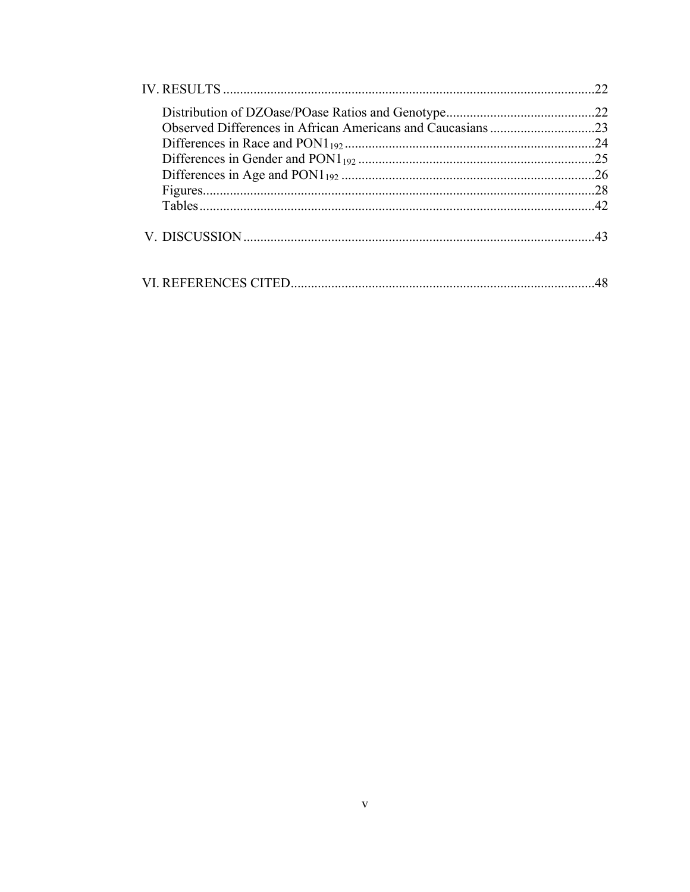IV. RESULTS ....................................................................................................22

- Distribution of DZOase/POase Ratios and Genotype..........................................22
- Observed Differences in African Americans and Caucasians ..............................23
- Differences in Race and $PON1_{192}$ ........................................................................24
- Differences in Gender and $PON1_{192}$ ....................................................................25
- Differences in Age and $PON1_{192}$ .........................................................................26
- Figures....................................................................................................................28
- Tables .....................................................................................................................42

V. DISCUSSION ....................................................................................................43

VI. REFERENCES CITED.......................................................................................48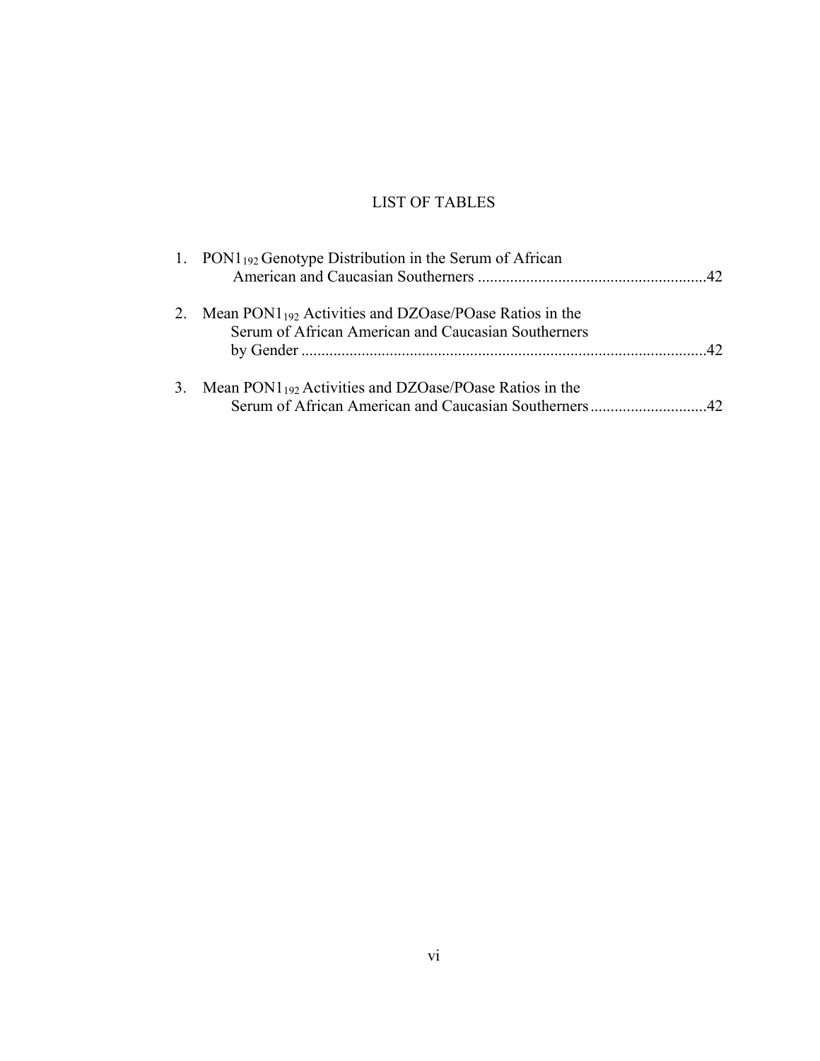# LIST OF TABLES

1. $PON1_{192}$ Genotype Distribution in the Serum of African American and Caucasian Southerners ........................................................42

2. Mean $PON1_{192}$ Activities and DZOase/POase Ratios in the Serum of African American and Caucasian Southerners by Gender ....................................................................................................42

3. Mean $PON1_{192}$ Activities and DZOase/POase Ratios in the Serum of African American and Caucasian Southerners.............................42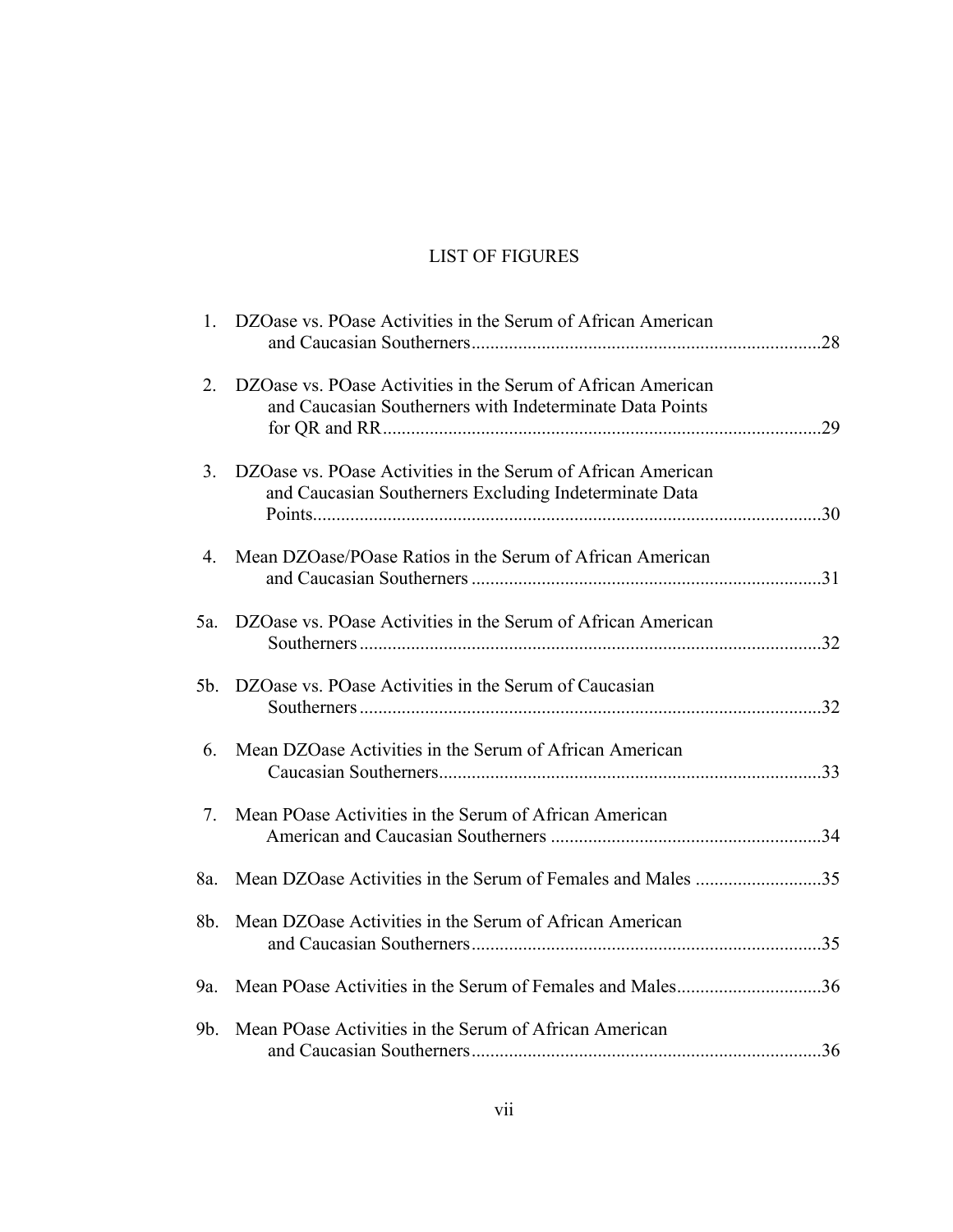# LIST OF FIGURES

1. DZOase vs. POase Activities in the Serum of African American and Caucasian Southerners ..........28
2. DZOase vs. POase Activities in the Serum of African American and Caucasian Southerners with Indeterminate Data Points for QR and RR ..........29
3. DZOase vs. POase Activities in the Serum of African American and Caucasian Southerners Excluding Indeterminate Data Points ..........30
4. Mean DZOase/POase Ratios in the Serum of African American and Caucasian Southerners ..........31

5a. DZOase vs. POase Activities in the Serum of African American Southerners ..........32

5b. DZOase vs. POase Activities in the Serum of Caucasian Southerners ..........32

6. Mean DZOase Activities in the Serum of African American Caucasian Southerners ..........33
7. Mean POase Activities in the Serum of African American American and Caucasian Southerners ..........34

8a. Mean DZOase Activities in the Serum of Females and Males ..........35

8b. Mean DZOase Activities in the Serum of African American and Caucasian Southerners ..........35

9a. Mean POase Activities in the Serum of Females and Males ..........36

9b. Mean POase Activities in the Serum of African American and Caucasian Southerners ..........36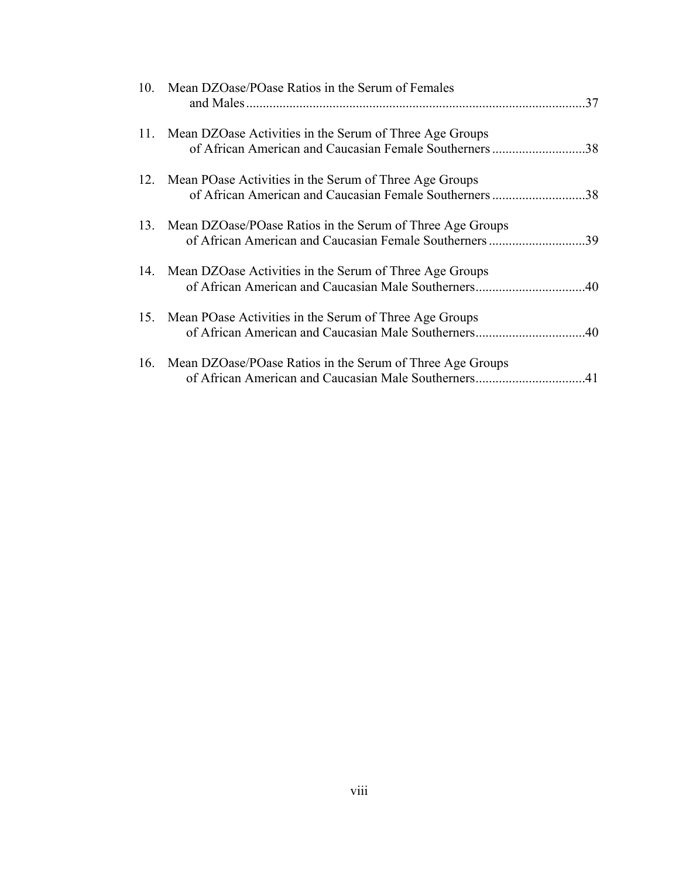10. Mean DZOase/POase Ratios in the Serum of Females and Males ....................................................................................................37

11. Mean DZOase Activities in the Serum of Three Age Groups of African American and Caucasian Female Southerners ............................38

12. Mean POase Activities in the Serum of Three Age Groups of African American and Caucasian Female Southerners ............................38

13. Mean DZOase/POase Ratios in the Serum of Three Age Groups of African American and Caucasian Female Southerners .............................39

14. Mean DZOase Activities in the Serum of Three Age Groups of African American and Caucasian Male Southerners.................................40

15. Mean POase Activities in the Serum of Three Age Groups of African American and Caucasian Male Southerners.................................40

16. Mean DZOase/POase Ratios in the Serum of Three Age Groups of African American and Caucasian Male Southerners.................................41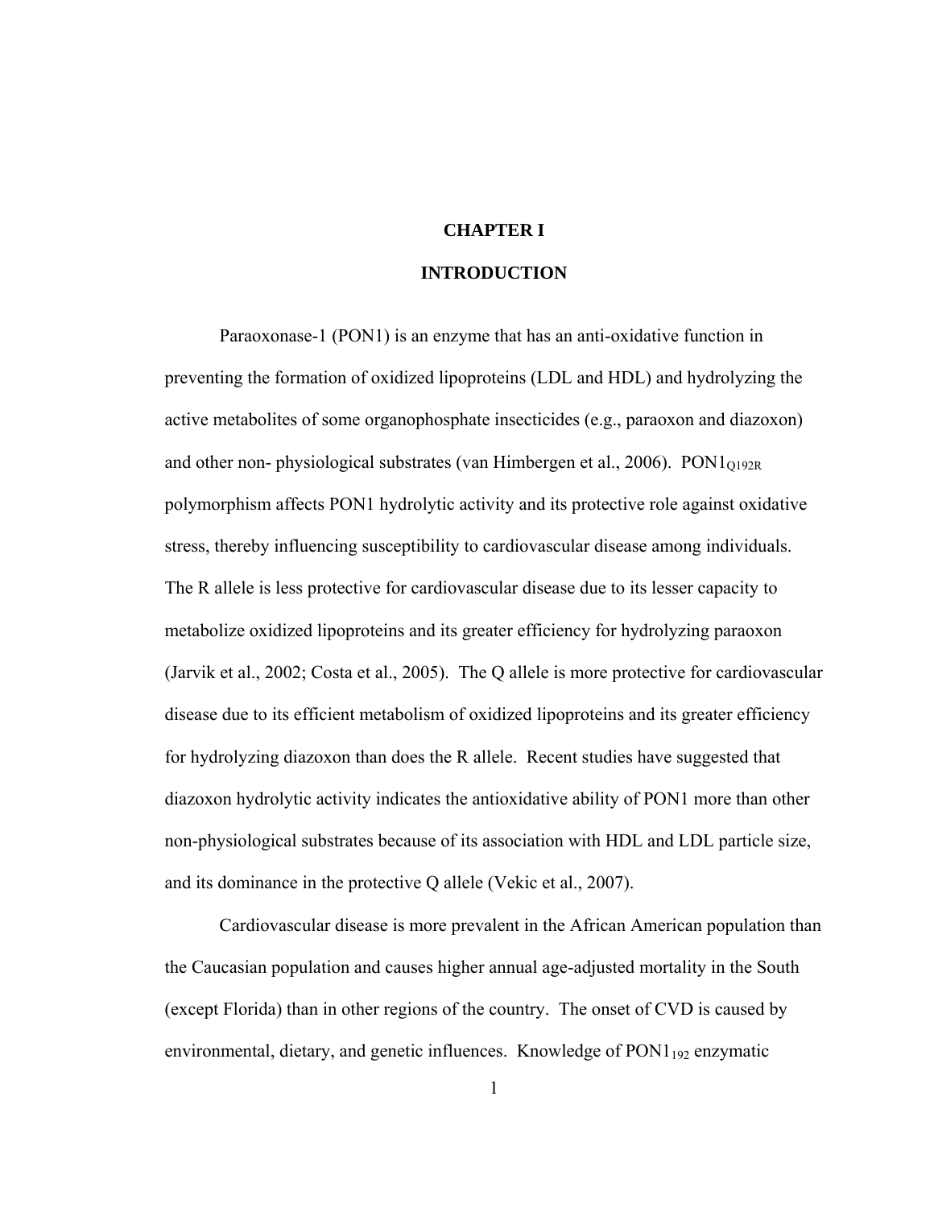# CHAPTER I

# INTRODUCTION

Paraoxonase-1 (PON1) is an enzyme that has an anti-oxidative function in preventing the formation of oxidized lipoproteins (LDL and HDL) and hydrolyzing the active metabolites of some organophosphate insecticides (e.g., paraoxon and diazoxon) and other non- physiological substrates (van Himbergen et al., 2006). $PON1_{Q192R}$ polymorphism affects PON1 hydrolytic activity and its protective role against oxidative stress, thereby influencing susceptibility to cardiovascular disease among individuals. The R allele is less protective for cardiovascular disease due to its lesser capacity to metabolize oxidized lipoproteins and its greater efficiency for hydrolyzing paraoxon (Jarvik et al., 2002; Costa et al., 2005). The Q allele is more protective for cardiovascular disease due to its efficient metabolism of oxidized lipoproteins and its greater efficiency for hydrolyzing diazoxon than does the R allele. Recent studies have suggested that diazoxon hydrolytic activity indicates the antioxidative ability of PON1 more than other non-physiological substrates because of its association with HDL and LDL particle size, and its dominance in the protective Q allele (Vekic et al., 2007).

Cardiovascular disease is more prevalent in the African American population than the Caucasian population and causes higher annual age-adjusted mortality in the South (except Florida) than in other regions of the country. The onset of CVD is caused by environmental, dietary, and genetic influences. Knowledge of $PON1_{192}$ enzymatic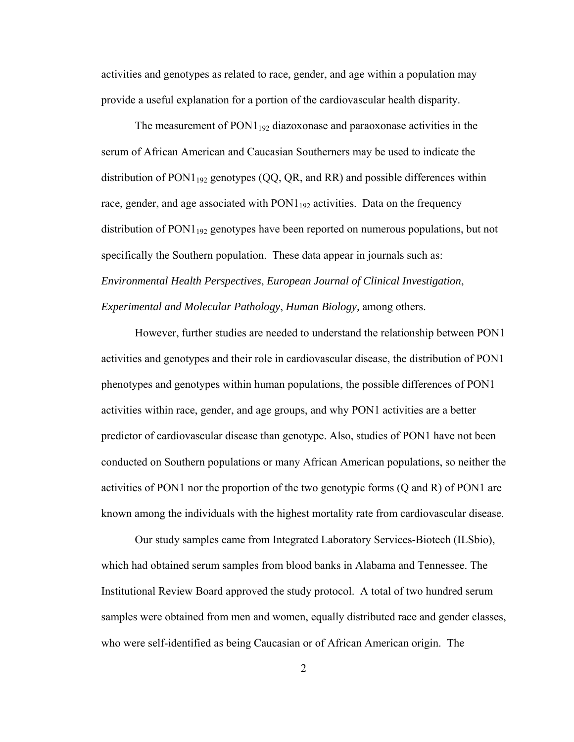activities and genotypes as related to race, gender, and age within a population may provide a useful explanation for a portion of the cardiovascular health disparity.

The measurement of $PON1_{192}$ diazoxonase and paraoxonase activities in the serum of African American and Caucasian Southerners may be used to indicate the distribution of $PON1_{192}$ genotypes (QQ, QR, and RR) and possible differences within race, gender, and age associated with $PON1_{192}$ activities. Data on the frequency distribution of $PON1_{192}$ genotypes have been reported on numerous populations, but not specifically the Southern population. These data appear in journals such as: *Environmental Health Perspectives*, *European Journal of Clinical Investigation*, *Experimental and Molecular Pathology*, *Human Biology,* among others.

However, further studies are needed to understand the relationship between PON1 activities and genotypes and their role in cardiovascular disease, the distribution of PON1 phenotypes and genotypes within human populations, the possible differences of PON1 activities within race, gender, and age groups, and why PON1 activities are a better predictor of cardiovascular disease than genotype. Also, studies of PON1 have not been conducted on Southern populations or many African American populations, so neither the activities of PON1 nor the proportion of the two genotypic forms (Q and R) of PON1 are known among the individuals with the highest mortality rate from cardiovascular disease.

Our study samples came from Integrated Laboratory Services-Biotech (ILSbio), which had obtained serum samples from blood banks in Alabama and Tennessee. The Institutional Review Board approved the study protocol. A total of two hundred serum samples were obtained from men and women, equally distributed race and gender classes, who were self-identified as being Caucasian or of African American origin. The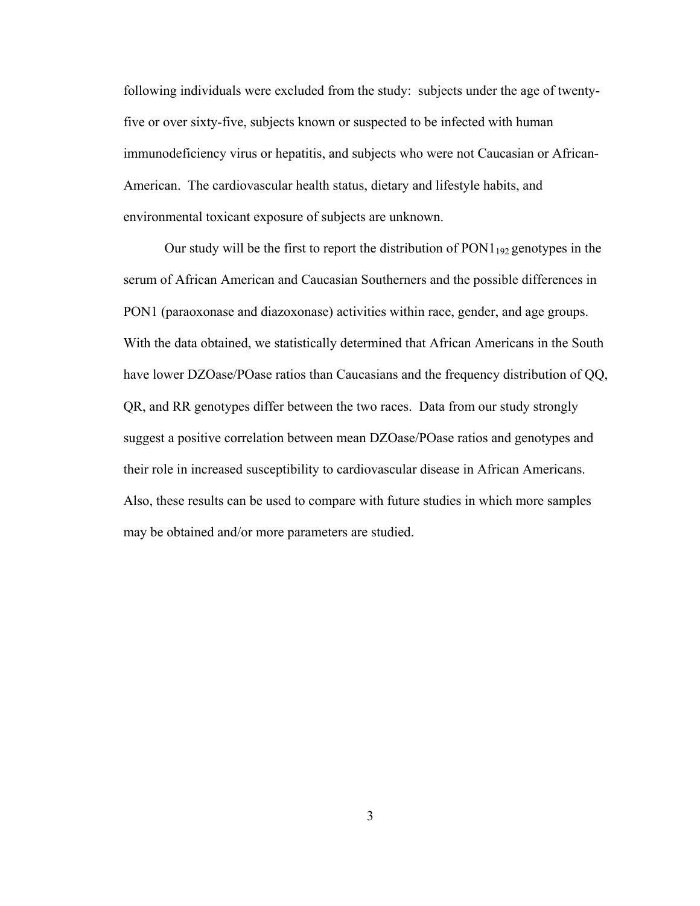following individuals were excluded from the study: subjects under the age of twenty-five or over sixty-five, subjects known or suspected to be infected with human immunodeficiency virus or hepatitis, and subjects who were not Caucasian or African-American. The cardiovascular health status, dietary and lifestyle habits, and environmental toxicant exposure of subjects are unknown.

Our study will be the first to report the distribution of $PON1_{192}$ genotypes in the serum of African American and Caucasian Southerners and the possible differences in PON1 (paraoxonase and diazoxonase) activities within race, gender, and age groups. With the data obtained, we statistically determined that African Americans in the South have lower DZOase/POase ratios than Caucasians and the frequency distribution of QQ, QR, and RR genotypes differ between the two races. Data from our study strongly suggest a positive correlation between mean DZOase/POase ratios and genotypes and their role in increased susceptibility to cardiovascular disease in African Americans. Also, these results can be used to compare with future studies in which more samples may be obtained and/or more parameters are studied.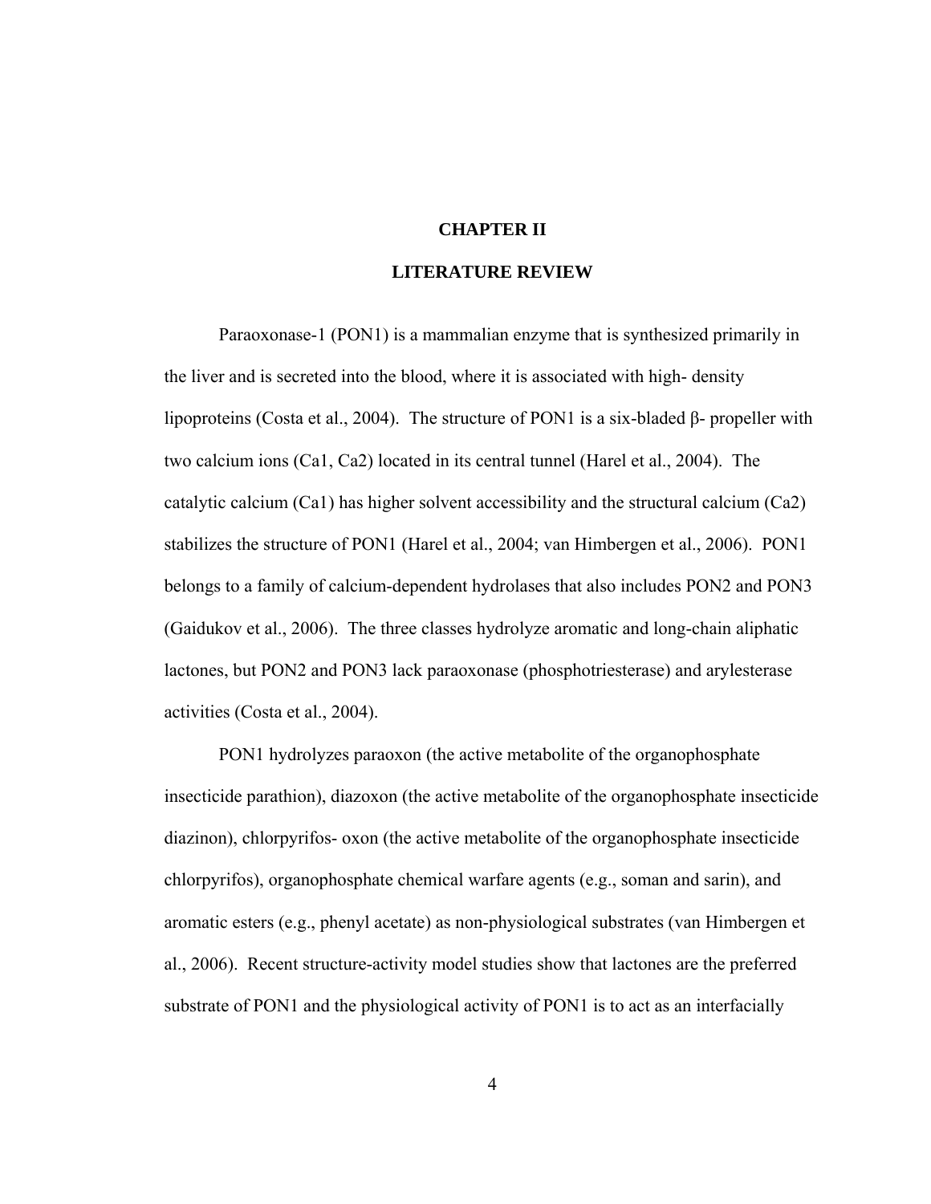# CHAPTER II

## LITERATURE REVIEW

Paraoxonase-1 (PON1) is a mammalian enzyme that is synthesized primarily in the liver and is secreted into the blood, where it is associated with high- density lipoproteins (Costa et al., 2004). The structure of PON1 is a six-bladed β- propeller with two calcium ions (Ca1, Ca2) located in its central tunnel (Harel et al., 2004). The catalytic calcium (Ca1) has higher solvent accessibility and the structural calcium (Ca2) stabilizes the structure of PON1 (Harel et al., 2004; van Himbergen et al., 2006). PON1 belongs to a family of calcium-dependent hydrolases that also includes PON2 and PON3 (Gaidukov et al., 2006). The three classes hydrolyze aromatic and long-chain aliphatic lactones, but PON2 and PON3 lack paraoxonase (phosphotriesterase) and arylesterase activities (Costa et al., 2004).

PON1 hydrolyzes paraoxon (the active metabolite of the organophosphate insecticide parathion), diazoxon (the active metabolite of the organophosphate insecticide diazinon), chlorpyrifos- oxon (the active metabolite of the organophosphate insecticide chlorpyrifos), organophosphate chemical warfare agents (e.g., soman and sarin), and aromatic esters (e.g., phenyl acetate) as non-physiological substrates (van Himbergen et al., 2006). Recent structure-activity model studies show that lactones are the preferred substrate of PON1 and the physiological activity of PON1 is to act as an interfacially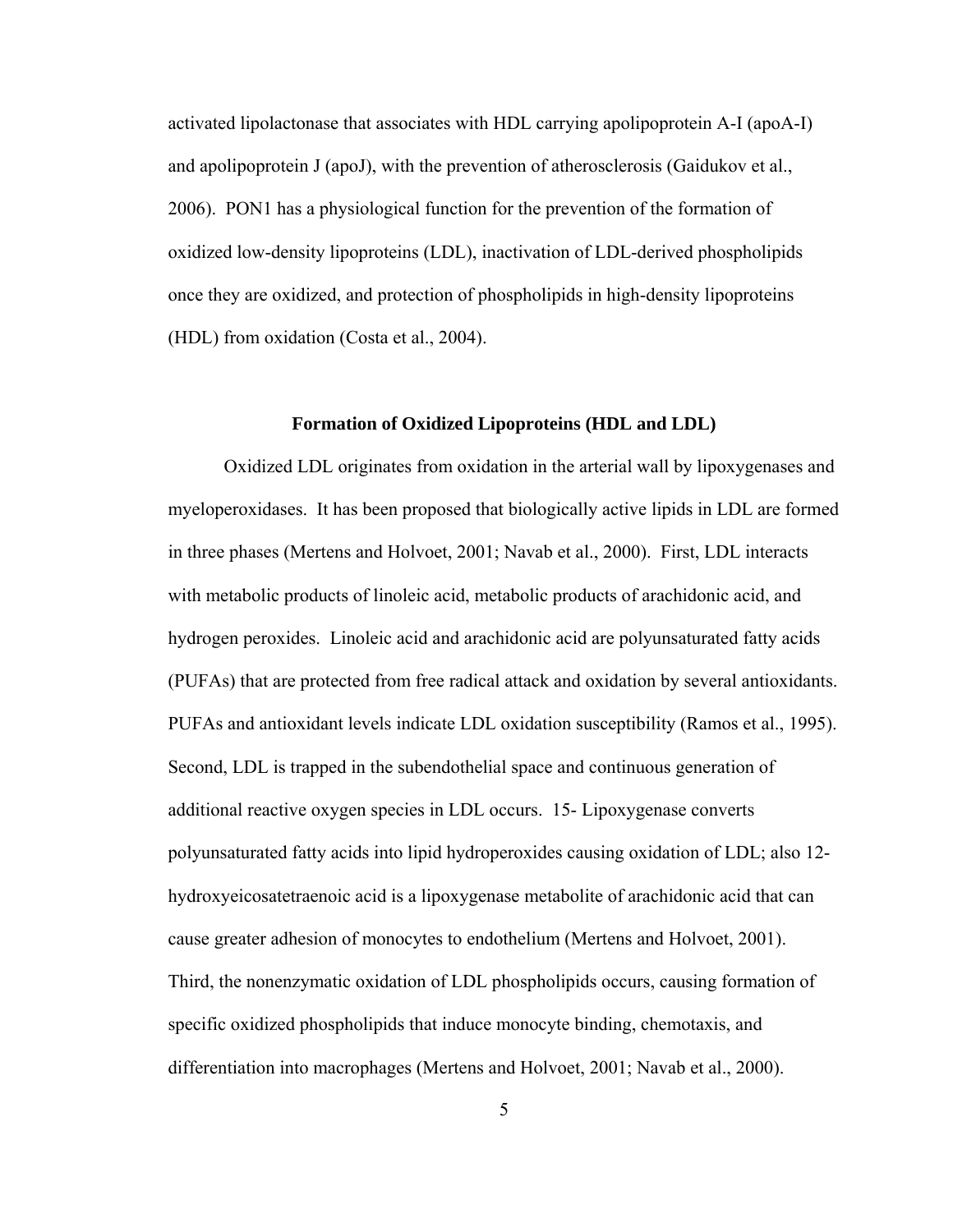activated lipolactonase that associates with HDL carrying apolipoprotein A-I (apoA-I) and apolipoprotein J (apoJ), with the prevention of atherosclerosis (Gaidukov et al., 2006). PON1 has a physiological function for the prevention of the formation of oxidized low-density lipoproteins (LDL), inactivation of LDL-derived phospholipids once they are oxidized, and protection of phospholipids in high-density lipoproteins (HDL) from oxidation (Costa et al., 2004).

### Formation of Oxidized Lipoproteins (HDL and LDL)

Oxidized LDL originates from oxidation in the arterial wall by lipoxygenases and myeloperoxidases. It has been proposed that biologically active lipids in LDL are formed in three phases (Mertens and Holvoet, 2001; Navab et al., 2000). First, LDL interacts with metabolic products of linoleic acid, metabolic products of arachidonic acid, and hydrogen peroxides. Linoleic acid and arachidonic acid are polyunsaturated fatty acids (PUFAs) that are protected from free radical attack and oxidation by several antioxidants. PUFAs and antioxidant levels indicate LDL oxidation susceptibility (Ramos et al., 1995). Second, LDL is trapped in the subendothelial space and continuous generation of additional reactive oxygen species in LDL occurs. 15- Lipoxygenase converts polyunsaturated fatty acids into lipid hydroperoxides causing oxidation of LDL; also 12-hydroxyeicosatetraenoic acid is a lipoxygenase metabolite of arachidonic acid that can cause greater adhesion of monocytes to endothelium (Mertens and Holvoet, 2001). Third, the nonenzymatic oxidation of LDL phospholipids occurs, causing formation of specific oxidized phospholipids that induce monocyte binding, chemotaxis, and differentiation into macrophages (Mertens and Holvoet, 2001; Navab et al., 2000).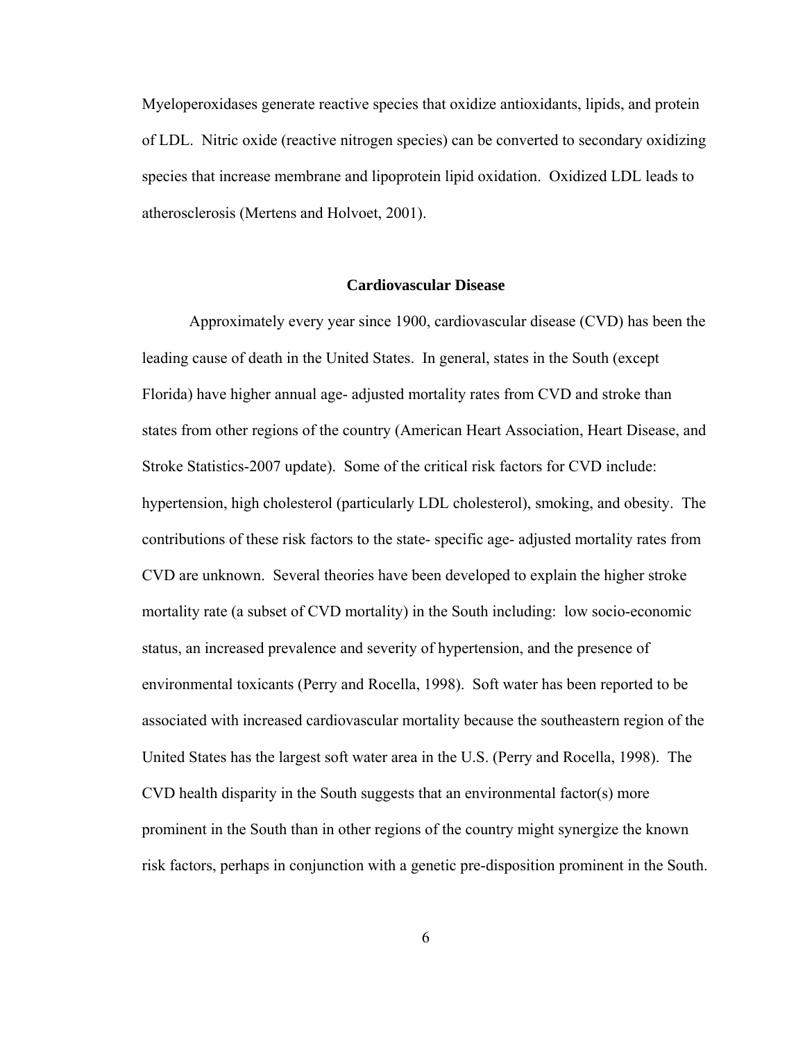Myeloperoxidases generate reactive species that oxidize antioxidants, lipids, and protein of LDL. Nitric oxide (reactive nitrogen species) can be converted to secondary oxidizing species that increase membrane and lipoprotein lipid oxidation. Oxidized LDL leads to atherosclerosis (Mertens and Holvoet, 2001).

## Cardiovascular Disease

Approximately every year since 1900, cardiovascular disease (CVD) has been the leading cause of death in the United States. In general, states in the South (except Florida) have higher annual age- adjusted mortality rates from CVD and stroke than states from other regions of the country (American Heart Association, Heart Disease, and Stroke Statistics-2007 update). Some of the critical risk factors for CVD include: hypertension, high cholesterol (particularly LDL cholesterol), smoking, and obesity. The contributions of these risk factors to the state- specific age- adjusted mortality rates from CVD are unknown. Several theories have been developed to explain the higher stroke mortality rate (a subset of CVD mortality) in the South including: low socio-economic status, an increased prevalence and severity of hypertension, and the presence of environmental toxicants (Perry and Rocella, 1998). Soft water has been reported to be associated with increased cardiovascular mortality because the southeastern region of the United States has the largest soft water area in the U.S. (Perry and Rocella, 1998). The CVD health disparity in the South suggests that an environmental factor(s) more prominent in the South than in other regions of the country might synergize the known risk factors, perhaps in conjunction with a genetic pre-disposition prominent in the South.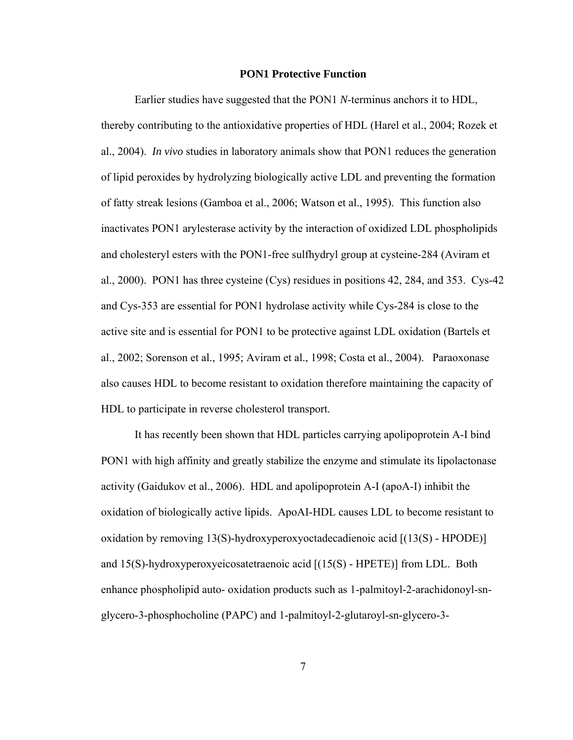## PON1 Protective Function

Earlier studies have suggested that the PON1 *N*-terminus anchors it to HDL, thereby contributing to the antioxidative properties of HDL (Harel et al., 2004; Rozek et al., 2004). *In vivo* studies in laboratory animals show that PON1 reduces the generation of lipid peroxides by hydrolyzing biologically active LDL and preventing the formation of fatty streak lesions (Gamboa et al., 2006; Watson et al., 1995). This function also inactivates PON1 arylesterase activity by the interaction of oxidized LDL phospholipids and cholesteryl esters with the PON1-free sulfhydryl group at cysteine-284 (Aviram et al., 2000). PON1 has three cysteine (Cys) residues in positions 42, 284, and 353. Cys-42 and Cys-353 are essential for PON1 hydrolase activity while Cys-284 is close to the active site and is essential for PON1 to be protective against LDL oxidation (Bartels et al., 2002; Sorenson et al., 1995; Aviram et al., 1998; Costa et al., 2004). Paraoxonase also causes HDL to become resistant to oxidation therefore maintaining the capacity of HDL to participate in reverse cholesterol transport.

It has recently been shown that HDL particles carrying apolipoprotein A-I bind PON1 with high affinity and greatly stabilize the enzyme and stimulate its lipolactonase activity (Gaidukov et al., 2006). HDL and apolipoprotein A-I (apoA-I) inhibit the oxidation of biologically active lipids. ApoAI-HDL causes LDL to become resistant to oxidation by removing 13(S)-hydroxyperoxyoctadecadienoic acid [(13(S) - HPODE)] and 15(S)-hydroxyperoxyeicosatetraenoic acid [(15(S) - HPETE)] from LDL. Both enhance phospholipid auto- oxidation products such as 1-palmitoyl-2-arachidonoyl-sn-glycero-3-phosphocholine (PAPC) and 1-palmitoyl-2-glutaroyl-sn-glycero-3-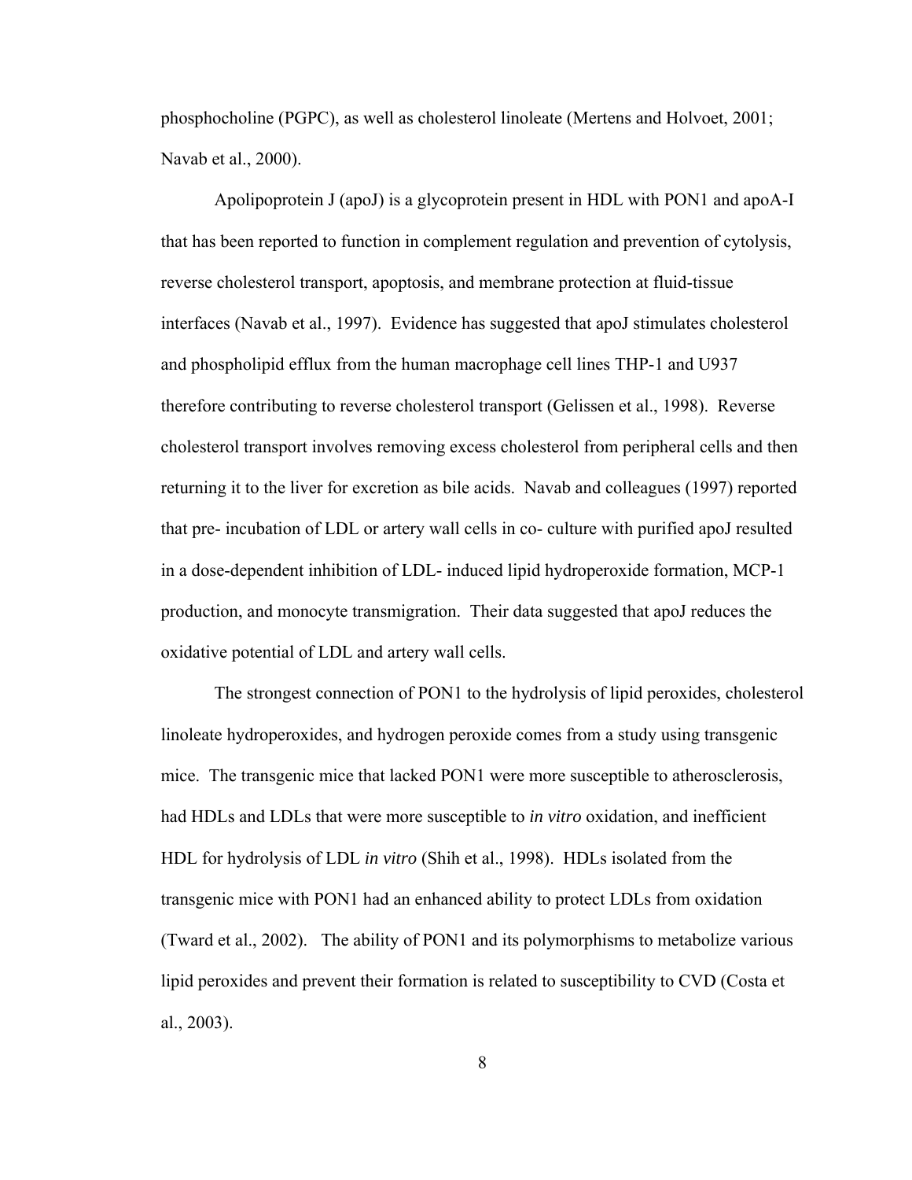phosphocholine (PGPC), as well as cholesterol linoleate (Mertens and Holvoet, 2001; Navab et al., 2000).

Apolipoprotein J (apoJ) is a glycoprotein present in HDL with PON1 and apoA-I that has been reported to function in complement regulation and prevention of cytolysis, reverse cholesterol transport, apoptosis, and membrane protection at fluid-tissue interfaces (Navab et al., 1997). Evidence has suggested that apoJ stimulates cholesterol and phospholipid efflux from the human macrophage cell lines THP-1 and U937 therefore contributing to reverse cholesterol transport (Gelissen et al., 1998). Reverse cholesterol transport involves removing excess cholesterol from peripheral cells and then returning it to the liver for excretion as bile acids. Navab and colleagues (1997) reported that pre- incubation of LDL or artery wall cells in co- culture with purified apoJ resulted in a dose-dependent inhibition of LDL- induced lipid hydroperoxide formation, MCP-1 production, and monocyte transmigration. Their data suggested that apoJ reduces the oxidative potential of LDL and artery wall cells.

The strongest connection of PON1 to the hydrolysis of lipid peroxides, cholesterol linoleate hydroperoxides, and hydrogen peroxide comes from a study using transgenic mice. The transgenic mice that lacked PON1 were more susceptible to atherosclerosis, had HDLs and LDLs that were more susceptible to *in vitro* oxidation, and inefficient HDL for hydrolysis of LDL *in vitro* (Shih et al., 1998). HDLs isolated from the transgenic mice with PON1 had an enhanced ability to protect LDLs from oxidation (Tward et al., 2002). The ability of PON1 and its polymorphisms to metabolize various lipid peroxides and prevent their formation is related to susceptibility to CVD (Costa et al., 2003).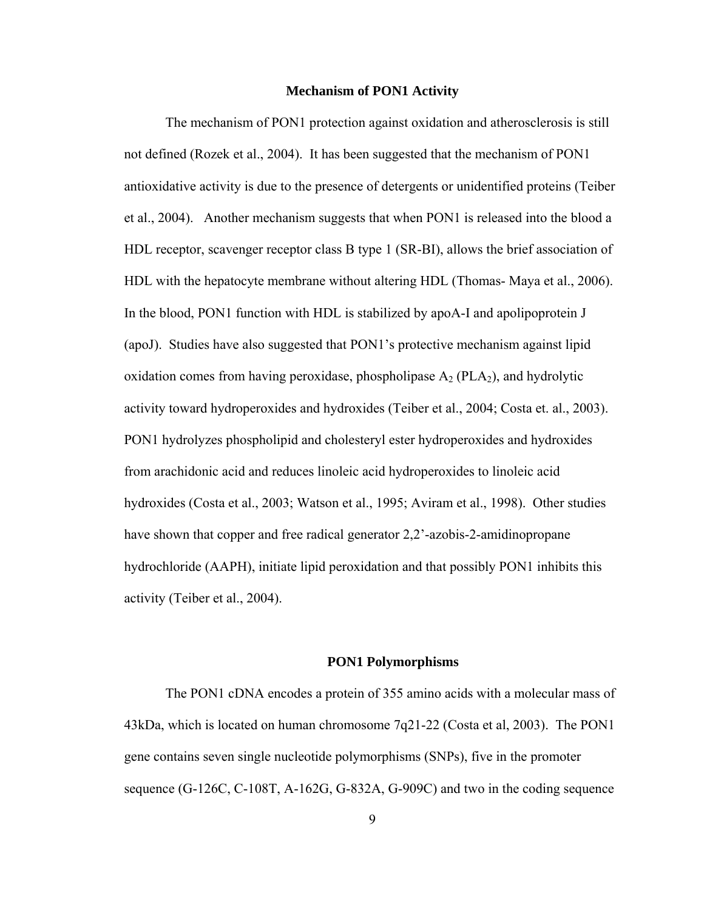## Mechanism of PON1 Activity

The mechanism of PON1 protection against oxidation and atherosclerosis is still not defined (Rozek et al., 2004). It has been suggested that the mechanism of PON1 antioxidative activity is due to the presence of detergents or unidentified proteins (Teiber et al., 2004). Another mechanism suggests that when PON1 is released into the blood a HDL receptor, scavenger receptor class B type 1 (SR-BI), allows the brief association of HDL with the hepatocyte membrane without altering HDL (Thomas- Maya et al., 2006). In the blood, PON1 function with HDL is stabilized by apoA-I and apolipoprotein J (apoJ). Studies have also suggested that PON1's protective mechanism against lipid oxidation comes from having peroxidase, phospholipase $A_2$ ($PLA_2$), and hydrolytic activity toward hydroperoxides and hydroxides (Teiber et al., 2004; Costa et. al., 2003). PON1 hydrolyzes phospholipid and cholesteryl ester hydroperoxides and hydroxides from arachidonic acid and reduces linoleic acid hydroperoxides to linoleic acid hydroxides (Costa et al., 2003; Watson et al., 1995; Aviram et al., 1998). Other studies have shown that copper and free radical generator 2,2'-azobis-2-amidinopropane hydrochloride (AAPH), initiate lipid peroxidation and that possibly PON1 inhibits this activity (Teiber et al., 2004).

## PON1 Polymorphisms

The PON1 cDNA encodes a protein of 355 amino acids with a molecular mass of 43kDa, which is located on human chromosome 7q21-22 (Costa et al, 2003). The PON1 gene contains seven single nucleotide polymorphisms (SNPs), five in the promoter sequence (G-126C, C-108T, A-162G, G-832A, G-909C) and two in the coding sequence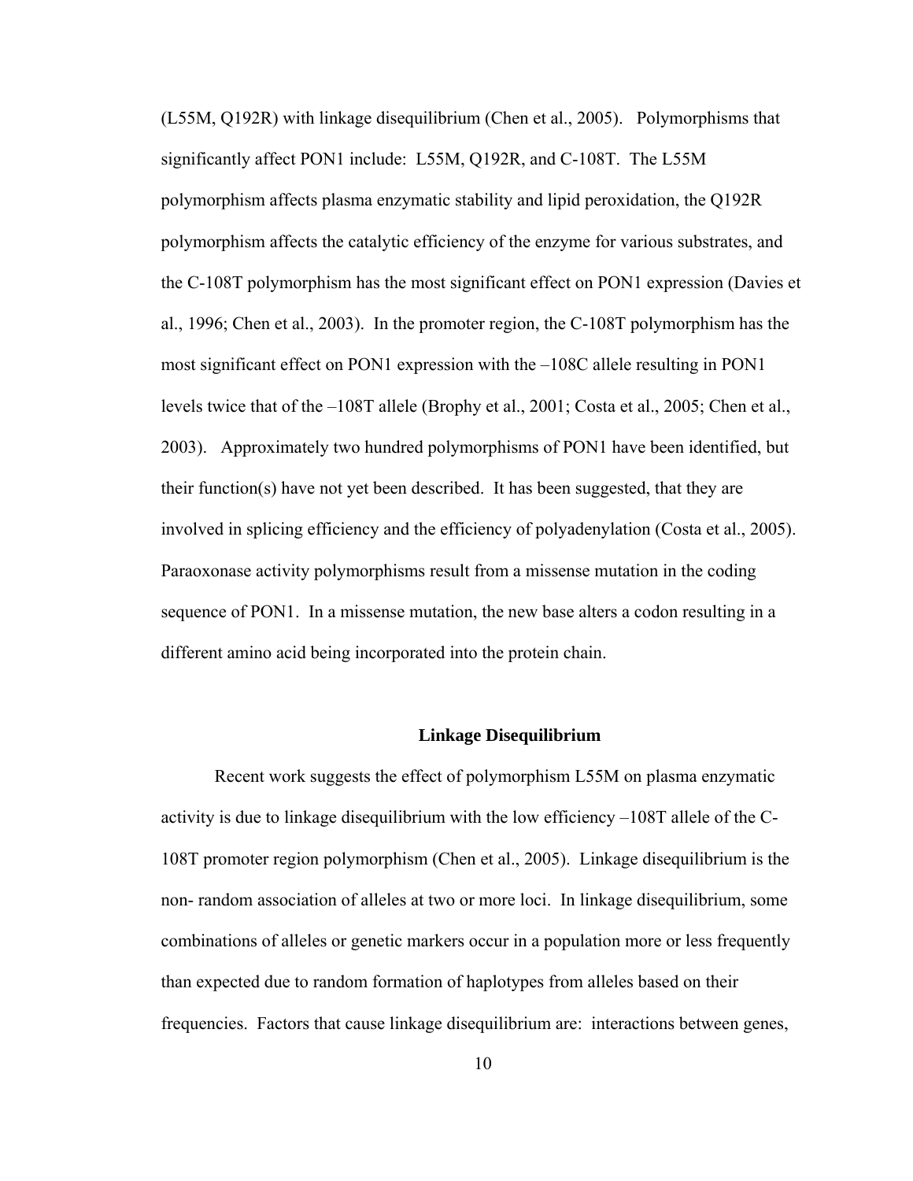(L55M, Q192R) with linkage disequilibrium (Chen et al., 2005). Polymorphisms that significantly affect PON1 include: L55M, Q192R, and C-108T. The L55M polymorphism affects plasma enzymatic stability and lipid peroxidation, the Q192R polymorphism affects the catalytic efficiency of the enzyme for various substrates, and the C-108T polymorphism has the most significant effect on PON1 expression (Davies et al., 1996; Chen et al., 2003). In the promoter region, the C-108T polymorphism has the most significant effect on PON1 expression with the –108C allele resulting in PON1 levels twice that of the –108T allele (Brophy et al., 2001; Costa et al., 2005; Chen et al., 2003). Approximately two hundred polymorphisms of PON1 have been identified, but their function(s) have not yet been described. It has been suggested, that they are involved in splicing efficiency and the efficiency of polyadenylation (Costa et al., 2005). Paraoxonase activity polymorphisms result from a missense mutation in the coding sequence of PON1. In a missense mutation, the new base alters a codon resulting in a different amino acid being incorporated into the protein chain.

## Linkage Disequilibrium

Recent work suggests the effect of polymorphism L55M on plasma enzymatic activity is due to linkage disequilibrium with the low efficiency –108T allele of the C-108T promoter region polymorphism (Chen et al., 2005). Linkage disequilibrium is the non- random association of alleles at two or more loci. In linkage disequilibrium, some combinations of alleles or genetic markers occur in a population more or less frequently than expected due to random formation of haplotypes from alleles based on their frequencies. Factors that cause linkage disequilibrium are: interactions between genes,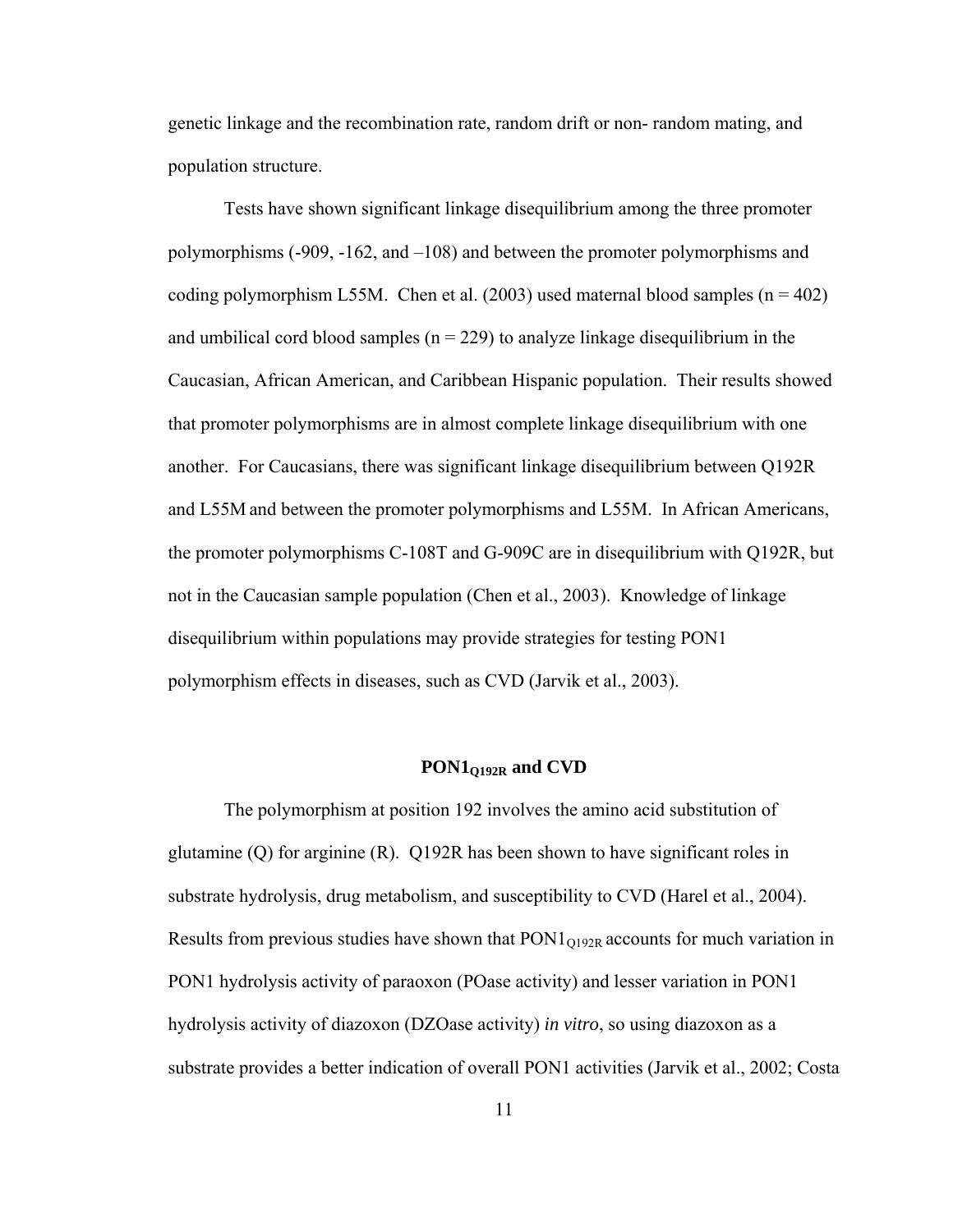genetic linkage and the recombination rate, random drift or non- random mating, and population structure.

Tests have shown significant linkage disequilibrium among the three promoter polymorphisms (-909, -162, and –108) and between the promoter polymorphisms and coding polymorphism L55M. Chen et al. (2003) used maternal blood samples (n = 402) and umbilical cord blood samples (n = 229) to analyze linkage disequilibrium in the Caucasian, African American, and Caribbean Hispanic population. Their results showed that promoter polymorphisms are in almost complete linkage disequilibrium with one another. For Caucasians, there was significant linkage disequilibrium between Q192R and L55M and between the promoter polymorphisms and L55M. In African Americans, the promoter polymorphisms C-108T and G-909C are in disequilibrium with Q192R, but not in the Caucasian sample population (Chen et al., 2003). Knowledge of linkage disequilibrium within populations may provide strategies for testing PON1 polymorphism effects in diseases, such as CVD (Jarvik et al., 2003).

## $\mathbf{PON1_{Q192R}}$ and CVD

The polymorphism at position 192 involves the amino acid substitution of glutamine (Q) for arginine (R). Q192R has been shown to have significant roles in substrate hydrolysis, drug metabolism, and susceptibility to CVD (Harel et al., 2004). Results from previous studies have shown that $PON1_{Q192R}$ accounts for much variation in PON1 hydrolysis activity of paraoxon (POase activity) and lesser variation in PON1 hydrolysis activity of diazoxon (DZOase activity) *in vitro*, so using diazoxon as a substrate provides a better indication of overall PON1 activities (Jarvik et al., 2002; Costa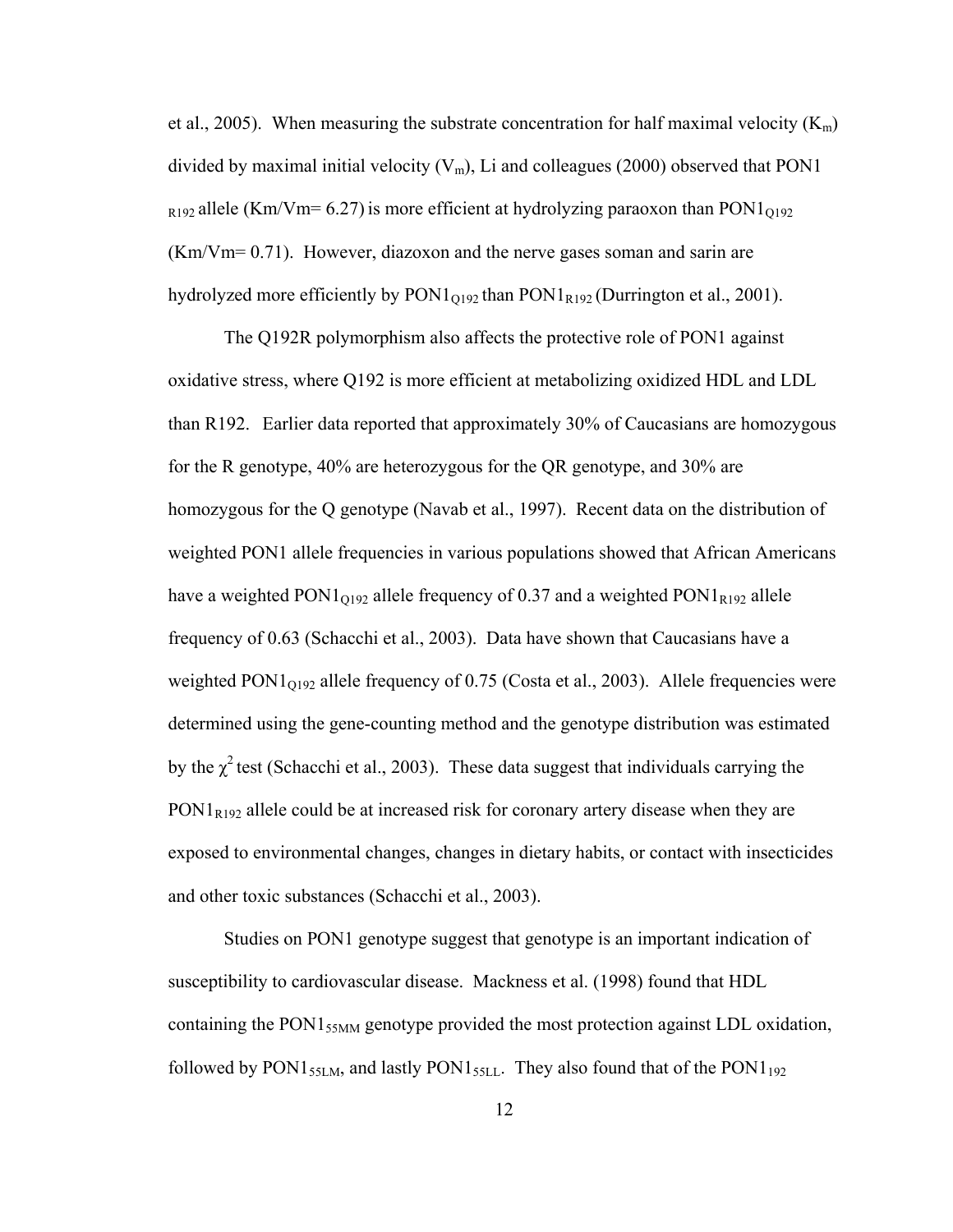et al., 2005). When measuring the substrate concentration for half maximal velocity ($K_m$) divided by maximal initial velocity ($V_m$), Li and colleagues (2000) observed that PON1 $_{R192}$ allele (Km/Vm= 6.27) is more efficient at hydrolyzing paraoxon than $PON1_{Q192}$ (Km/Vm= 0.71). However, diazoxon and the nerve gases soman and sarin are hydrolyzed more efficiently by $PON1_{Q192}$ than $PON1_{R192}$ (Durrington et al., 2001).

The Q192R polymorphism also affects the protective role of PON1 against oxidative stress, where Q192 is more efficient at metabolizing oxidized HDL and LDL than R192. Earlier data reported that approximately 30% of Caucasians are homozygous for the R genotype, 40% are heterozygous for the QR genotype, and 30% are homozygous for the Q genotype (Navab et al., 1997). Recent data on the distribution of weighted PON1 allele frequencies in various populations showed that African Americans have a weighted $PON1_{Q192}$ allele frequency of 0.37 and a weighted $PON1_{R192}$ allele frequency of 0.63 (Schacchi et al., 2003). Data have shown that Caucasians have a weighted $PON1_{Q192}$ allele frequency of 0.75 (Costa et al., 2003). Allele frequencies were determined using the gene-counting method and the genotype distribution was estimated by the $\chi^2$ test (Schacchi et al., 2003). These data suggest that individuals carrying the $PON1_{R192}$ allele could be at increased risk for coronary artery disease when they are exposed to environmental changes, changes in dietary habits, or contact with insecticides and other toxic substances (Schacchi et al., 2003).

Studies on PON1 genotype suggest that genotype is an important indication of susceptibility to cardiovascular disease. Mackness et al. (1998) found that HDL containing the $PON1_{55MM}$ genotype provided the most protection against LDL oxidation, followed by $PON1_{55LM}$, and lastly $PON1_{55LL}$. They also found that of the $PON1_{192}$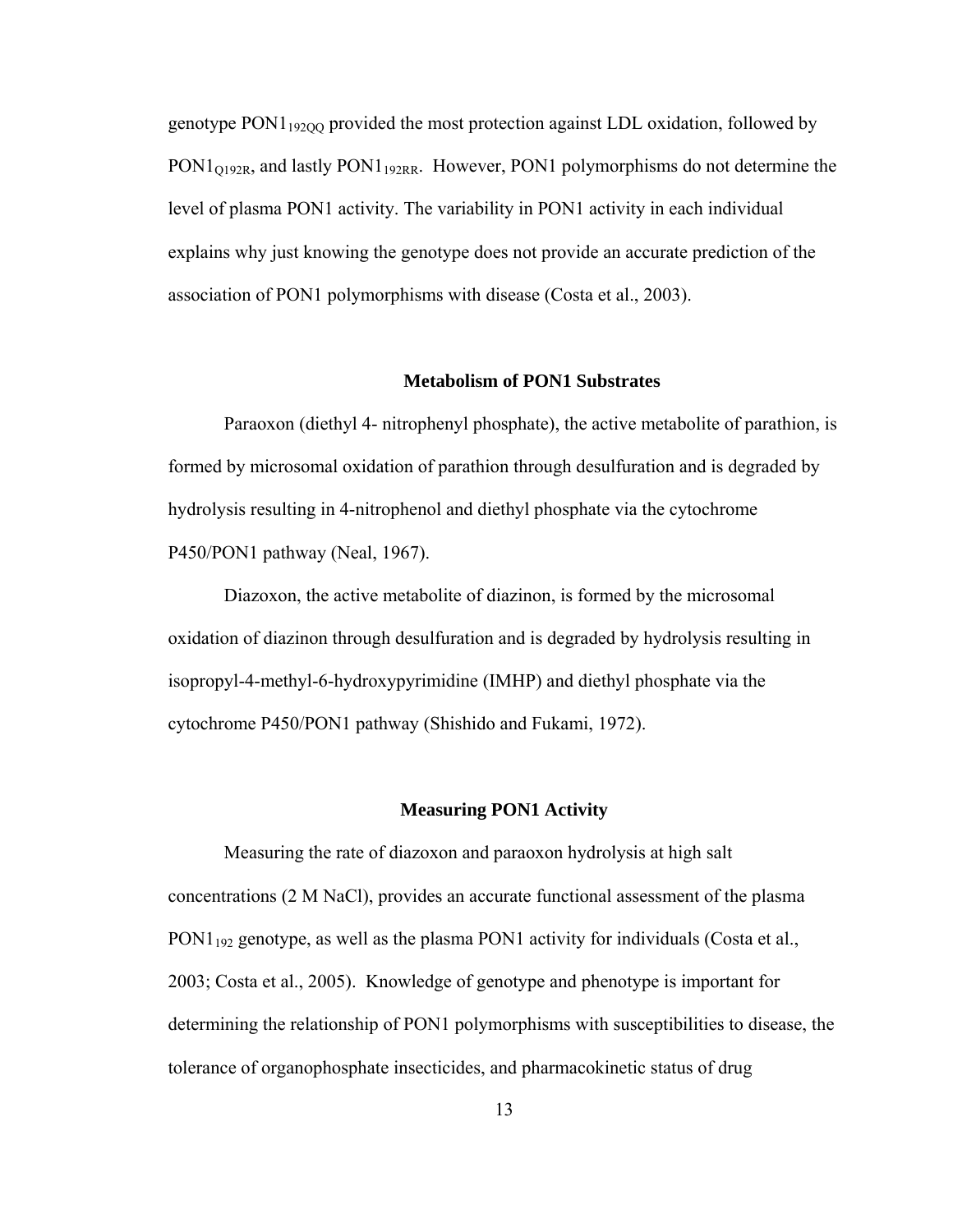genotype $PON1_{192QQ}$ provided the most protection against LDL oxidation, followed by $PON1_{Q192R}$, and lastly $PON1_{192RR}$. However, PON1 polymorphisms do not determine the level of plasma PON1 activity. The variability in PON1 activity in each individual explains why just knowing the genotype does not provide an accurate prediction of the association of PON1 polymorphisms with disease (Costa et al., 2003).

### Metabolism of PON1 Substrates

Paraoxon (diethyl 4- nitrophenyl phosphate), the active metabolite of parathion, is formed by microsomal oxidation of parathion through desulfuration and is degraded by hydrolysis resulting in 4-nitrophenol and diethyl phosphate via the cytochrome P450/PON1 pathway (Neal, 1967).

Diazoxon, the active metabolite of diazinon, is formed by the microsomal oxidation of diazinon through desulfuration and is degraded by hydrolysis resulting in isopropyl-4-methyl-6-hydroxypyrimidine (IMHP) and diethyl phosphate via the cytochrome P450/PON1 pathway (Shishido and Fukami, 1972).

### Measuring PON1 Activity

Measuring the rate of diazoxon and paraoxon hydrolysis at high salt concentrations (2 M NaCl), provides an accurate functional assessment of the plasma $PON1_{192}$ genotype, as well as the plasma PON1 activity for individuals (Costa et al., 2003; Costa et al., 2005). Knowledge of genotype and phenotype is important for determining the relationship of PON1 polymorphisms with susceptibilities to disease, the tolerance of organophosphate insecticides, and pharmacokinetic status of drug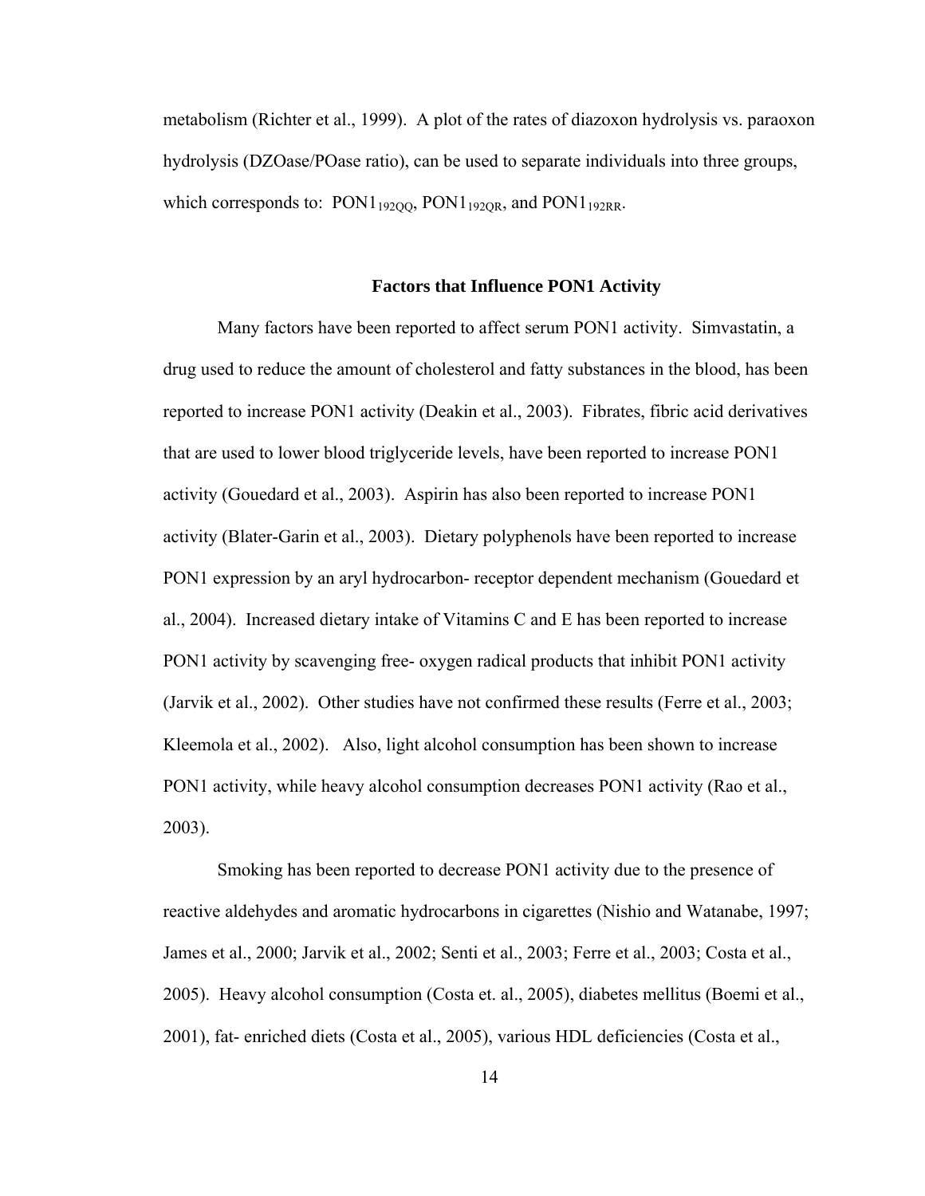metabolism (Richter et al., 1999). A plot of the rates of diazoxon hydrolysis vs. paraoxon hydrolysis (DZOase/POase ratio), can be used to separate individuals into three groups, which corresponds to: $PON1_{192QQ}$, $PON1_{192QR}$, and $PON1_{192RR}$.

## Factors that Influence PON1 Activity

Many factors have been reported to affect serum PON1 activity. Simvastatin, a drug used to reduce the amount of cholesterol and fatty substances in the blood, has been reported to increase PON1 activity (Deakin et al., 2003). Fibrates, fibric acid derivatives that are used to lower blood triglyceride levels, have been reported to increase PON1 activity (Gouedard et al., 2003). Aspirin has also been reported to increase PON1 activity (Blater-Garin et al., 2003). Dietary polyphenols have been reported to increase PON1 expression by an aryl hydrocarbon- receptor dependent mechanism (Gouedard et al., 2004). Increased dietary intake of Vitamins C and E has been reported to increase PON1 activity by scavenging free- oxygen radical products that inhibit PON1 activity (Jarvik et al., 2002). Other studies have not confirmed these results (Ferre et al., 2003; Kleemola et al., 2002). Also, light alcohol consumption has been shown to increase PON1 activity, while heavy alcohol consumption decreases PON1 activity (Rao et al., 2003).

Smoking has been reported to decrease PON1 activity due to the presence of reactive aldehydes and aromatic hydrocarbons in cigarettes (Nishio and Watanabe, 1997; James et al., 2000; Jarvik et al., 2002; Senti et al., 2003; Ferre et al., 2003; Costa et al., 2005). Heavy alcohol consumption (Costa et. al., 2005), diabetes mellitus (Boemi et al., 2001), fat- enriched diets (Costa et al., 2005), various HDL deficiencies (Costa et al.,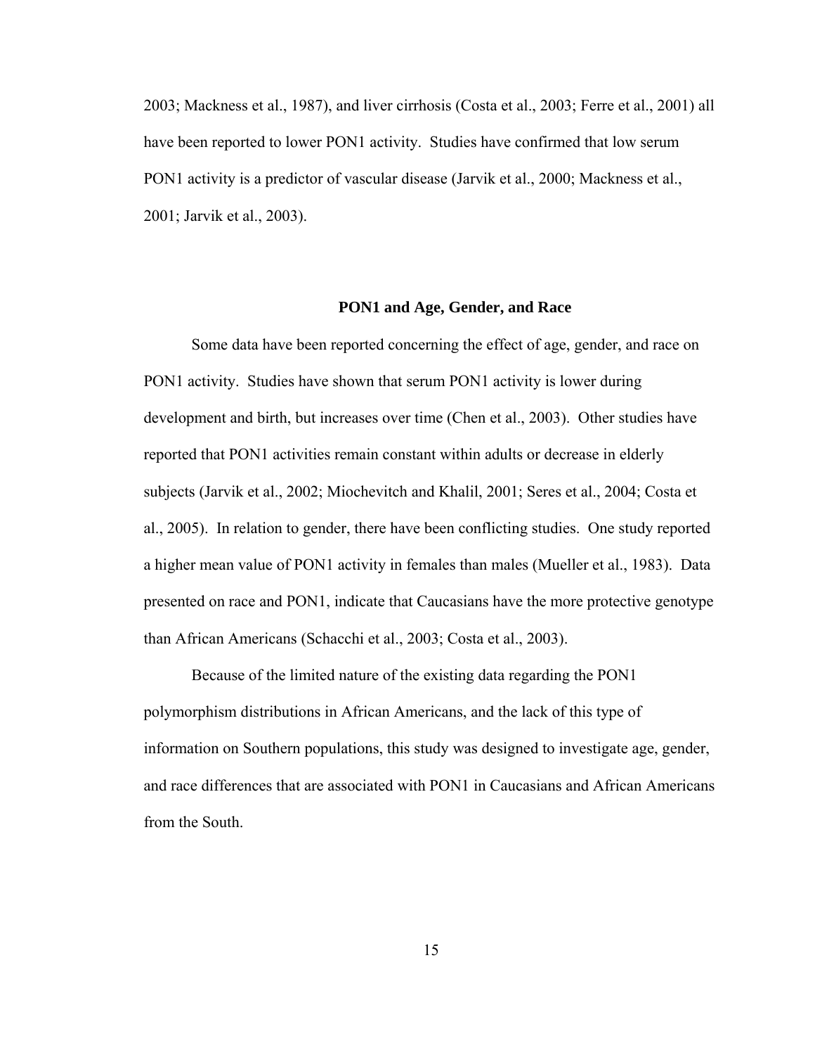2003; Mackness et al., 1987), and liver cirrhosis (Costa et al., 2003; Ferre et al., 2001) all have been reported to lower PON1 activity. Studies have confirmed that low serum PON1 activity is a predictor of vascular disease (Jarvik et al., 2000; Mackness et al., 2001; Jarvik et al., 2003).

## PON1 and Age, Gender, and Race

Some data have been reported concerning the effect of age, gender, and race on PON1 activity. Studies have shown that serum PON1 activity is lower during development and birth, but increases over time (Chen et al., 2003). Other studies have reported that PON1 activities remain constant within adults or decrease in elderly subjects (Jarvik et al., 2002; Miochevitch and Khalil, 2001; Seres et al., 2004; Costa et al., 2005). In relation to gender, there have been conflicting studies. One study reported a higher mean value of PON1 activity in females than males (Mueller et al., 1983). Data presented on race and PON1, indicate that Caucasians have the more protective genotype than African Americans (Schacchi et al., 2003; Costa et al., 2003).

Because of the limited nature of the existing data regarding the PON1 polymorphism distributions in African Americans, and the lack of this type of information on Southern populations, this study was designed to investigate age, gender, and race differences that are associated with PON1 in Caucasians and African Americans from the South.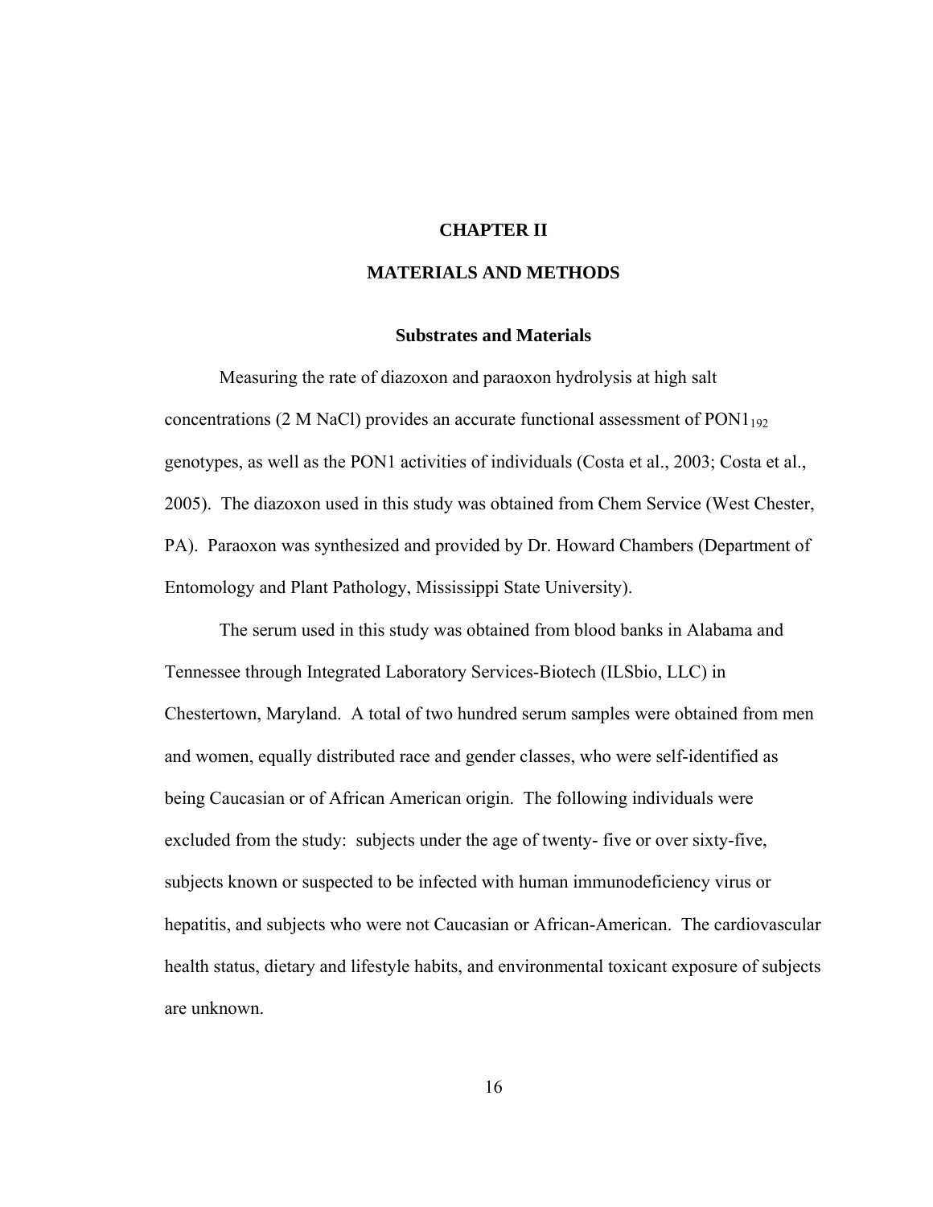# CHAPTER II

# MATERIALS AND METHODS

### Substrates and Materials

Measuring the rate of diazoxon and paraoxon hydrolysis at high salt concentrations (2 M NaCl) provides an accurate functional assessment of $PON1_{192}$ genotypes, as well as the PON1 activities of individuals (Costa et al., 2003; Costa et al., 2005). The diazoxon used in this study was obtained from Chem Service (West Chester, PA). Paraoxon was synthesized and provided by Dr. Howard Chambers (Department of Entomology and Plant Pathology, Mississippi State University).

The serum used in this study was obtained from blood banks in Alabama and Tennessee through Integrated Laboratory Services-Biotech (ILSbio, LLC) in Chestertown, Maryland. A total of two hundred serum samples were obtained from men and women, equally distributed race and gender classes, who were self-identified as being Caucasian or of African American origin. The following individuals were excluded from the study: subjects under the age of twenty- five or over sixty-five, subjects known or suspected to be infected with human immunodeficiency virus or hepatitis, and subjects who were not Caucasian or African-American. The cardiovascular health status, dietary and lifestyle habits, and environmental toxicant exposure of subjects are unknown.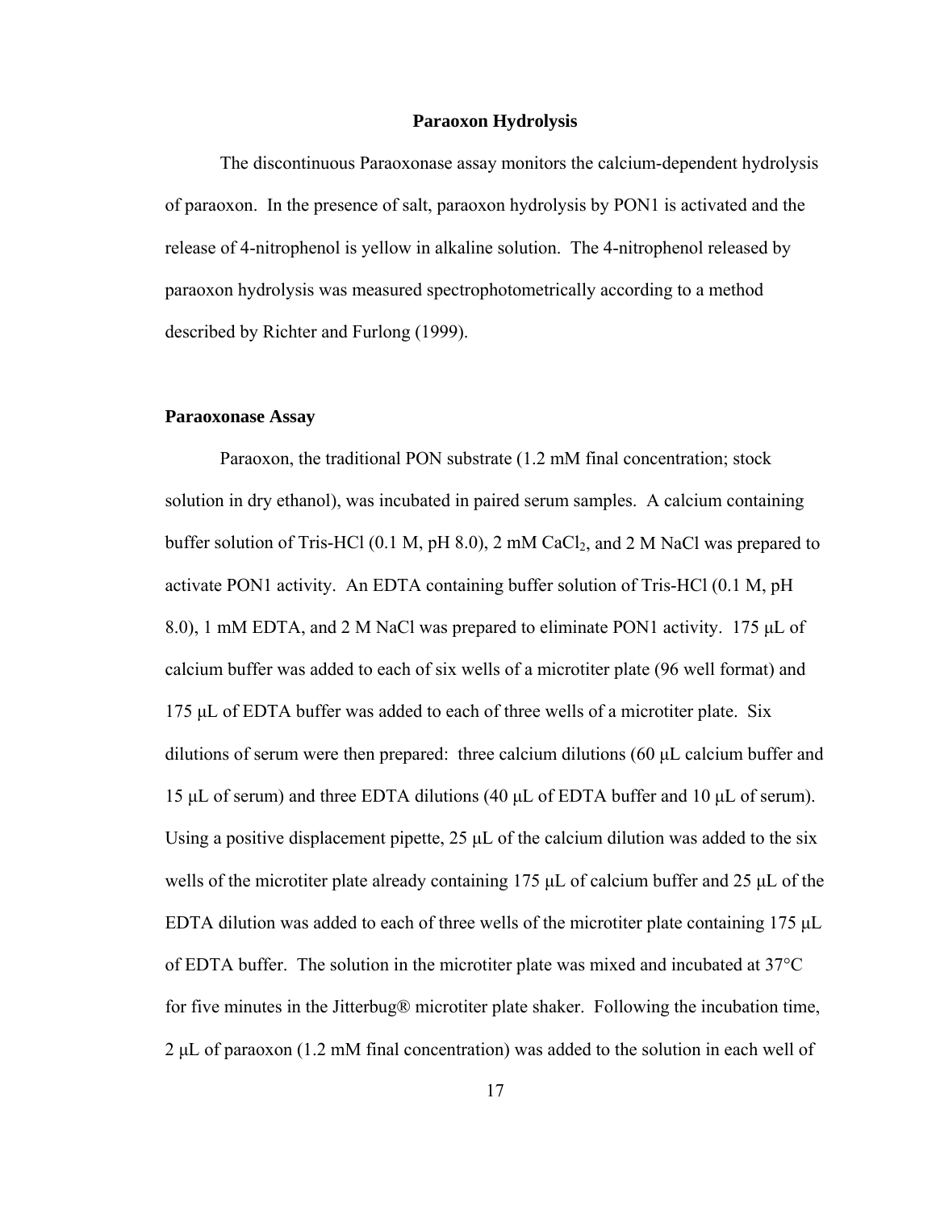## Paraoxon Hydrolysis

The discontinuous Paraoxonase assay monitors the calcium-dependent hydrolysis of paraoxon. In the presence of salt, paraoxon hydrolysis by PON1 is activated and the release of 4-nitrophenol is yellow in alkaline solution. The 4-nitrophenol released by paraoxon hydrolysis was measured spectrophotometrically according to a method described by Richter and Furlong (1999).

### Paraoxonase Assay

Paraoxon, the traditional PON substrate (1.2 mM final concentration; stock solution in dry ethanol), was incubated in paired serum samples. A calcium containing buffer solution of Tris-HCl (0.1 M, pH 8.0), 2 mM $CaCl_2$, and 2 M NaCl was prepared to activate PON1 activity. An EDTA containing buffer solution of Tris-HCl (0.1 M, pH 8.0), 1 mM EDTA, and 2 M NaCl was prepared to eliminate PON1 activity. 175 μL of calcium buffer was added to each of six wells of a microtiter plate (96 well format) and 175 μL of EDTA buffer was added to each of three wells of a microtiter plate. Six dilutions of serum were then prepared: three calcium dilutions (60 μL calcium buffer and 15 μL of serum) and three EDTA dilutions (40 μL of EDTA buffer and 10 μL of serum). Using a positive displacement pipette, 25 μL of the calcium dilution was added to the six wells of the microtiter plate already containing 175 μL of calcium buffer and 25 μL of the EDTA dilution was added to each of three wells of the microtiter plate containing 175 μL of EDTA buffer. The solution in the microtiter plate was mixed and incubated at 37°C for five minutes in the Jitterbug® microtiter plate shaker. Following the incubation time, 2 μL of paraoxon (1.2 mM final concentration) was added to the solution in each well of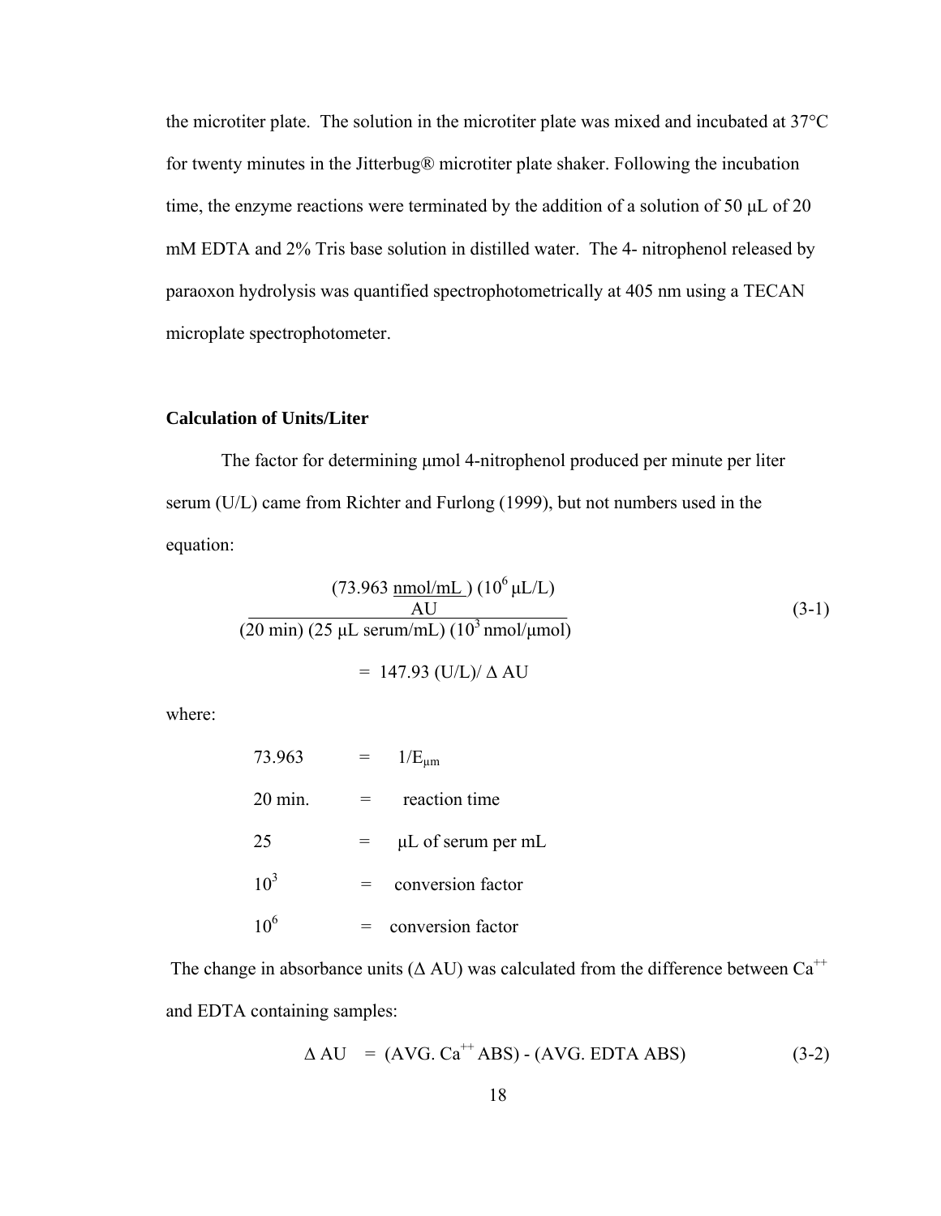the microtiter plate. The solution in the microtiter plate was mixed and incubated at 37°C for twenty minutes in the Jitterbug® microtiter plate shaker. Following the incubation time, the enzyme reactions were terminated by the addition of a solution of 50 μL of 20 mM EDTA and 2% Tris base solution in distilled water. The 4- nitrophenol released by paraoxon hydrolysis was quantified spectrophotometrically at 405 nm using a TECAN microplate spectrophotometer.

**Calculation of Units/Liter**

The factor for determining μmol 4-nitrophenol produced per minute per liter serum (U/L) came from Richter and Furlong (1999), but not numbers used in the equation:

$$\frac{\dfrac{(73.963\ \underline{\text{nmol/mL}})\ (10^{6}\ \mu\text{L/L})}{\text{AU}}}{(20\ \text{min})\ (25\ \mu\text{L serum/mL})\ (10^{3}\ \text{nmol}/\mu\text{mol})} \tag{3-1}$$

$$= 147.93\ (\text{U/L})/\ \Delta\ \text{AU}$$

where:

73.963 = $1/E_{\mu m}$

20 min. = reaction time

25 = μL of serum per mL

$10^3$ = conversion factor

$10^6$ = conversion factor

The change in absorbance units (Δ AU) was calculated from the difference between $Ca^{++}$ and EDTA containing samples:

$$\Delta\ \text{AU} = (\text{AVG. Ca}^{++}\ \text{ABS}) - (\text{AVG. EDTA ABS}) \tag{3-2}$$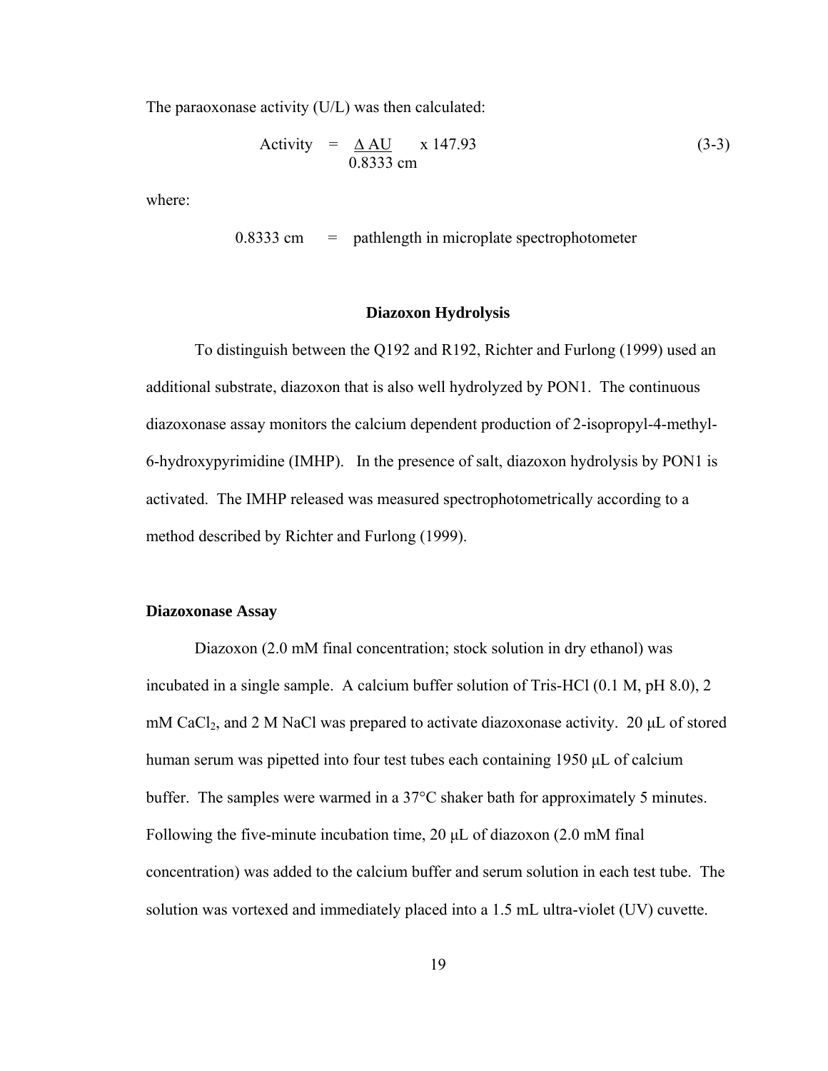The paraoxonase activity (U/L) was then calculated:

$$\text{Activity} = \frac{\Delta \text{AU}}{0.8333 \text{ cm}} \times 147.93 \tag{3-3}$$

where:

0.8333 cm = pathlength in microplate spectrophotometer

## Diazoxon Hydrolysis

To distinguish between the Q192 and R192, Richter and Furlong (1999) used an additional substrate, diazoxon that is also well hydrolyzed by PON1. The continuous diazoxonase assay monitors the calcium dependent production of 2-isopropyl-4-methyl-6-hydroxypyrimidine (IMHP). In the presence of salt, diazoxon hydrolysis by PON1 is activated. The IMHP released was measured spectrophotometrically according to a method described by Richter and Furlong (1999).

### Diazoxonase Assay

Diazoxon (2.0 mM final concentration; stock solution in dry ethanol) was incubated in a single sample. A calcium buffer solution of Tris-HCl (0.1 M, pH 8.0), 2 mM $CaCl_2$, and 2 M NaCl was prepared to activate diazoxonase activity. 20 μL of stored human serum was pipetted into four test tubes each containing 1950 μL of calcium buffer. The samples were warmed in a 37°C shaker bath for approximately 5 minutes. Following the five-minute incubation time, 20 μL of diazoxon (2.0 mM final concentration) was added to the calcium buffer and serum solution in each test tube. The solution was vortexed and immediately placed into a 1.5 mL ultra-violet (UV) cuvette.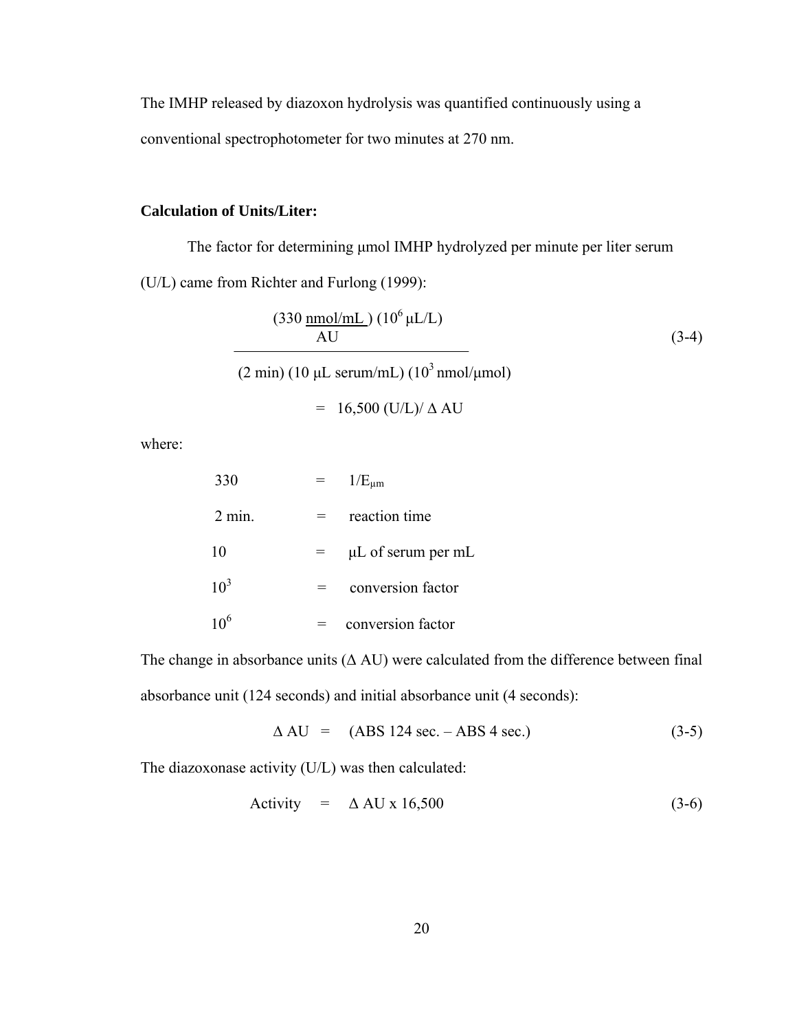The IMHP released by diazoxon hydrolysis was quantified continuously using a conventional spectrophotometer for two minutes at 270 nm.

**Calculation of Units/Liter:**

The factor for determining μmol IMHP hydrolyzed per minute per liter serum (U/L) came from Richter and Furlong (1999):

$$\frac{(330\ \frac{\text{nmol/mL}}{\text{AU}})\ (10^6\ \mu\text{L/L})}{(2\ \text{min})\ (10\ \mu\text{L serum/mL})\ (10^3\ \text{nmol}/\mu\text{mol})} = 16{,}500\ (\text{U/L})/\ \Delta\ \text{AU} \tag{3-4}$$

where:

| | | |
|---|---|---|
| 330 | = | $1/E_{\mu m}$ |
| 2 min. | = | reaction time |
| 10 | = | μL of serum per mL |
| $10^3$ | = | conversion factor |
| $10^6$ | = | conversion factor |

The change in absorbance units (Δ AU) were calculated from the difference between final absorbance unit (124 seconds) and initial absorbance unit (4 seconds):

$$\Delta\ \text{AU} = (\text{ABS 124 sec.} - \text{ABS 4 sec.}) \tag{3-5}$$

The diazoxonase activity (U/L) was then calculated:

$$\text{Activity} = \Delta\ \text{AU} \times 16{,}500 \tag{3-6}$$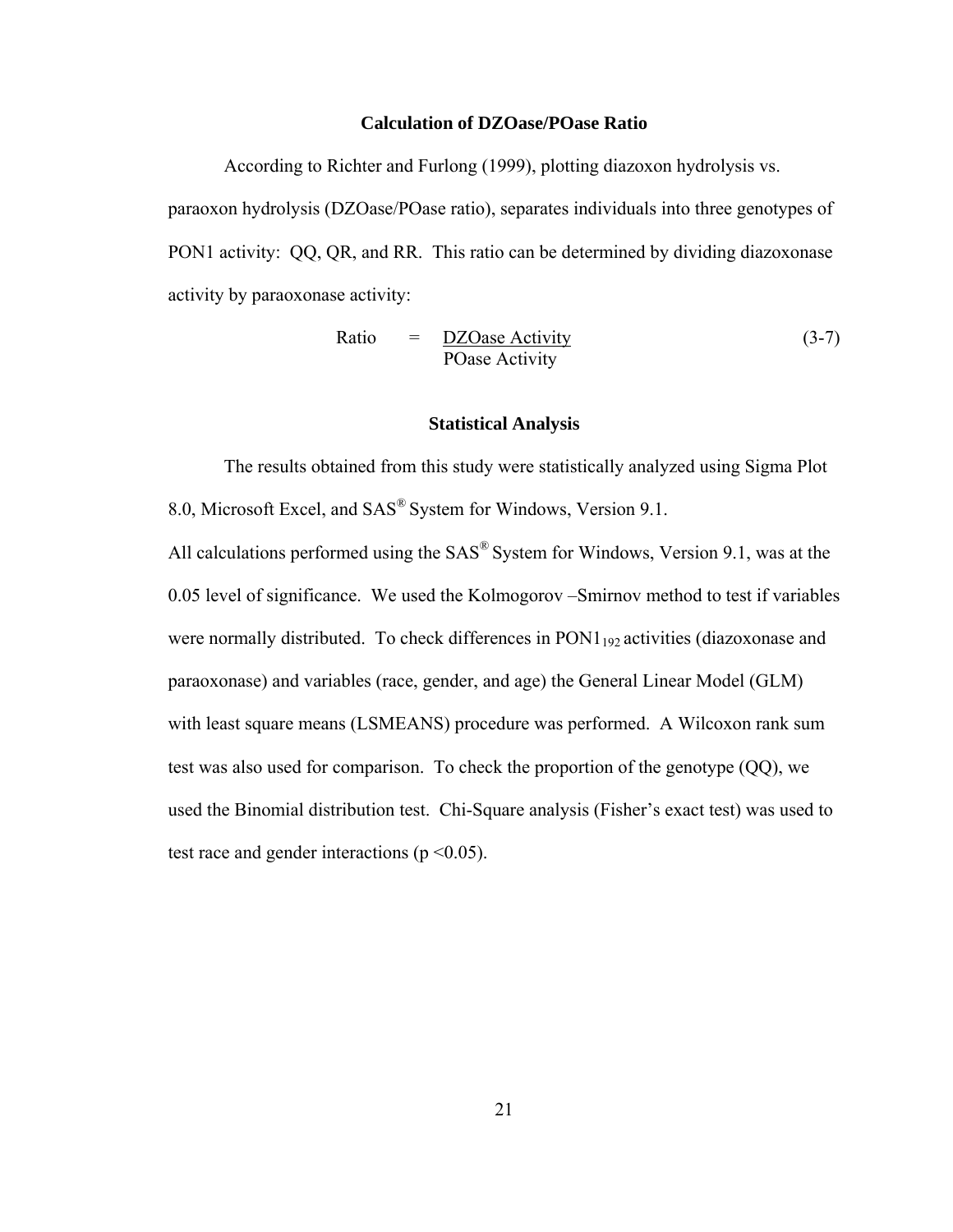### Calculation of DZOase/POase Ratio

According to Richter and Furlong (1999), plotting diazoxon hydrolysis vs. paraoxon hydrolysis (DZOase/POase ratio), separates individuals into three genotypes of PON1 activity: QQ, QR, and RR. This ratio can be determined by dividing diazoxonase activity by paraoxonase activity:

$$\text{Ratio} = \frac{\text{DZOase Activity}}{\text{POase Activity}} \tag{3-7}$$

### Statistical Analysis

The results obtained from this study were statistically analyzed using Sigma Plot 8.0, Microsoft Excel, and SAS® System for Windows, Version 9.1.

All calculations performed using the SAS® System for Windows, Version 9.1, was at the 0.05 level of significance. We used the Kolmogorov –Smirnov method to test if variables were normally distributed. To check differences in $PON1_{192}$ activities (diazoxonase and paraoxonase) and variables (race, gender, and age) the General Linear Model (GLM) with least square means (LSMEANS) procedure was performed. A Wilcoxon rank sum test was also used for comparison. To check the proportion of the genotype (QQ), we used the Binomial distribution test. Chi-Square analysis (Fisher's exact test) was used to test race and gender interactions ($p < 0.05$).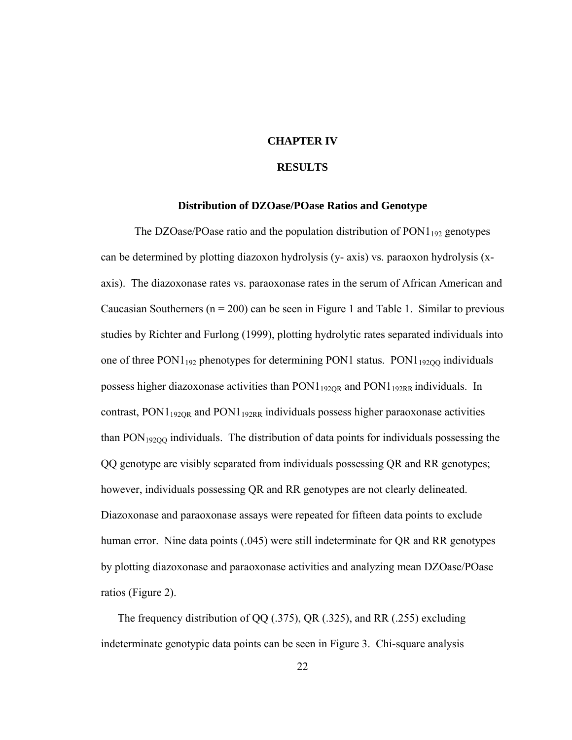# CHAPTER IV

# RESULTS

### Distribution of DZOase/POase Ratios and Genotype

The DZOase/POase ratio and the population distribution of $PON1_{192}$ genotypes can be determined by plotting diazoxon hydrolysis (y- axis) vs. paraoxon hydrolysis (x-axis). The diazoxonase rates vs. paraoxonase rates in the serum of African American and Caucasian Southerners (n = 200) can be seen in Figure 1 and Table 1. Similar to previous studies by Richter and Furlong (1999), plotting hydrolytic rates separated individuals into one of three $PON1_{192}$ phenotypes for determining PON1 status. $PON1_{192QQ}$ individuals possess higher diazoxonase activities than $PON1_{192QR}$ and $PON1_{192RR}$ individuals. In contrast, $PON1_{192QR}$ and $PON1_{192RR}$ individuals possess higher paraoxonase activities than $PON_{192QQ}$ individuals. The distribution of data points for individuals possessing the QQ genotype are visibly separated from individuals possessing QR and RR genotypes; however, individuals possessing QR and RR genotypes are not clearly delineated. Diazoxonase and paraoxonase assays were repeated for fifteen data points to exclude human error. Nine data points (.045) were still indeterminate for QR and RR genotypes by plotting diazoxonase and paraoxonase activities and analyzing mean DZOase/POase ratios (Figure 2).

The frequency distribution of QQ (.375), QR (.325), and RR (.255) excluding indeterminate genotypic data points can be seen in Figure 3. Chi-square analysis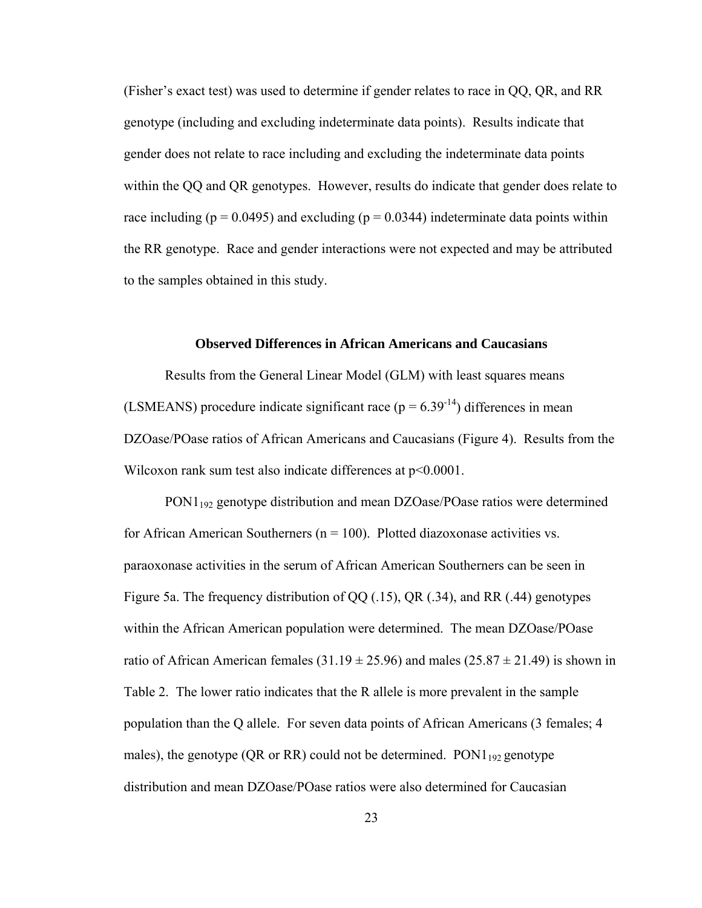(Fisher's exact test) was used to determine if gender relates to race in QQ, QR, and RR genotype (including and excluding indeterminate data points). Results indicate that gender does not relate to race including and excluding the indeterminate data points within the QQ and QR genotypes. However, results do indicate that gender does relate to race including ($p = 0.0495$) and excluding ($p = 0.0344$) indeterminate data points within the RR genotype. Race and gender interactions were not expected and may be attributed to the samples obtained in this study.

### Observed Differences in African Americans and Caucasians

Results from the General Linear Model (GLM) with least squares means (LSMEANS) procedure indicate significant race ($p = 6.39^{-14}$) differences in mean DZOase/POase ratios of African Americans and Caucasians (Figure 4). Results from the Wilcoxon rank sum test also indicate differences at $p<0.0001$.

$PON1_{192}$ genotype distribution and mean DZOase/POase ratios were determined for African American Southerners ($n = 100$). Plotted diazoxonase activities vs. paraoxonase activities in the serum of African American Southerners can be seen in Figure 5a. The frequency distribution of QQ (.15), QR (.34), and RR (.44) genotypes within the African American population were determined. The mean DZOase/POase ratio of African American females ($31.19 \pm 25.96$) and males ($25.87 \pm 21.49$) is shown in Table 2. The lower ratio indicates that the R allele is more prevalent in the sample population than the Q allele. For seven data points of African Americans (3 females; 4 males), the genotype (QR or RR) could not be determined. $PON1_{192}$ genotype distribution and mean DZOase/POase ratios were also determined for Caucasian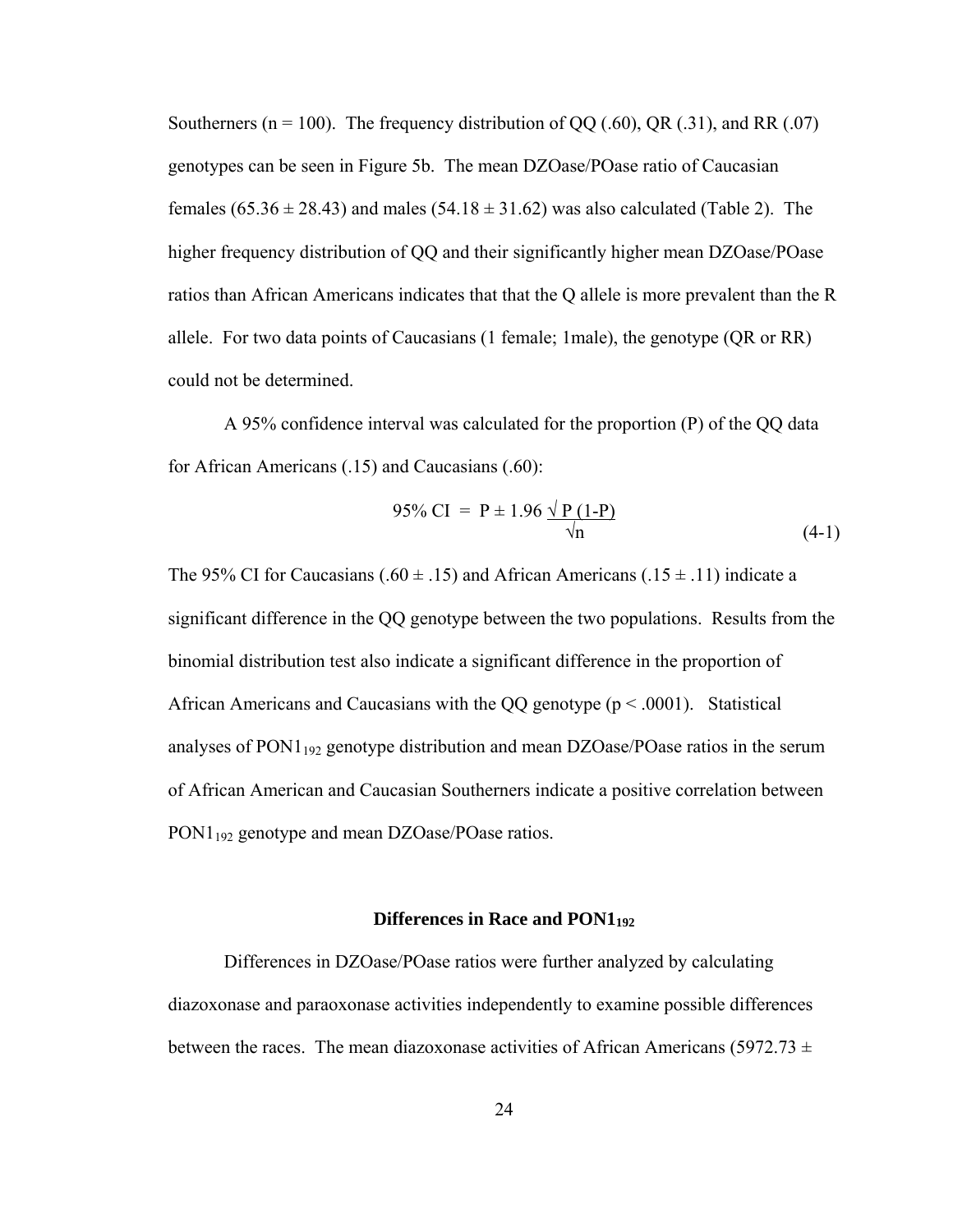Southerners (n = 100). The frequency distribution of QQ (.60), QR (.31), and RR (.07) genotypes can be seen in Figure 5b. The mean DZOase/POase ratio of Caucasian females ($65.36 \pm 28.43$) and males ($54.18 \pm 31.62$) was also calculated (Table 2). The higher frequency distribution of QQ and their significantly higher mean DZOase/POase ratios than African Americans indicates that that the Q allele is more prevalent than the R allele. For two data points of Caucasians (1 female; 1male), the genotype (QR or RR) could not be determined.

A 95% confidence interval was calculated for the proportion (P) of the QQ data for African Americans (.15) and Caucasians (.60):

$$95\%\ \text{CI} = P \pm 1.96\ \frac{\sqrt{P\,(1-P)}}{\sqrt{n}} \tag{4-1}$$

The 95% CI for Caucasians ($.60 \pm .15$) and African Americans ($.15 \pm .11$) indicate a significant difference in the QQ genotype between the two populations. Results from the binomial distribution test also indicate a significant difference in the proportion of African Americans and Caucasians with the QQ genotype ($p < .0001$). Statistical analyses of $PON1_{192}$ genotype distribution and mean DZOase/POase ratios in the serum of African American and Caucasian Southerners indicate a positive correlation between $PON1_{192}$ genotype and mean DZOase/POase ratios.

### Differences in Race and $PON1_{192}$

Differences in DZOase/POase ratios were further analyzed by calculating diazoxonase and paraoxonase activities independently to examine possible differences between the races. The mean diazoxonase activities of African Americans (5972.73 ±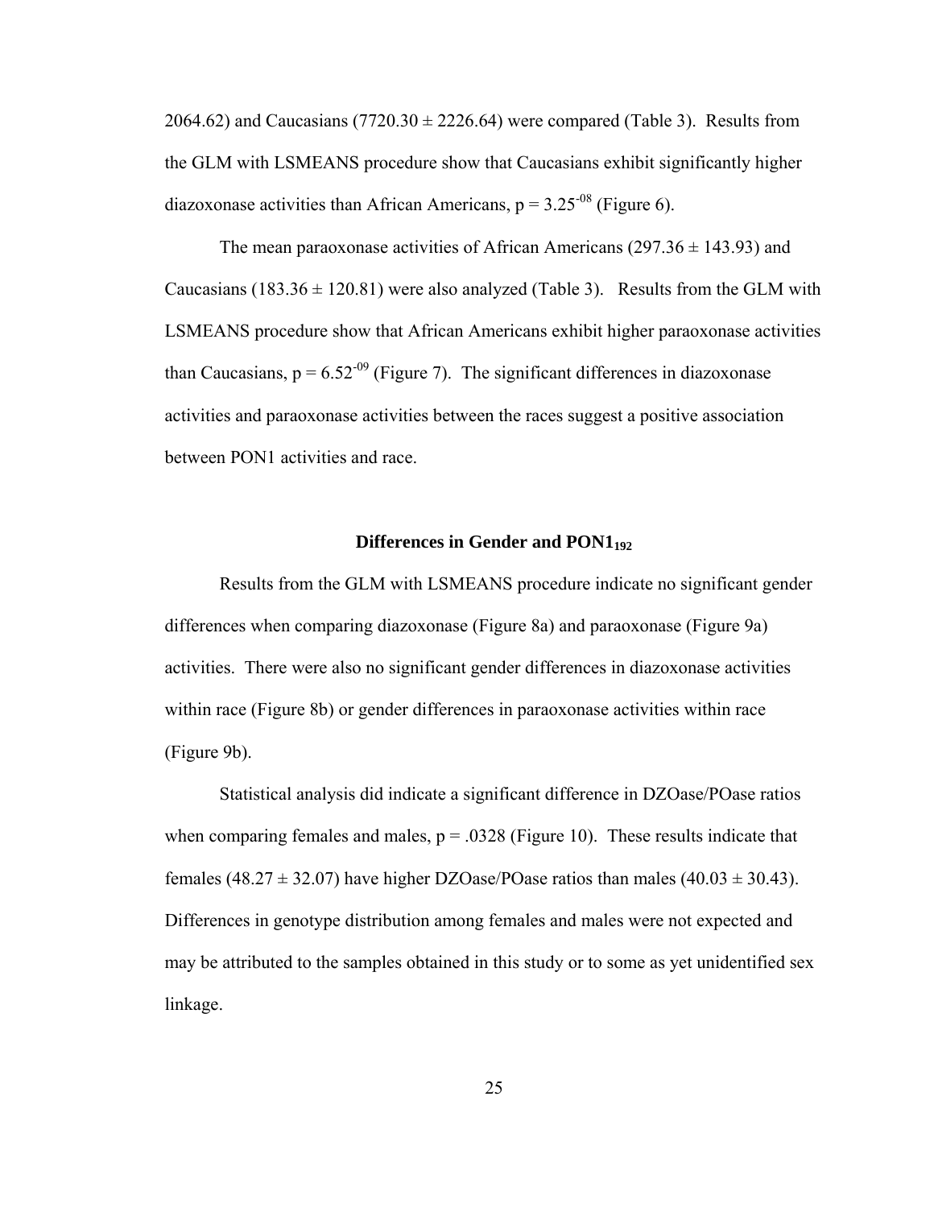2064.62) and Caucasians (7720.30 ± 2226.64) were compared (Table 3). Results from the GLM with LSMEANS procedure show that Caucasians exhibit significantly higher diazoxonase activities than African Americans, $p = 3.25^{-08}$ (Figure 6).

The mean paraoxonase activities of African Americans (297.36 ± 143.93) and Caucasians (183.36 ± 120.81) were also analyzed (Table 3). Results from the GLM with LSMEANS procedure show that African Americans exhibit higher paraoxonase activities than Caucasians, $p = 6.52^{-09}$ (Figure 7). The significant differences in diazoxonase activities and paraoxonase activities between the races suggest a positive association between PON1 activities and race.

### Differences in Gender and $PON1_{192}$

Results from the GLM with LSMEANS procedure indicate no significant gender differences when comparing diazoxonase (Figure 8a) and paraoxonase (Figure 9a) activities. There were also no significant gender differences in diazoxonase activities within race (Figure 8b) or gender differences in paraoxonase activities within race (Figure 9b).

Statistical analysis did indicate a significant difference in DZOase/POase ratios when comparing females and males, $p = .0328$ (Figure 10). These results indicate that females (48.27 ± 32.07) have higher DZOase/POase ratios than males (40.03 ± 30.43). Differences in genotype distribution among females and males were not expected and may be attributed to the samples obtained in this study or to some as yet unidentified sex linkage.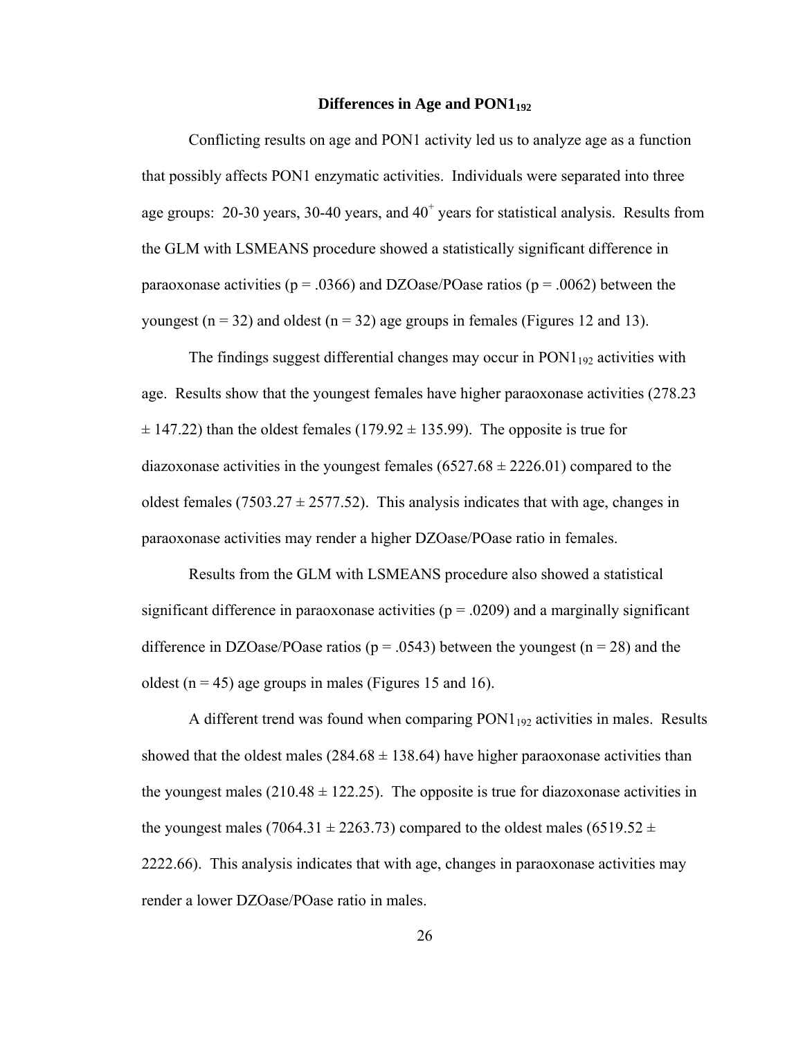### Differences in Age and $PON1_{192}$

Conflicting results on age and PON1 activity led us to analyze age as a function that possibly affects PON1 enzymatic activities. Individuals were separated into three age groups: 20-30 years, 30-40 years, and $40^{+}$ years for statistical analysis. Results from the GLM with LSMEANS procedure showed a statistically significant difference in paraoxonase activities ($p = .0366$) and DZOase/POase ratios ($p = .0062$) between the youngest ($n = 32$) and oldest ($n = 32$) age groups in females (Figures 12 and 13).

The findings suggest differential changes may occur in $PON1_{192}$ activities with age. Results show that the youngest females have higher paraoxonase activities ($278.23 \pm 147.22$) than the oldest females ($179.92 \pm 135.99$). The opposite is true for diazoxonase activities in the youngest females ($6527.68 \pm 2226.01$) compared to the oldest females ($7503.27 \pm 2577.52$). This analysis indicates that with age, changes in paraoxonase activities may render a higher DZOase/POase ratio in females.

Results from the GLM with LSMEANS procedure also showed a statistical significant difference in paraoxonase activities ($p = .0209$) and a marginally significant difference in DZOase/POase ratios ($p = .0543$) between the youngest ($n = 28$) and the oldest ($n = 45$) age groups in males (Figures 15 and 16).

A different trend was found when comparing $PON1_{192}$ activities in males. Results showed that the oldest males ($284.68 \pm 138.64$) have higher paraoxonase activities than the youngest males ($210.48 \pm 122.25$). The opposite is true for diazoxonase activities in the youngest males ($7064.31 \pm 2263.73$) compared to the oldest males ($6519.52 \pm 2222.66$). This analysis indicates that with age, changes in paraoxonase activities may render a lower DZOase/POase ratio in males.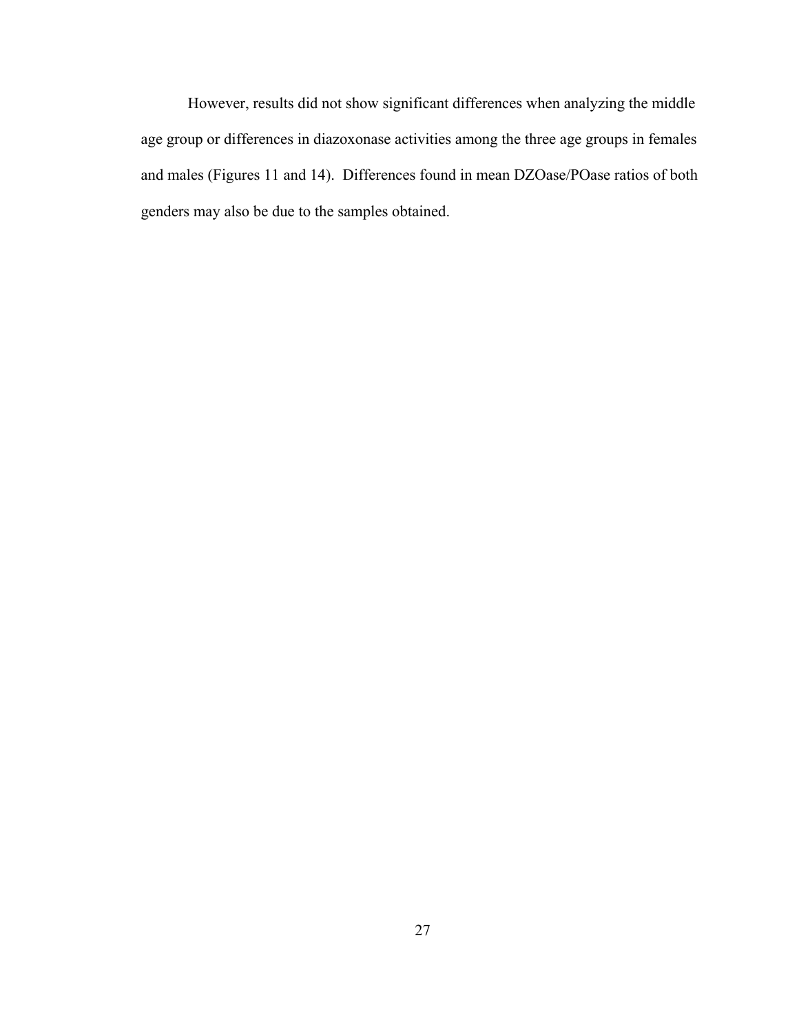However, results did not show significant differences when analyzing the middle age group or differences in diazoxonase activities among the three age groups in females and males (Figures 11 and 14). Differences found in mean DZOase/POase ratios of both genders may also be due to the samples obtained.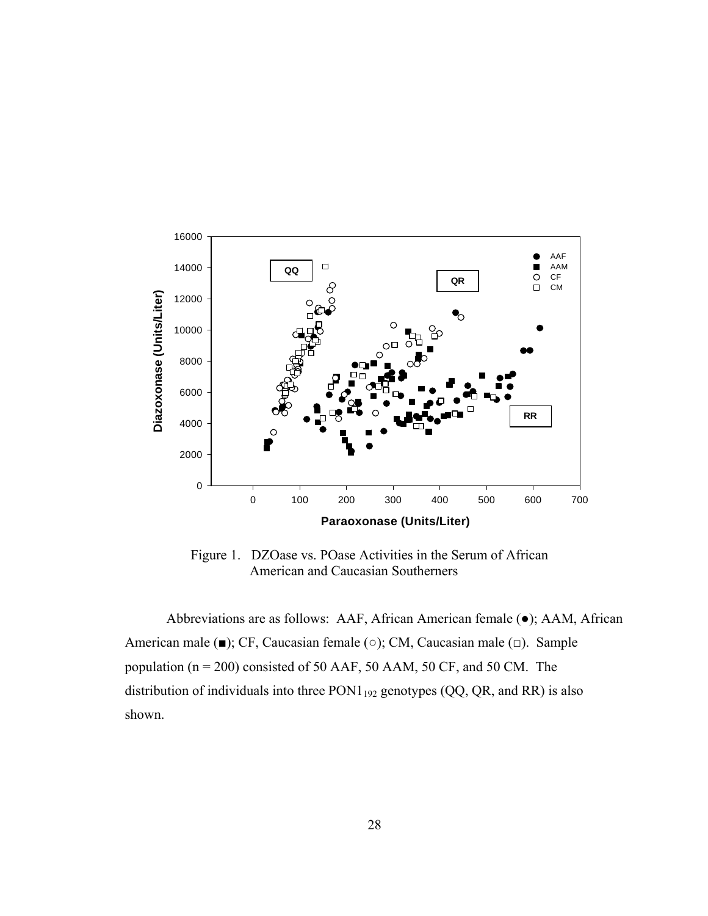Figure 1. DZOase vs. POase Activities in the Serum of African American and Caucasian Southerners

Abbreviations are as follows: AAF, African American female (●); AAM, African American male (■); CF, Caucasian female (○); CM, Caucasian male (□). Sample population (n = 200) consisted of 50 AAF, 50 AAM, 50 CF, and 50 CM. The distribution of individuals into three $PON1_{192}$ genotypes (QQ, QR, and RR) is also shown.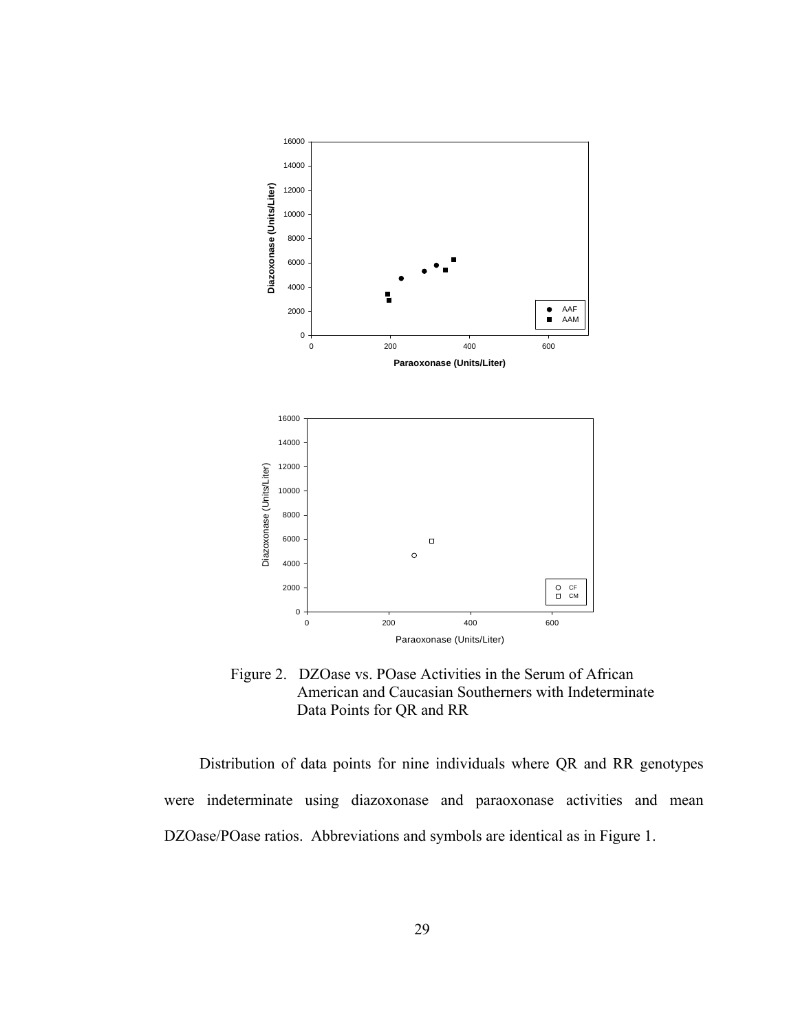Figure 2. DZOase vs. POase Activities in the Serum of African American and Caucasian Southerners with Indeterminate Data Points for QR and RR

Distribution of data points for nine individuals where QR and RR genotypes were indeterminate using diazoxonase and paraoxonase activities and mean DZOase/POase ratios. Abbreviations and symbols are identical as in Figure 1.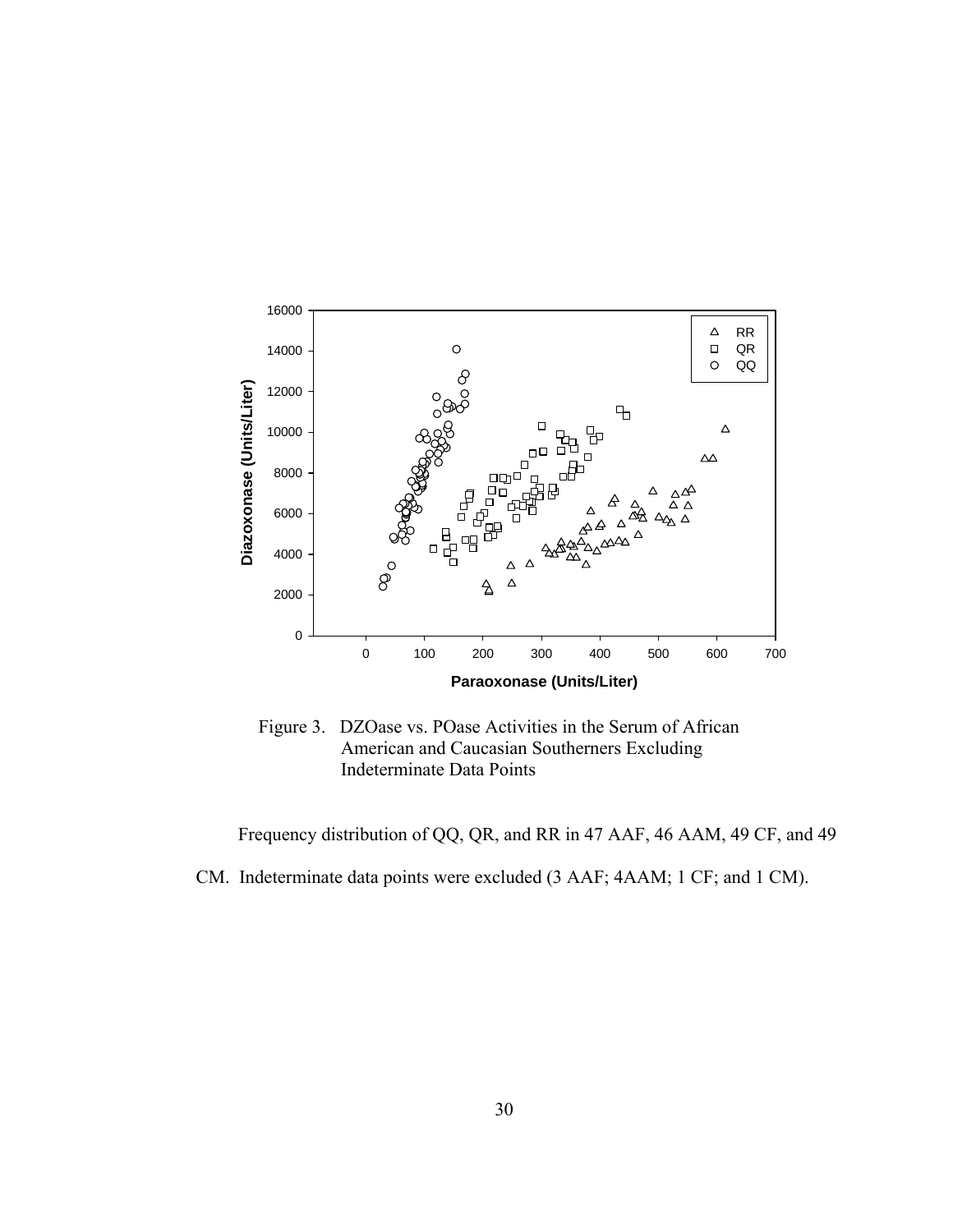Figure 3. DZOase vs. POase Activities in the Serum of African American and Caucasian Southerners Excluding Indeterminate Data Points

Frequency distribution of QQ, QR, and RR in 47 AAF, 46 AAM, 49 CF, and 49 CM. Indeterminate data points were excluded (3 AAF; 4AAM; 1 CF; and 1 CM).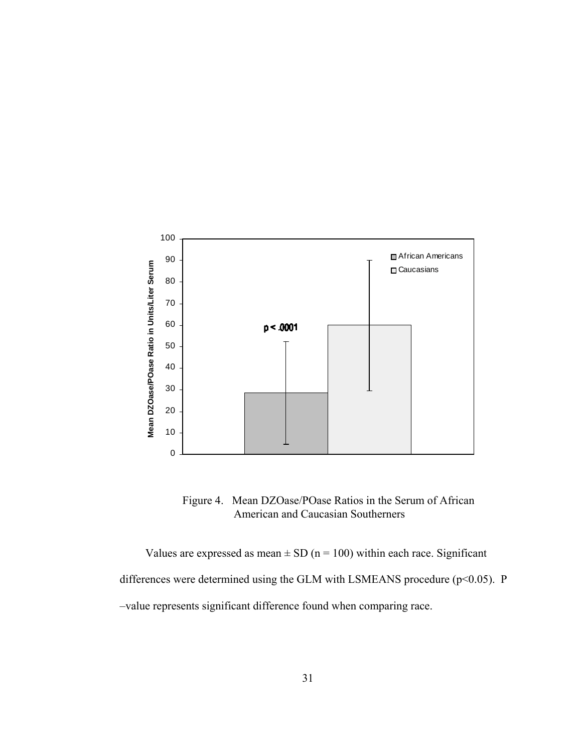Figure 4. Mean DZOase/POase Ratios in the Serum of African American and Caucasian Southerners

Values are expressed as mean ± SD (n = 100) within each race. Significant differences were determined using the GLM with LSMEANS procedure ($p<0.05$). P –value represents significant difference found when comparing race.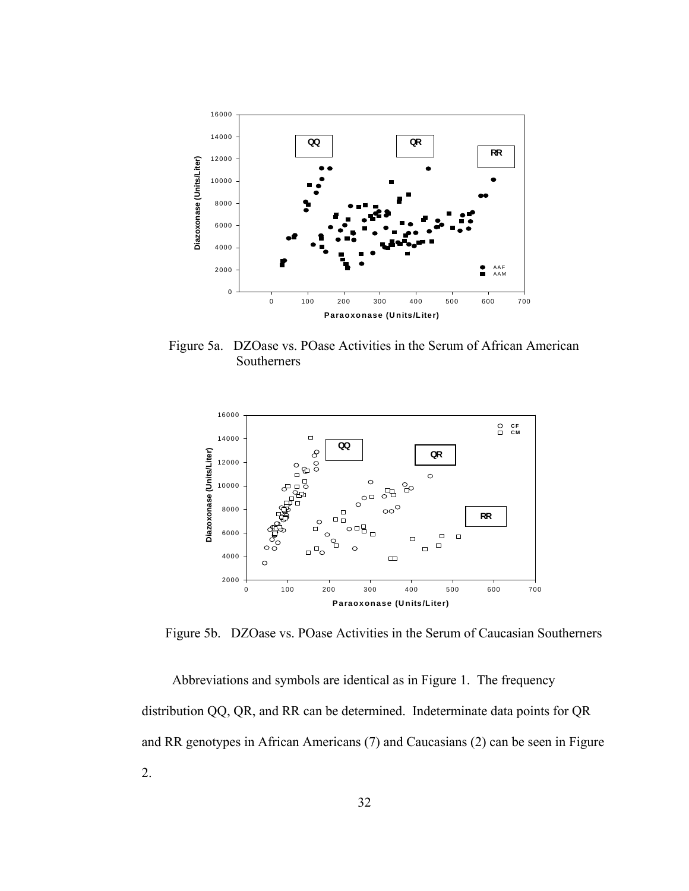Figure 5a. DZOase vs. POase Activities in the Serum of African American Southerners

Figure 5b. DZOase vs. POase Activities in the Serum of Caucasian Southerners

Abbreviations and symbols are identical as in Figure 1. The frequency distribution QQ, QR, and RR can be determined. Indeterminate data points for QR and RR genotypes in African Americans (7) and Caucasians (2) can be seen in Figure 2.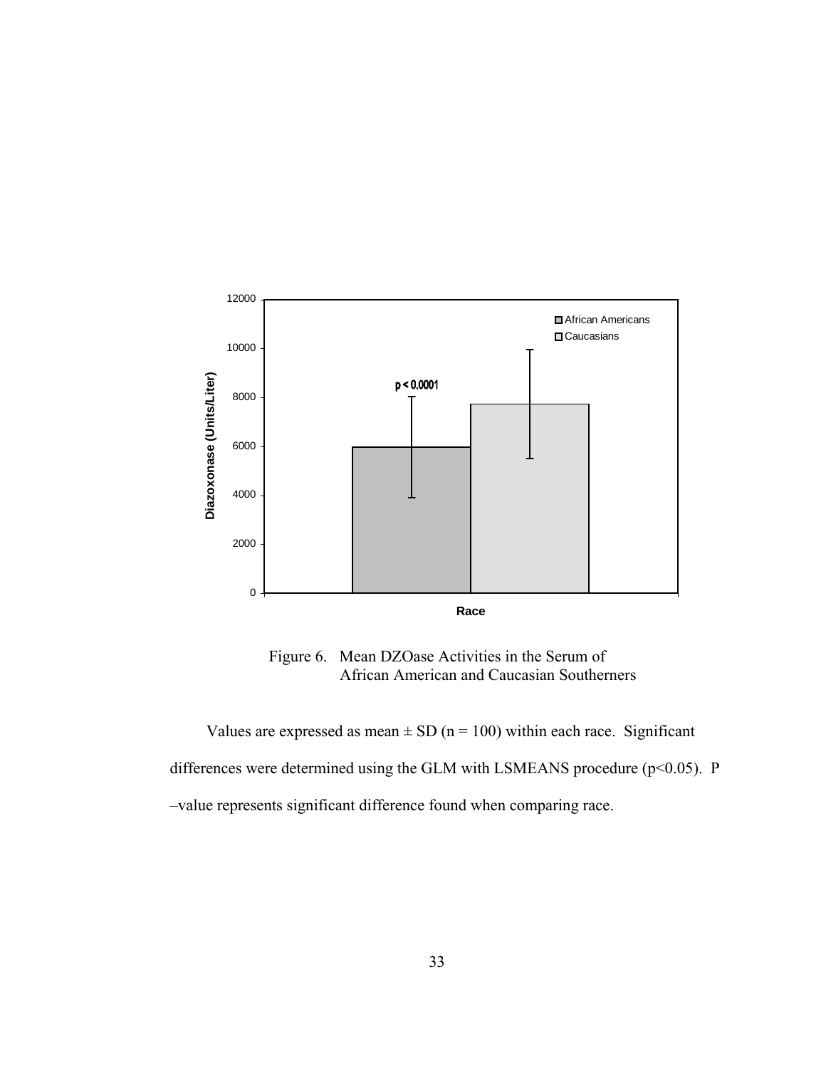Figure 6. Mean DZOase Activities in the Serum of African American and Caucasian Southerners

Values are expressed as mean ± SD (n = 100) within each race. Significant differences were determined using the GLM with LSMEANS procedure ($p<0.05$). P –value represents significant difference found when comparing race.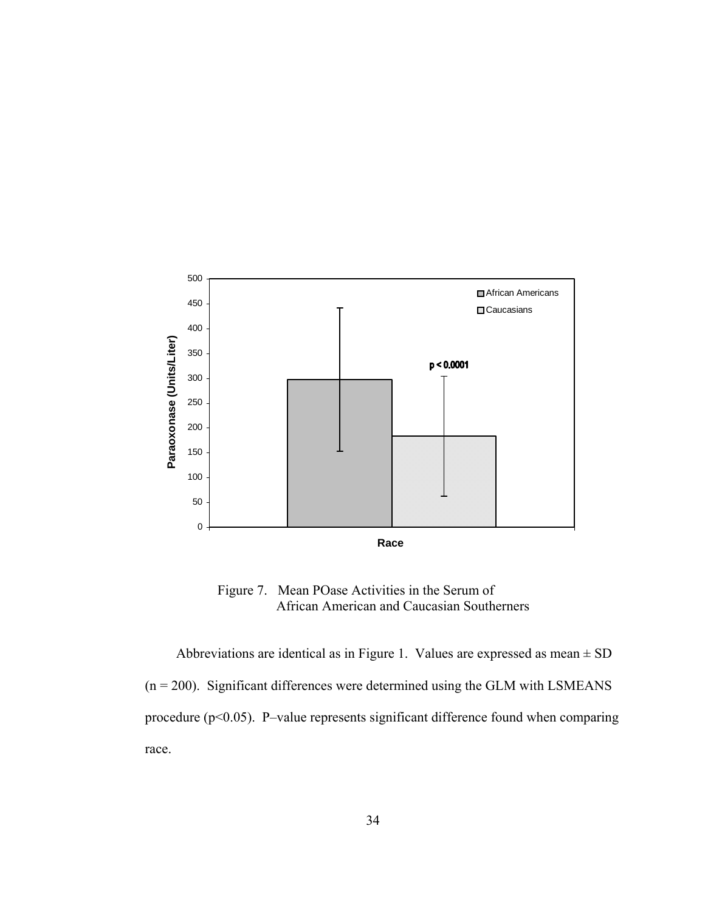Figure 7. Mean POase Activities in the Serum of African American and Caucasian Southerners

Abbreviations are identical as in Figure 1. Values are expressed as mean ± SD (n = 200). Significant differences were determined using the GLM with LSMEANS procedure ($p<0.05$). P–value represents significant difference found when comparing race.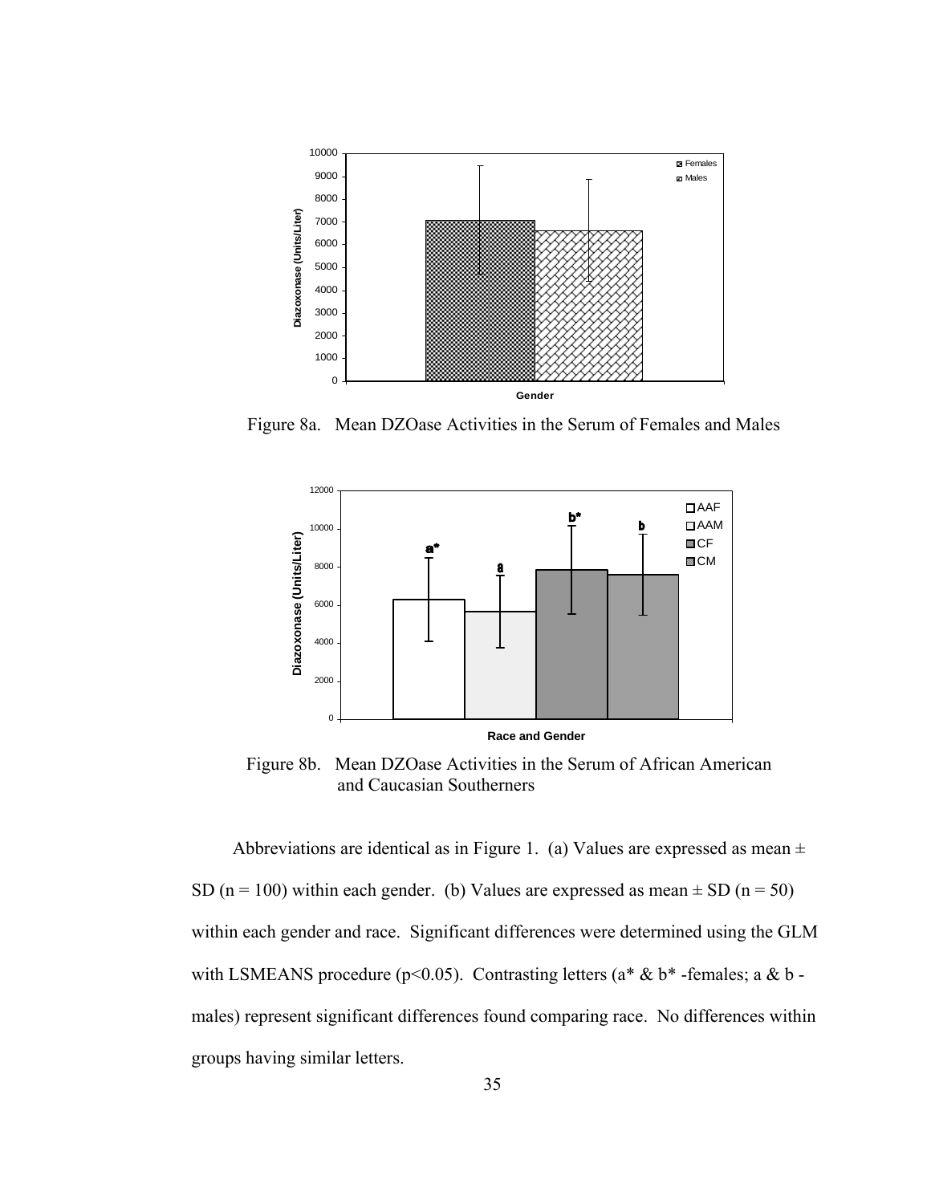Figure 8a. Mean DZOase Activities in the Serum of Females and Males

Figure 8b. Mean DZOase Activities in the Serum of African American and Caucasian Southerners

Abbreviations are identical as in Figure 1. (a) Values are expressed as mean ± SD (n = 100) within each gender. (b) Values are expressed as mean ± SD (n = 50) within each gender and race. Significant differences were determined using the GLM with LSMEANS procedure ($p<0.05$). Contrasting letters (a* & b* -females; a & b - males) represent significant differences found comparing race. No differences within groups having similar letters.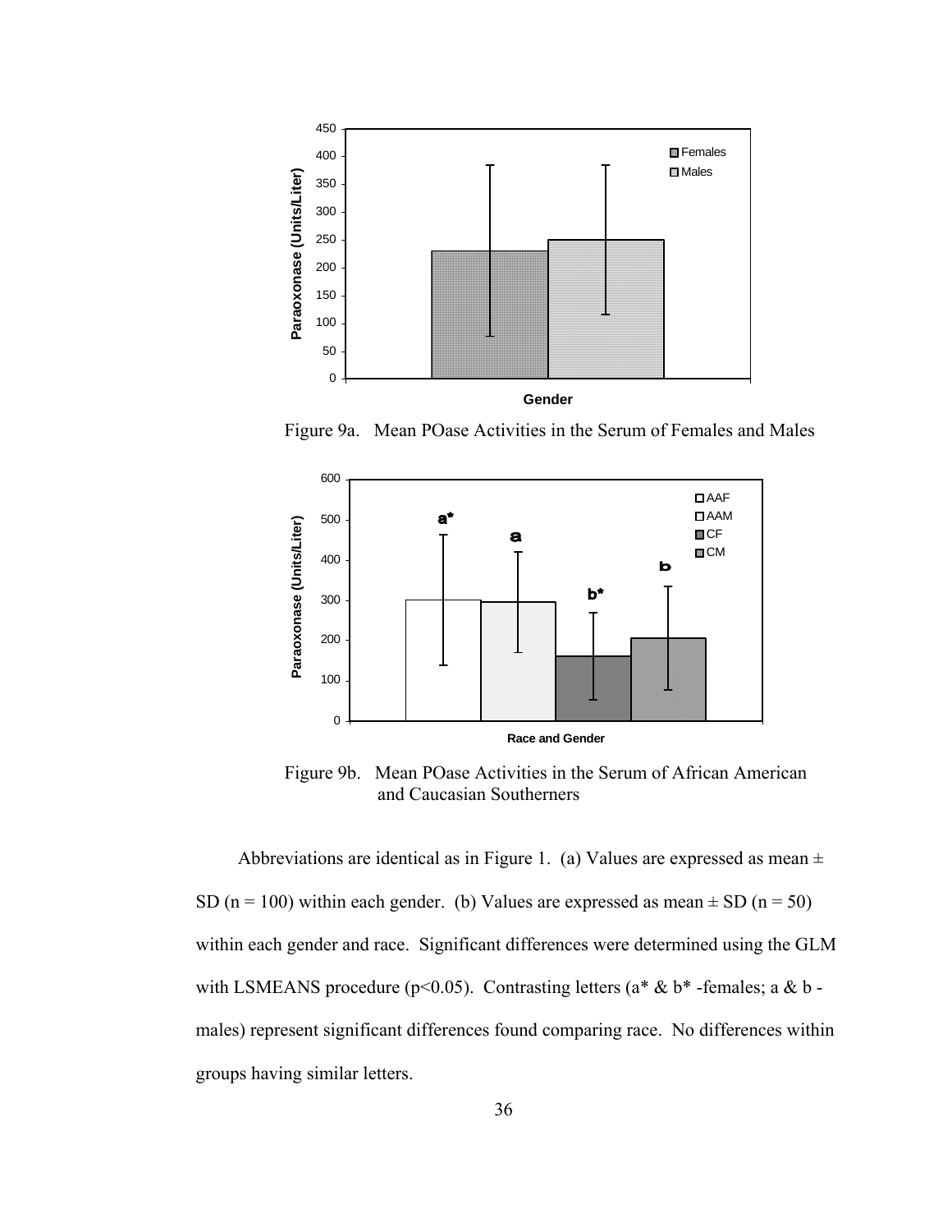Figure 9a. Mean POase Activities in the Serum of Females and Males

Figure 9b. Mean POase Activities in the Serum of African American and Caucasian Southerners

Abbreviations are identical as in Figure 1. (a) Values are expressed as mean ± SD (n = 100) within each gender. (b) Values are expressed as mean ± SD (n = 50) within each gender and race. Significant differences were determined using the GLM with LSMEANS procedure ($p<0.05$). Contrasting letters (a* & b* -females; a & b -males) represent significant differences found comparing race. No differences within groups having similar letters.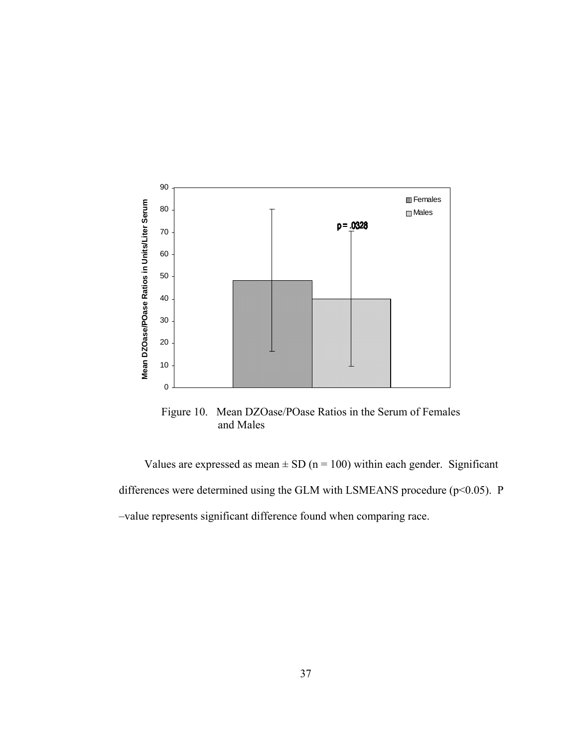Figure 10. Mean DZOase/POase Ratios in the Serum of Females and Males

Values are expressed as mean ± SD (n = 100) within each gender. Significant differences were determined using the GLM with LSMEANS procedure ($p<0.05$). P –value represents significant difference found when comparing race.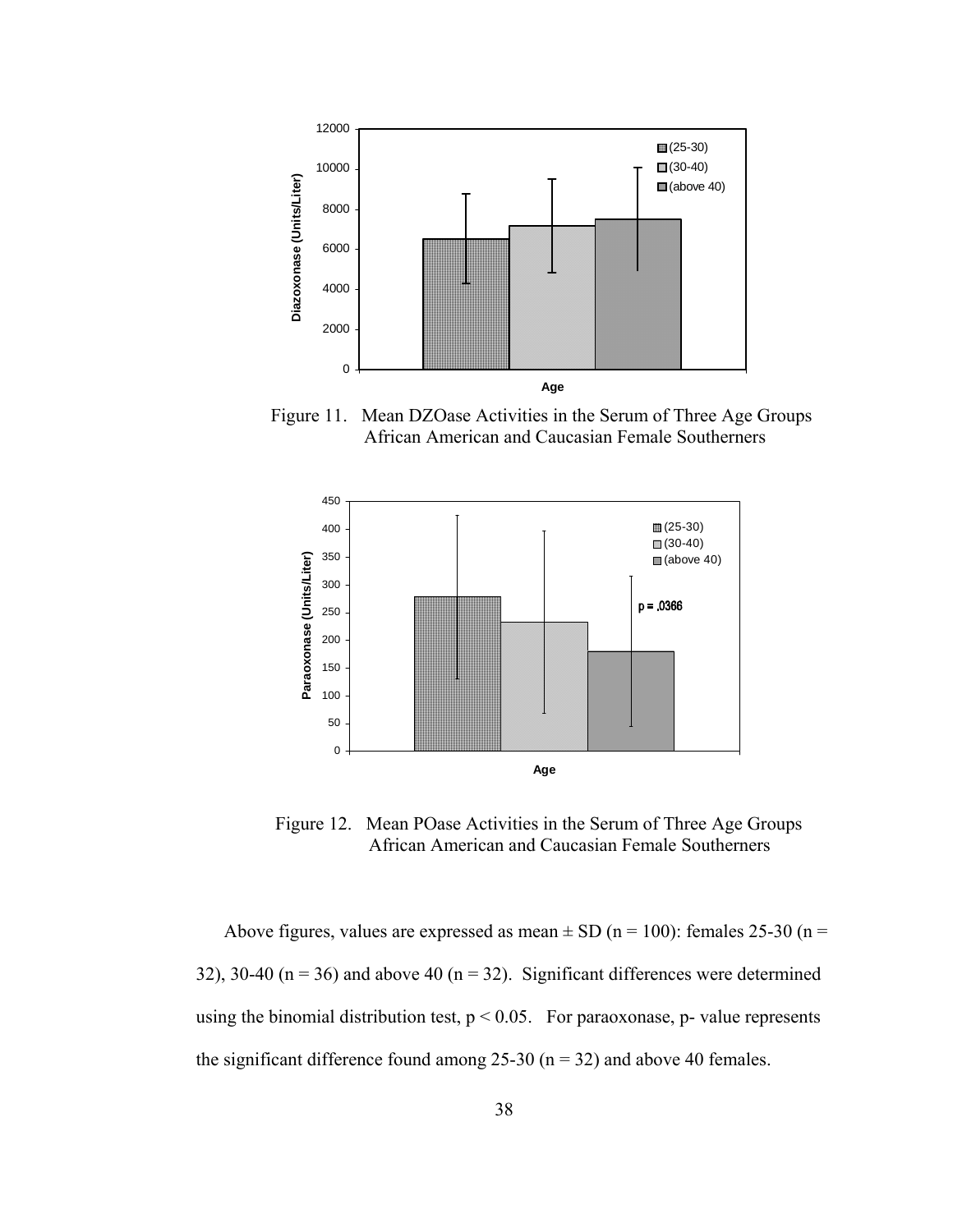Figure 11. Mean DZOase Activities in the Serum of Three Age Groups African American and Caucasian Female Southerners

Figure 12. Mean POase Activities in the Serum of Three Age Groups African American and Caucasian Female Southerners

Above figures, values are expressed as mean ± SD (n = 100): females 25-30 (n = 32), 30-40 (n = 36) and above 40 (n = 32). Significant differences were determined using the binomial distribution test, $p < 0.05$. For paraoxonase, p- value represents the significant difference found among 25-30 (n = 32) and above 40 females.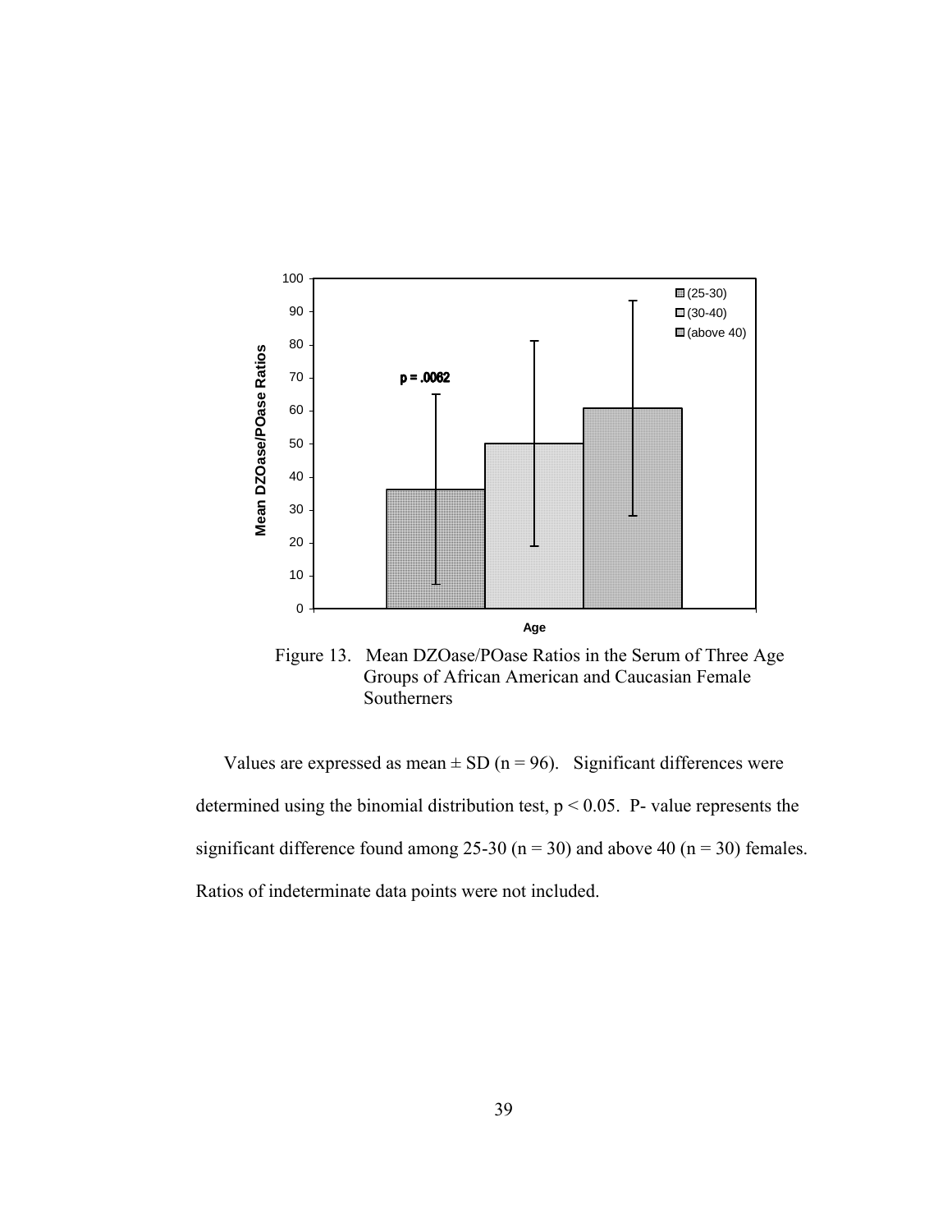Figure 13. Mean DZOase/POase Ratios in the Serum of Three Age Groups of African American and Caucasian Female Southerners

Values are expressed as mean ± SD (n = 96). Significant differences were determined using the binomial distribution test, $p < 0.05$. P- value represents the significant difference found among 25-30 (n = 30) and above 40 (n = 30) females. Ratios of indeterminate data points were not included.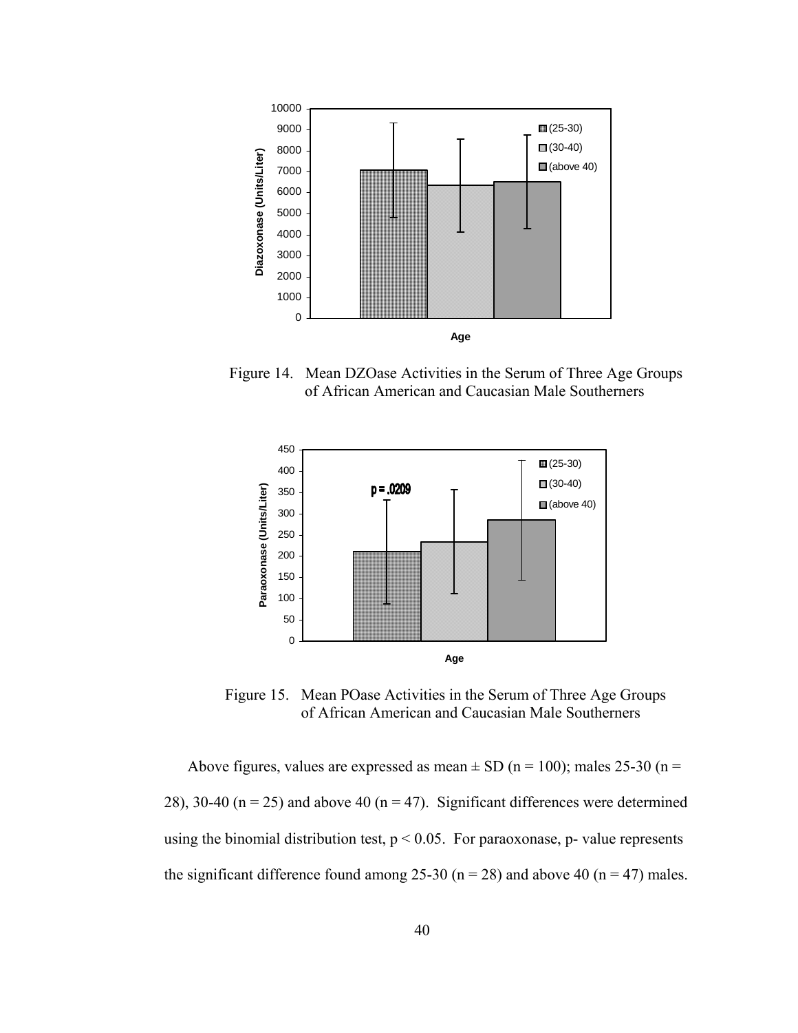Figure 14. Mean DZOase Activities in the Serum of Three Age Groups of African American and Caucasian Male Southerners

Figure 15. Mean POase Activities in the Serum of Three Age Groups of African American and Caucasian Male Southerners

Above figures, values are expressed as mean ± SD (n = 100); males 25-30 (n = 28), 30-40 (n = 25) and above 40 (n = 47). Significant differences were determined using the binomial distribution test, $p < 0.05$. For paraoxonase, p- value represents the significant difference found among 25-30 (n = 28) and above 40 (n = 47) males.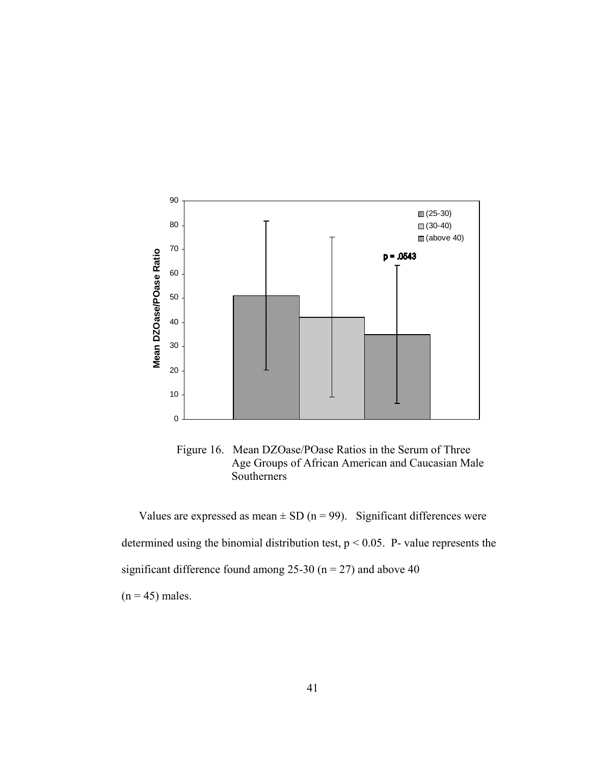Figure 16. Mean DZOase/POase Ratios in the Serum of Three Age Groups of African American and Caucasian Male Southerners

Values are expressed as mean ± SD ($n = 99$). Significant differences were determined using the binomial distribution test, $p < 0.05$. P- value represents the significant difference found among 25-30 ($n = 27$) and above 40 ($n = 45$) males.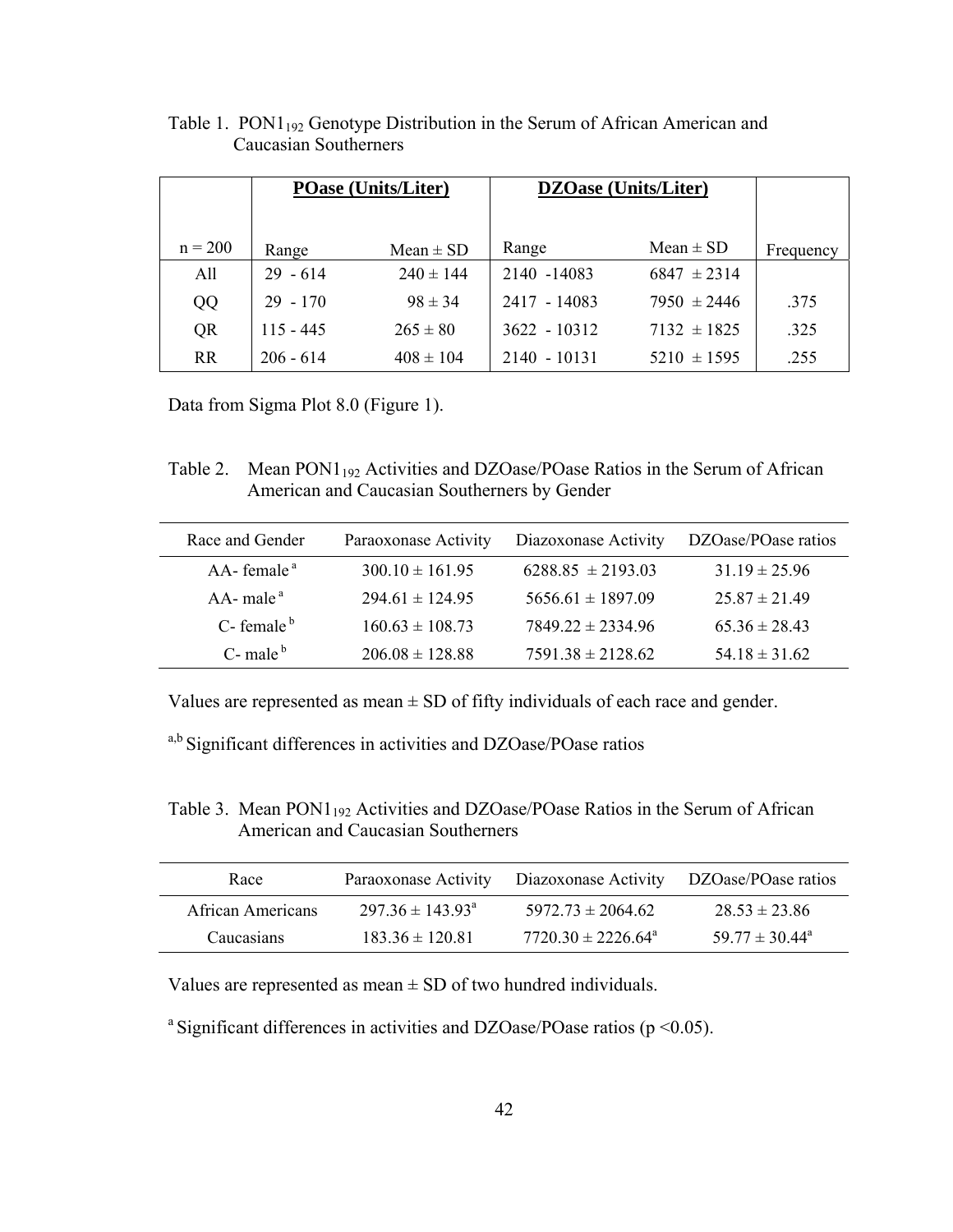Table 1. $PON1_{192}$ Genotype Distribution in the Serum of African American and Caucasian Southerners

| | **POase (Units/Liter)** | | **DZOase (Units/Liter)** | | |
|---|---|---|---|---|---|
| n = 200 | Range | Mean ± SD | Range | Mean ± SD | Frequency |
| All | 29 - 614 | 240 ± 144 | 2140 -14083 | 6847 ± 2314 | |
| QQ | 29 - 170 | 98 ± 34 | 2417 - 14083 | 7950 ± 2446 | .375 |
| QR | 115 - 445 | 265 ± 80 | 3622 - 10312 | 7132 ± 1825 | .325 |
| RR | 206 - 614 | 408 ± 104 | 2140 - 10131 | 5210 ± 1595 | .255 |

Data from Sigma Plot 8.0 (Figure 1).

Table 2. Mean $PON1_{192}$ Activities and DZOase/POase Ratios in the Serum of African American and Caucasian Southerners by Gender

| Race and Gender | Paraoxonase Activity | Diazoxonase Activity | DZOase/POase ratios |
|---|---|---|---|
| AA- female [a] | 300.10 ± 161.95 | 6288.85 ± 2193.03 | 31.19 ± 25.96 |
| AA- male [a] | 294.61 ± 124.95 | 5656.61 ± 1897.09 | 25.87 ± 21.49 |
| C- female [b] | 160.63 ± 108.73 | 7849.22 ± 2334.96 | 65.36 ± 28.43 |
| C- male [b] | 206.08 ± 128.88 | 7591.38 ± 2128.62 | 54.18 ± 31.62 |

Values are represented as mean ± SD of fifty individuals of each race and gender.

[a,b] Significant differences in activities and DZOase/POase ratios

Table 3. Mean $PON1_{192}$ Activities and DZOase/POase Ratios in the Serum of African American and Caucasian Southerners

| Race | Paraoxonase Activity | Diazoxonase Activity | DZOase/POase ratios |
|---|---|---|---|
| African Americans | 297.36 ± 143.93[a] | 5972.73 ± 2064.62 | 28.53 ± 23.86 |
| Caucasians | 183.36 ± 120.81 | 7720.30 ± 2226.64[a] | 59.77 ± 30.44[a] |

Values are represented as mean ± SD of two hundred individuals.

[a] Significant differences in activities and DZOase/POase ratios ($p < 0.05$).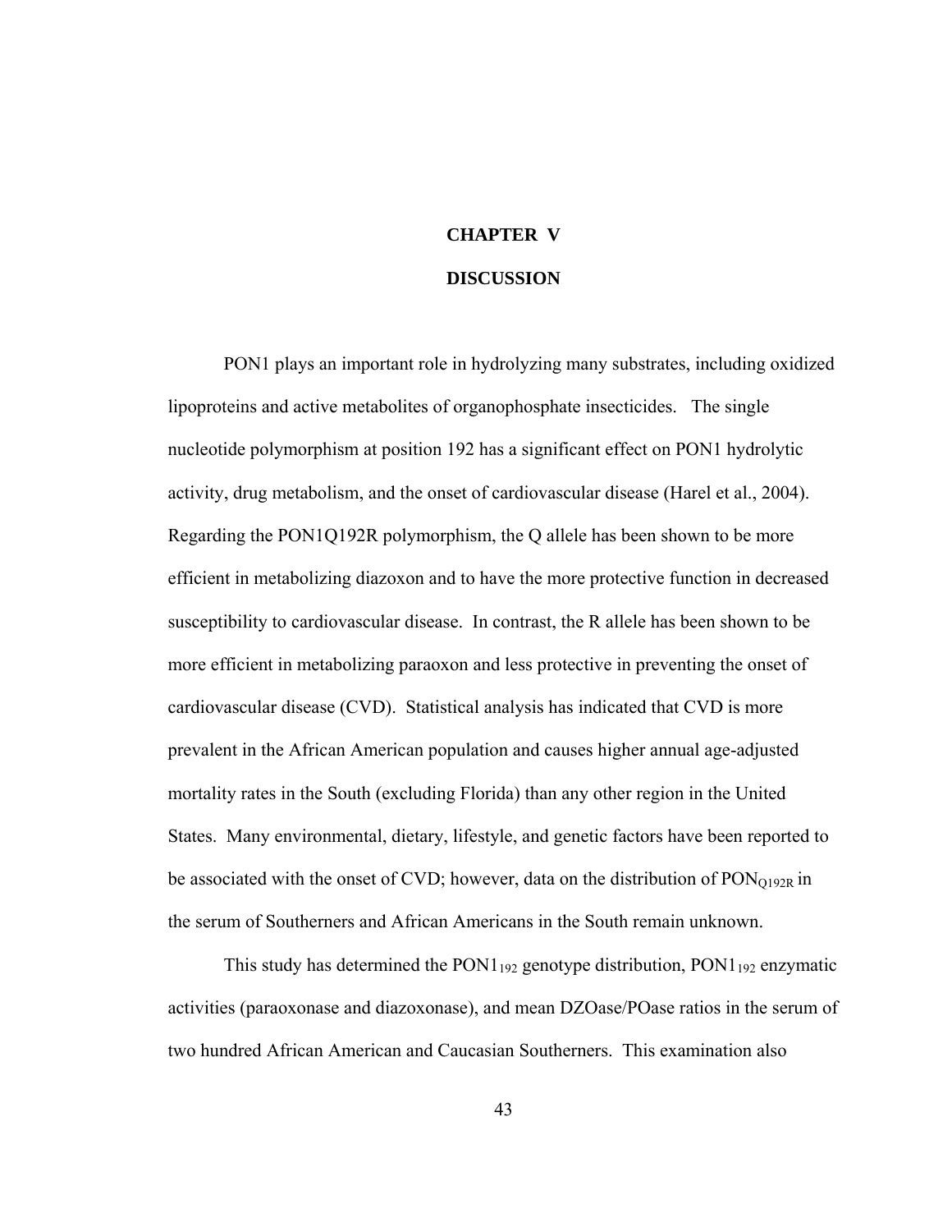# CHAPTER V

# DISCUSSION

PON1 plays an important role in hydrolyzing many substrates, including oxidized lipoproteins and active metabolites of organophosphate insecticides. The single nucleotide polymorphism at position 192 has a significant effect on PON1 hydrolytic activity, drug metabolism, and the onset of cardiovascular disease (Harel et al., 2004). Regarding the PON1Q192R polymorphism, the Q allele has been shown to be more efficient in metabolizing diazoxon and to have the more protective function in decreased susceptibility to cardiovascular disease. In contrast, the R allele has been shown to be more efficient in metabolizing paraoxon and less protective in preventing the onset of cardiovascular disease (CVD). Statistical analysis has indicated that CVD is more prevalent in the African American population and causes higher annual age-adjusted mortality rates in the South (excluding Florida) than any other region in the United States. Many environmental, dietary, lifestyle, and genetic factors have been reported to be associated with the onset of CVD; however, data on the distribution of $PON_{Q192R}$ in the serum of Southerners and African Americans in the South remain unknown.

This study has determined the $PON1_{192}$ genotype distribution, $PON1_{192}$ enzymatic activities (paraoxonase and diazoxonase), and mean DZOase/POase ratios in the serum of two hundred African American and Caucasian Southerners. This examination also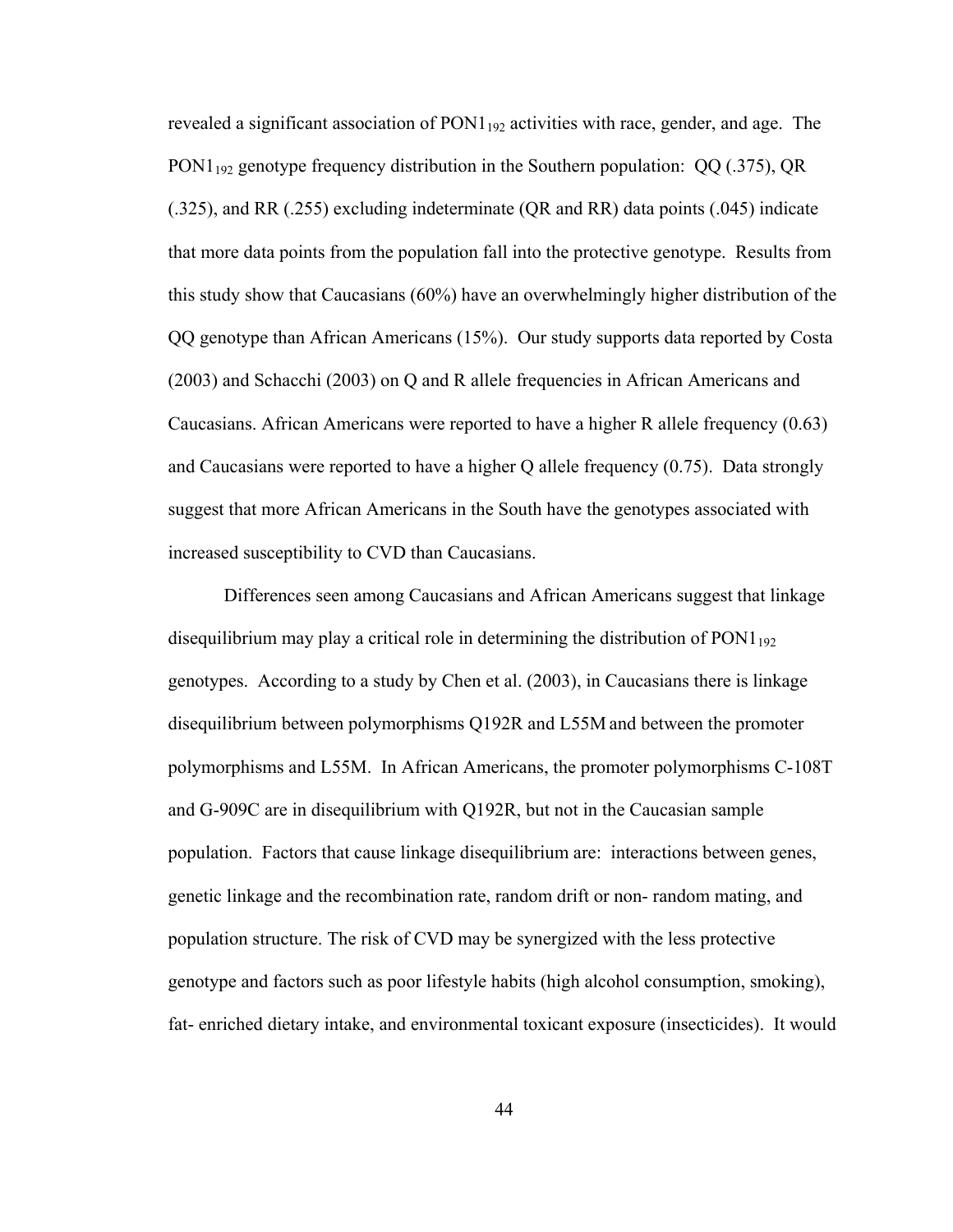revealed a significant association of $PON1_{192}$ activities with race, gender, and age. The $PON1_{192}$ genotype frequency distribution in the Southern population: QQ (.375), QR (.325), and RR (.255) excluding indeterminate (QR and RR) data points (.045) indicate that more data points from the population fall into the protective genotype. Results from this study show that Caucasians (60%) have an overwhelmingly higher distribution of the QQ genotype than African Americans (15%). Our study supports data reported by Costa (2003) and Schacchi (2003) on Q and R allele frequencies in African Americans and Caucasians. African Americans were reported to have a higher R allele frequency (0.63) and Caucasians were reported to have a higher Q allele frequency (0.75). Data strongly suggest that more African Americans in the South have the genotypes associated with increased susceptibility to CVD than Caucasians.

Differences seen among Caucasians and African Americans suggest that linkage disequilibrium may play a critical role in determining the distribution of $PON1_{192}$ genotypes. According to a study by Chen et al. (2003), in Caucasians there is linkage disequilibrium between polymorphisms Q192R and L55M and between the promoter polymorphisms and L55M. In African Americans, the promoter polymorphisms C-108T and G-909C are in disequilibrium with Q192R, but not in the Caucasian sample population. Factors that cause linkage disequilibrium are: interactions between genes, genetic linkage and the recombination rate, random drift or non- random mating, and population structure. The risk of CVD may be synergized with the less protective genotype and factors such as poor lifestyle habits (high alcohol consumption, smoking), fat- enriched dietary intake, and environmental toxicant exposure (insecticides). It would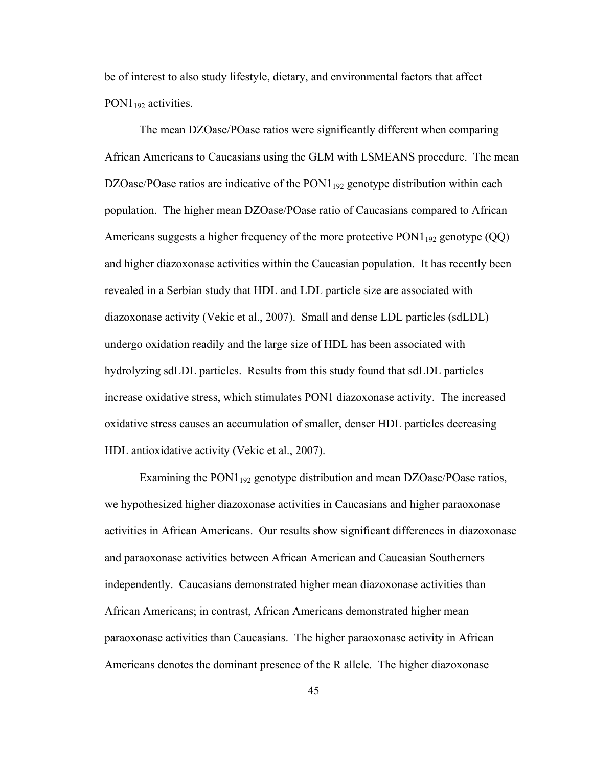be of interest to also study lifestyle, dietary, and environmental factors that affect $PON1_{192}$ activities.

The mean DZOase/POase ratios were significantly different when comparing African Americans to Caucasians using the GLM with LSMEANS procedure. The mean DZOase/POase ratios are indicative of the $PON1_{192}$ genotype distribution within each population. The higher mean DZOase/POase ratio of Caucasians compared to African Americans suggests a higher frequency of the more protective $PON1_{192}$ genotype (QQ) and higher diazoxonase activities within the Caucasian population. It has recently been revealed in a Serbian study that HDL and LDL particle size are associated with diazoxonase activity (Vekic et al., 2007). Small and dense LDL particles (sdLDL) undergo oxidation readily and the large size of HDL has been associated with hydrolyzing sdLDL particles. Results from this study found that sdLDL particles increase oxidative stress, which stimulates PON1 diazoxonase activity. The increased oxidative stress causes an accumulation of smaller, denser HDL particles decreasing HDL antioxidative activity (Vekic et al., 2007).

Examining the $PON1_{192}$ genotype distribution and mean DZOase/POase ratios, we hypothesized higher diazoxonase activities in Caucasians and higher paraoxonase activities in African Americans. Our results show significant differences in diazoxonase and paraoxonase activities between African American and Caucasian Southerners independently. Caucasians demonstrated higher mean diazoxonase activities than African Americans; in contrast, African Americans demonstrated higher mean paraoxonase activities than Caucasians. The higher paraoxonase activity in African Americans denotes the dominant presence of the R allele. The higher diazoxonase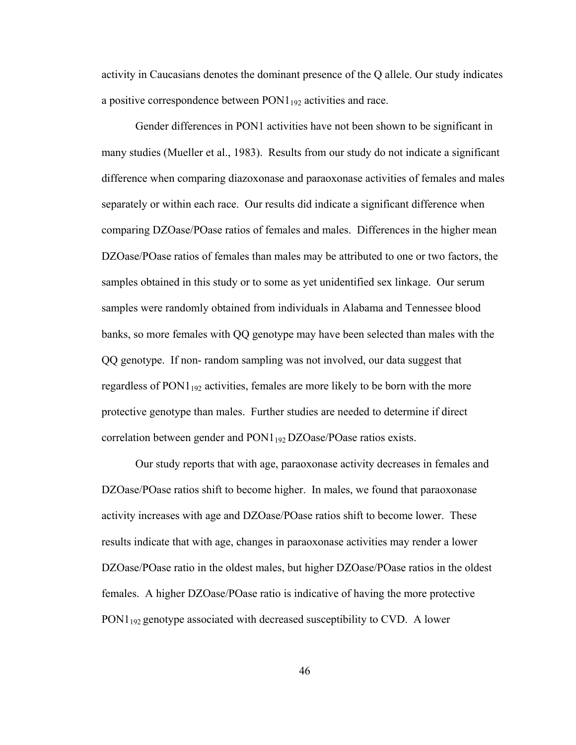activity in Caucasians denotes the dominant presence of the Q allele. Our study indicates a positive correspondence between $PON1_{192}$ activities and race.

Gender differences in PON1 activities have not been shown to be significant in many studies (Mueller et al., 1983). Results from our study do not indicate a significant difference when comparing diazoxonase and paraoxonase activities of females and males separately or within each race. Our results did indicate a significant difference when comparing DZOase/POase ratios of females and males. Differences in the higher mean DZOase/POase ratios of females than males may be attributed to one or two factors, the samples obtained in this study or to some as yet unidentified sex linkage. Our serum samples were randomly obtained from individuals in Alabama and Tennessee blood banks, so more females with QQ genotype may have been selected than males with the QQ genotype. If non- random sampling was not involved, our data suggest that regardless of $PON1_{192}$ activities, females are more likely to be born with the more protective genotype than males. Further studies are needed to determine if direct correlation between gender and $PON1_{192}$ DZOase/POase ratios exists.

Our study reports that with age, paraoxonase activity decreases in females and DZOase/POase ratios shift to become higher. In males, we found that paraoxonase activity increases with age and DZOase/POase ratios shift to become lower. These results indicate that with age, changes in paraoxonase activities may render a lower DZOase/POase ratio in the oldest males, but higher DZOase/POase ratios in the oldest females. A higher DZOase/POase ratio is indicative of having the more protective $PON1_{192}$ genotype associated with decreased susceptibility to CVD. A lower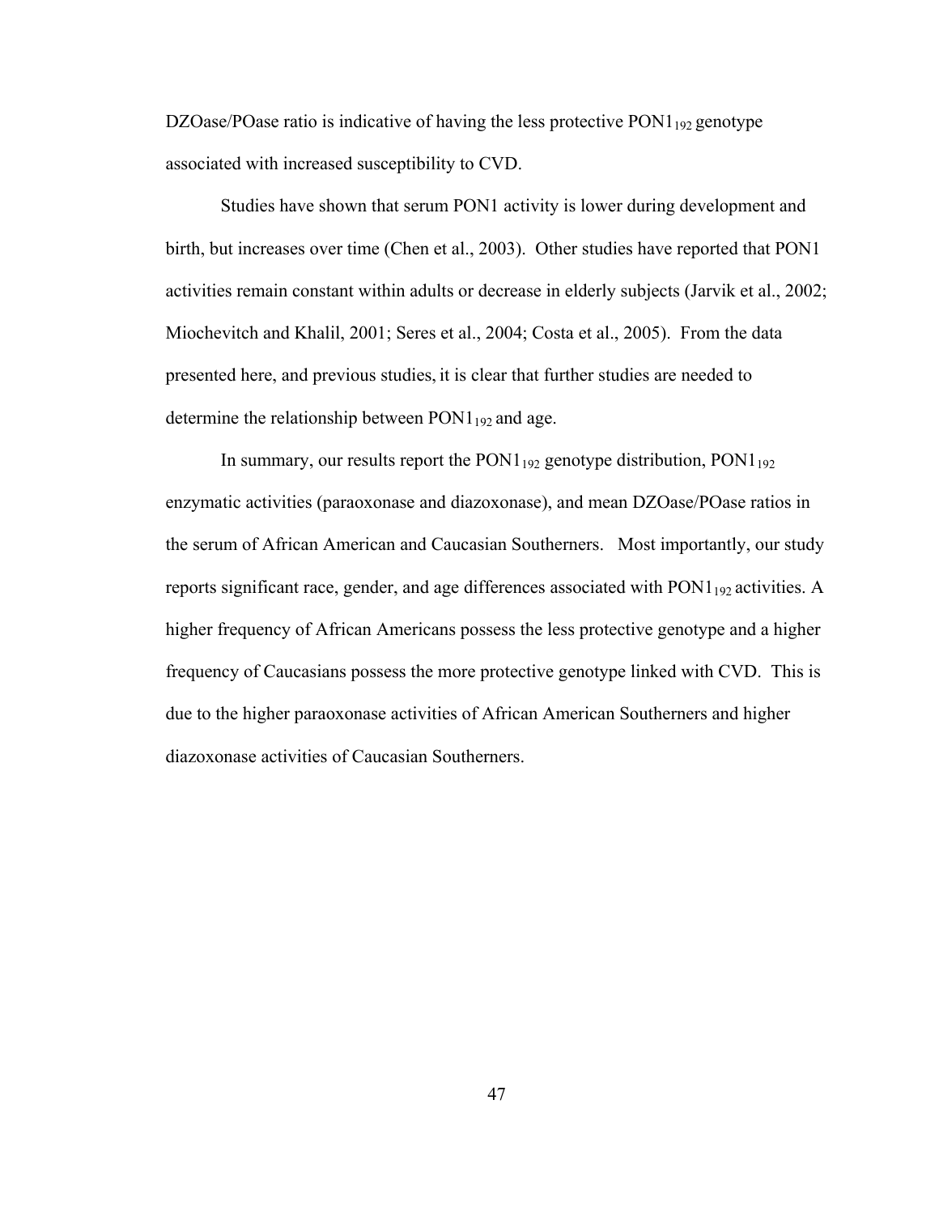DZOase/POase ratio is indicative of having the less protective $PON1_{192}$ genotype associated with increased susceptibility to CVD.

Studies have shown that serum PON1 activity is lower during development and birth, but increases over time (Chen et al., 2003). Other studies have reported that PON1 activities remain constant within adults or decrease in elderly subjects (Jarvik et al., 2002; Miochevitch and Khalil, 2001; Seres et al., 2004; Costa et al., 2005). From the data presented here, and previous studies, it is clear that further studies are needed to determine the relationship between $PON1_{192}$ and age.

In summary, our results report the $PON1_{192}$ genotype distribution, $PON1_{192}$ enzymatic activities (paraoxonase and diazoxonase), and mean DZOase/POase ratios in the serum of African American and Caucasian Southerners. Most importantly, our study reports significant race, gender, and age differences associated with $PON1_{192}$ activities. A higher frequency of African Americans possess the less protective genotype and a higher frequency of Caucasians possess the more protective genotype linked with CVD. This is due to the higher paraoxonase activities of African American Southerners and higher diazoxonase activities of Caucasian Southerners.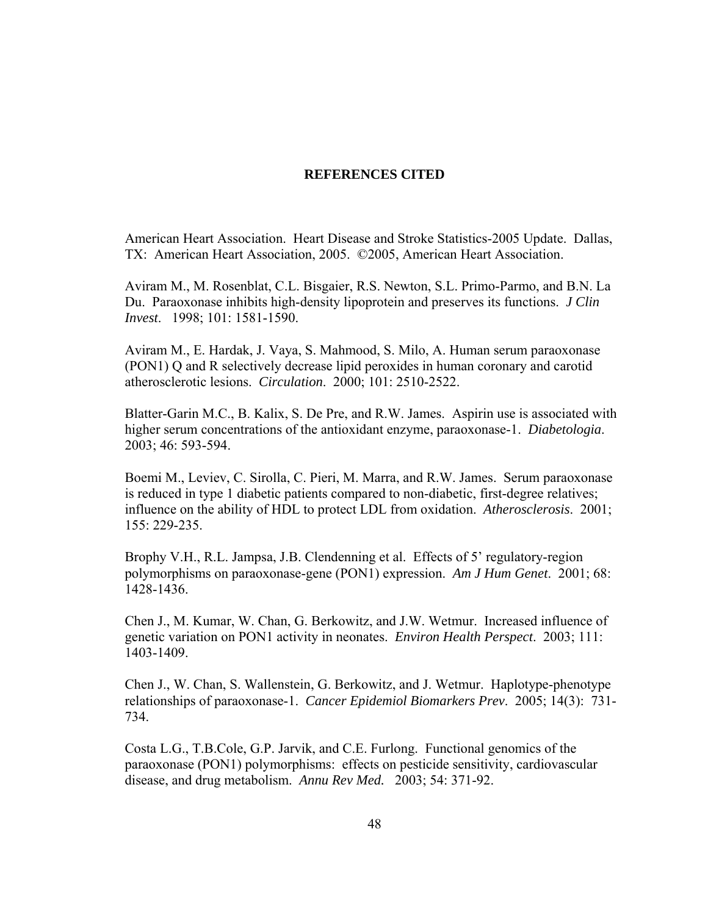## REFERENCES CITED

American Heart Association. Heart Disease and Stroke Statistics-2005 Update. Dallas, TX: American Heart Association, 2005. ©2005, American Heart Association.

Aviram M., M. Rosenblat, C.L. Bisgaier, R.S. Newton, S.L. Primo-Parmo, and B.N. La Du. Paraoxonase inhibits high-density lipoprotein and preserves its functions. *J Clin Invest*. 1998; 101: 1581-1590.

Aviram M., E. Hardak, J. Vaya, S. Mahmood, S. Milo, A. Human serum paraoxonase (PON1) Q and R selectively decrease lipid peroxides in human coronary and carotid atherosclerotic lesions. *Circulation*. 2000; 101: 2510-2522.

Blatter-Garin M.C., B. Kalix, S. De Pre, and R.W. James. Aspirin use is associated with higher serum concentrations of the antioxidant enzyme, paraoxonase-1. *Diabetologia*. 2003; 46: 593-594.

Boemi M., Leviev, C. Sirolla, C. Pieri, M. Marra, and R.W. James. Serum paraoxonase is reduced in type 1 diabetic patients compared to non-diabetic, first-degree relatives; influence on the ability of HDL to protect LDL from oxidation. *Atherosclerosis*. 2001; 155: 229-235.

Brophy V.H., R.L. Jampsa, J.B. Clendenning et al. Effects of 5' regulatory-region polymorphisms on paraoxonase-gene (PON1) expression. *Am J Hum Genet*. 2001; 68: 1428-1436.

Chen J., M. Kumar, W. Chan, G. Berkowitz, and J.W. Wetmur. Increased influence of genetic variation on PON1 activity in neonates. *Environ Health Perspect*. 2003; 111: 1403-1409.

Chen J., W. Chan, S. Wallenstein, G. Berkowitz, and J. Wetmur. Haplotype-phenotype relationships of paraoxonase-1. *Cancer Epidemiol Biomarkers Prev*. 2005; 14(3): 731-734.

Costa L.G., T.B.Cole, G.P. Jarvik, and C.E. Furlong. Functional genomics of the paraoxonase (PON1) polymorphisms: effects on pesticide sensitivity, cardiovascular disease, and drug metabolism. *Annu Rev Med.* 2003; 54: 371-92.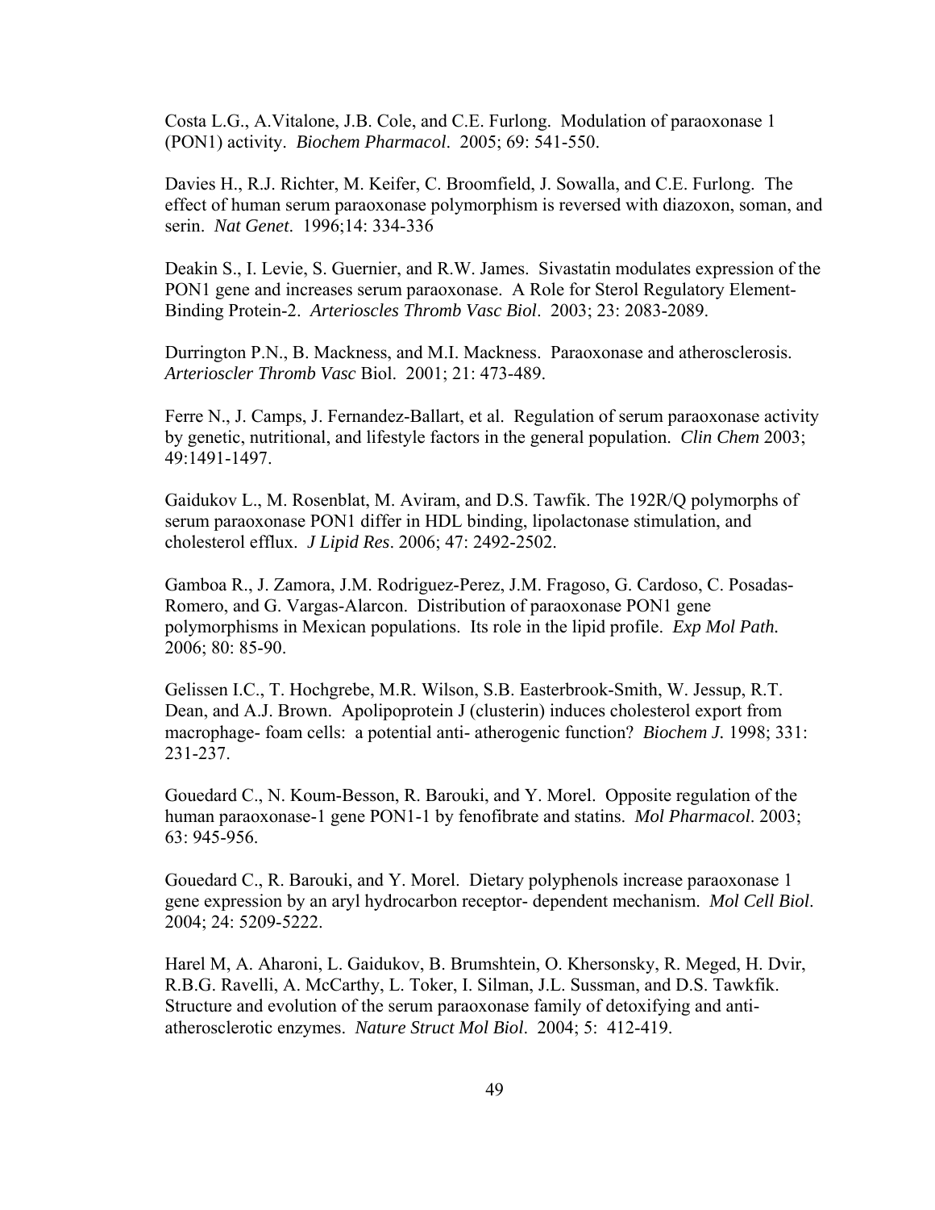Costa L.G., A.Vitalone, J.B. Cole, and C.E. Furlong. Modulation of paraoxonase 1 (PON1) activity. *Biochem Pharmacol*. 2005; 69: 541-550.

Davies H., R.J. Richter, M. Keifer, C. Broomfield, J. Sowalla, and C.E. Furlong. The effect of human serum paraoxonase polymorphism is reversed with diazoxon, soman, and serin. *Nat Genet*. 1996;14: 334-336

Deakin S., I. Levie, S. Guernier, and R.W. James. Sivastatin modulates expression of the PON1 gene and increases serum paraoxonase. A Role for Sterol Regulatory Element-Binding Protein-2. *Arterioscles Thromb Vasc Biol*. 2003; 23: 2083-2089.

Durrington P.N., B. Mackness, and M.I. Mackness. Paraoxonase and atherosclerosis. *Arterioscler Thromb Vasc* Biol. 2001; 21: 473-489.

Ferre N., J. Camps, J. Fernandez-Ballart, et al. Regulation of serum paraoxonase activity by genetic, nutritional, and lifestyle factors in the general population. *Clin Chem* 2003; 49:1491-1497.

Gaidukov L., M. Rosenblat, M. Aviram, and D.S. Tawfik. The 192R/Q polymorphs of serum paraoxonase PON1 differ in HDL binding, lipolactonase stimulation, and cholesterol efflux. *J Lipid Res*. 2006; 47: 2492-2502.

Gamboa R., J. Zamora, J.M. Rodriguez-Perez, J.M. Fragoso, G. Cardoso, C. Posadas-Romero, and G. Vargas-Alarcon. Distribution of paraoxonase PON1 gene polymorphisms in Mexican populations. Its role in the lipid profile. *Exp Mol Path.* 2006; 80: 85-90.

Gelissen I.C., T. Hochgrebe, M.R. Wilson, S.B. Easterbrook-Smith, W. Jessup, R.T. Dean, and A.J. Brown. Apolipoprotein J (clusterin) induces cholesterol export from macrophage- foam cells: a potential anti- atherogenic function? *Biochem J.* 1998; 331: 231-237.

Gouedard C., N. Koum-Besson, R. Barouki, and Y. Morel. Opposite regulation of the human paraoxonase-1 gene PON1-1 by fenofibrate and statins. *Mol Pharmacol*. 2003; 63: 945-956.

Gouedard C., R. Barouki, and Y. Morel. Dietary polyphenols increase paraoxonase 1 gene expression by an aryl hydrocarbon receptor- dependent mechanism. *Mol Cell Biol*. 2004; 24: 5209-5222.

Harel M, A. Aharoni, L. Gaidukov, B. Brumshtein, O. Khersonsky, R. Meged, H. Dvir, R.B.G. Ravelli, A. McCarthy, L. Toker, I. Silman, J.L. Sussman, and D.S. Tawkfik. Structure and evolution of the serum paraoxonase family of detoxifying and anti-atherosclerotic enzymes. *Nature Struct Mol Biol*. 2004; 5: 412-419.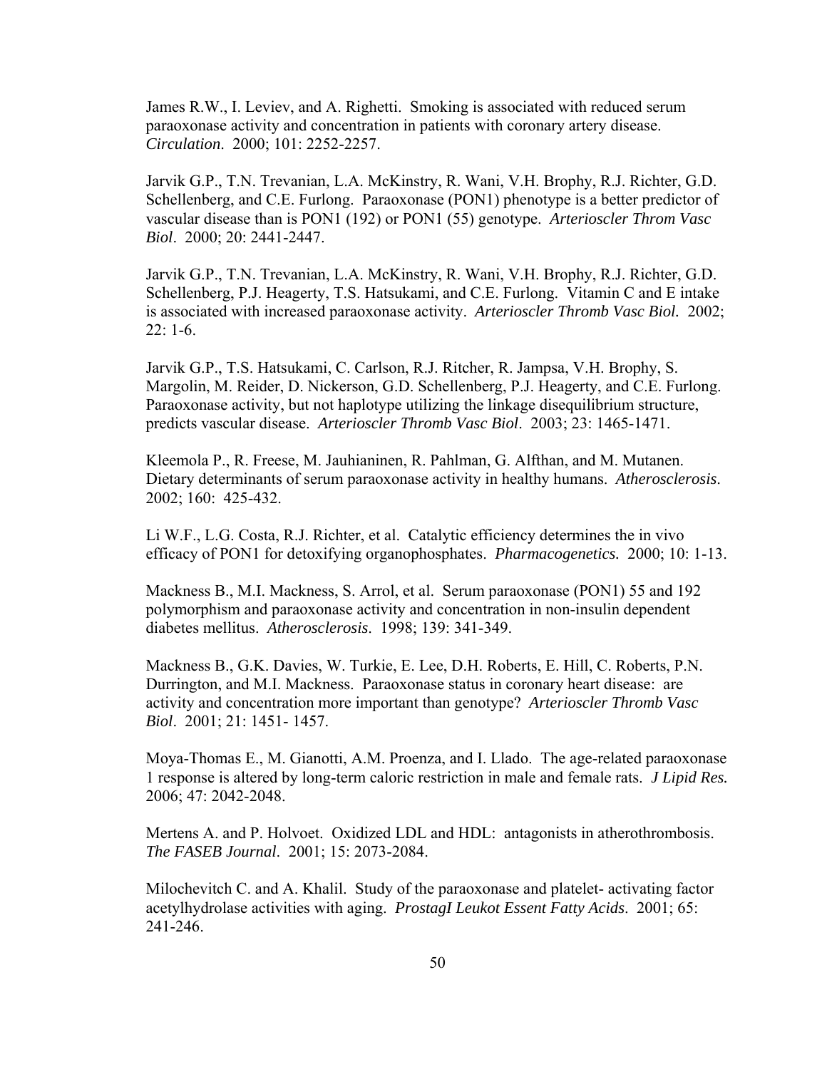James R.W., I. Leviev, and A. Righetti. Smoking is associated with reduced serum paraoxonase activity and concentration in patients with coronary artery disease. *Circulation*. 2000; 101: 2252-2257.

Jarvik G.P., T.N. Trevanian, L.A. McKinstry, R. Wani, V.H. Brophy, R.J. Richter, G.D. Schellenberg, and C.E. Furlong. Paraoxonase (PON1) phenotype is a better predictor of vascular disease than is PON1 (192) or PON1 (55) genotype. *Arterioscler Throm Vasc Biol*. 2000; 20: 2441-2447.

Jarvik G.P., T.N. Trevanian, L.A. McKinstry, R. Wani, V.H. Brophy, R.J. Richter, G.D. Schellenberg, P.J. Heagerty, T.S. Hatsukami, and C.E. Furlong. Vitamin C and E intake is associated with increased paraoxonase activity. *Arterioscler Thromb Vasc Biol.* 2002; 22: 1-6.

Jarvik G.P., T.S. Hatsukami, C. Carlson, R.J. Ritcher, R. Jampsa, V.H. Brophy, S. Margolin, M. Reider, D. Nickerson, G.D. Schellenberg, P.J. Heagerty, and C.E. Furlong. Paraoxonase activity, but not haplotype utilizing the linkage disequilibrium structure, predicts vascular disease. *Arterioscler Thromb Vasc Biol*. 2003; 23: 1465-1471.

Kleemola P., R. Freese, M. Jauhianinen, R. Pahlman, G. Alfthan, and M. Mutanen. Dietary determinants of serum paraoxonase activity in healthy humans. *Atherosclerosis*. 2002; 160: 425-432.

Li W.F., L.G. Costa, R.J. Richter, et al. Catalytic efficiency determines the in vivo efficacy of PON1 for detoxifying organophosphates. *Pharmacogenetics.* 2000; 10: 1-13.

Mackness B., M.I. Mackness, S. Arrol, et al. Serum paraoxonase (PON1) 55 and 192 polymorphism and paraoxonase activity and concentration in non-insulin dependent diabetes mellitus. *Atherosclerosis*. 1998; 139: 341-349.

Mackness B., G.K. Davies, W. Turkie, E. Lee, D.H. Roberts, E. Hill, C. Roberts, P.N. Durrington, and M.I. Mackness. Paraoxonase status in coronary heart disease: are activity and concentration more important than genotype? *Arterioscler Thromb Vasc Biol*. 2001; 21: 1451- 1457.

Moya-Thomas E., M. Gianotti, A.M. Proenza, and I. Llado. The age-related paraoxonase 1 response is altered by long-term caloric restriction in male and female rats. *J Lipid Res.* 2006; 47: 2042-2048.

Mertens A. and P. Holvoet. Oxidized LDL and HDL: antagonists in atherothrombosis. *The FASEB Journal*. 2001; 15: 2073-2084.

Milochevitch C. and A. Khalil. Study of the paraoxonase and platelet- activating factor acetylhydrolase activities with aging. *ProstagI Leukot Essent Fatty Acids*. 2001; 65: 241-246.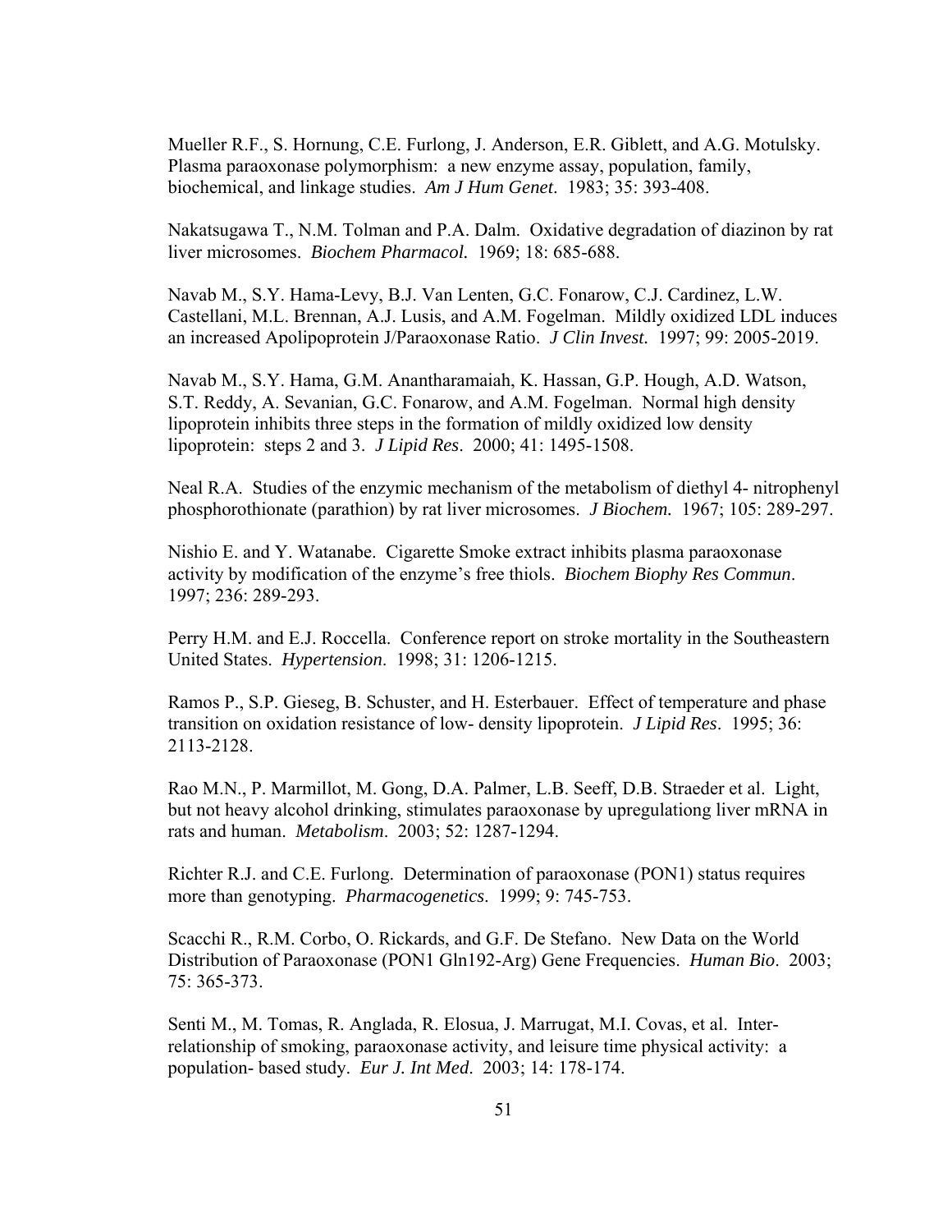Mueller R.F., S. Hornung, C.E. Furlong, J. Anderson, E.R. Giblett, and A.G. Motulsky. Plasma paraoxonase polymorphism: a new enzyme assay, population, family, biochemical, and linkage studies. *Am J Hum Genet*. 1983; 35: 393-408.

Nakatsugawa T., N.M. Tolman and P.A. Dalm. Oxidative degradation of diazinon by rat liver microsomes. *Biochem Pharmacol.* 1969; 18: 685-688.

Navab M., S.Y. Hama-Levy, B.J. Van Lenten, G.C. Fonarow, C.J. Cardinez, L.W. Castellani, M.L. Brennan, A.J. Lusis, and A.M. Fogelman. Mildly oxidized LDL induces an increased Apolipoprotein J/Paraoxonase Ratio. *J Clin Invest.* 1997; 99: 2005-2019.

Navab M., S.Y. Hama, G.M. Anantharamaiah, K. Hassan, G.P. Hough, A.D. Watson, S.T. Reddy, A. Sevanian, G.C. Fonarow, and A.M. Fogelman. Normal high density lipoprotein inhibits three steps in the formation of mildly oxidized low density lipoprotein: steps 2 and 3. *J Lipid Res*. 2000; 41: 1495-1508.

Neal R.A. Studies of the enzymic mechanism of the metabolism of diethyl 4- nitrophenyl phosphorothionate (parathion) by rat liver microsomes. *J Biochem.* 1967; 105: 289-297.

Nishio E. and Y. Watanabe. Cigarette Smoke extract inhibits plasma paraoxonase activity by modification of the enzyme's free thiols. *Biochem Biophy Res Commun*. 1997; 236: 289-293.

Perry H.M. and E.J. Roccella. Conference report on stroke mortality in the Southeastern United States. *Hypertension*. 1998; 31: 1206-1215.

Ramos P., S.P. Gieseg, B. Schuster, and H. Esterbauer. Effect of temperature and phase transition on oxidation resistance of low- density lipoprotein. *J Lipid Res*. 1995; 36: 2113-2128.

Rao M.N., P. Marmillot, M. Gong, D.A. Palmer, L.B. Seeff, D.B. Straeder et al. Light, but not heavy alcohol drinking, stimulates paraoxonase by upregulationg liver mRNA in rats and human. *Metabolism*. 2003; 52: 1287-1294.

Richter R.J. and C.E. Furlong. Determination of paraoxonase (PON1) status requires more than genotyping. *Pharmacogenetics*. 1999; 9: 745-753.

Scacchi R., R.M. Corbo, O. Rickards, and G.F. De Stefano. New Data on the World Distribution of Paraoxonase (PON1 Gln192-Arg) Gene Frequencies. *Human Bio*. 2003; 75: 365-373.

Senti M., M. Tomas, R. Anglada, R. Elosua, J. Marrugat, M.I. Covas, et al. Inter-relationship of smoking, paraoxonase activity, and leisure time physical activity: a population- based study. *Eur J. Int Med*. 2003; 14: 178-174.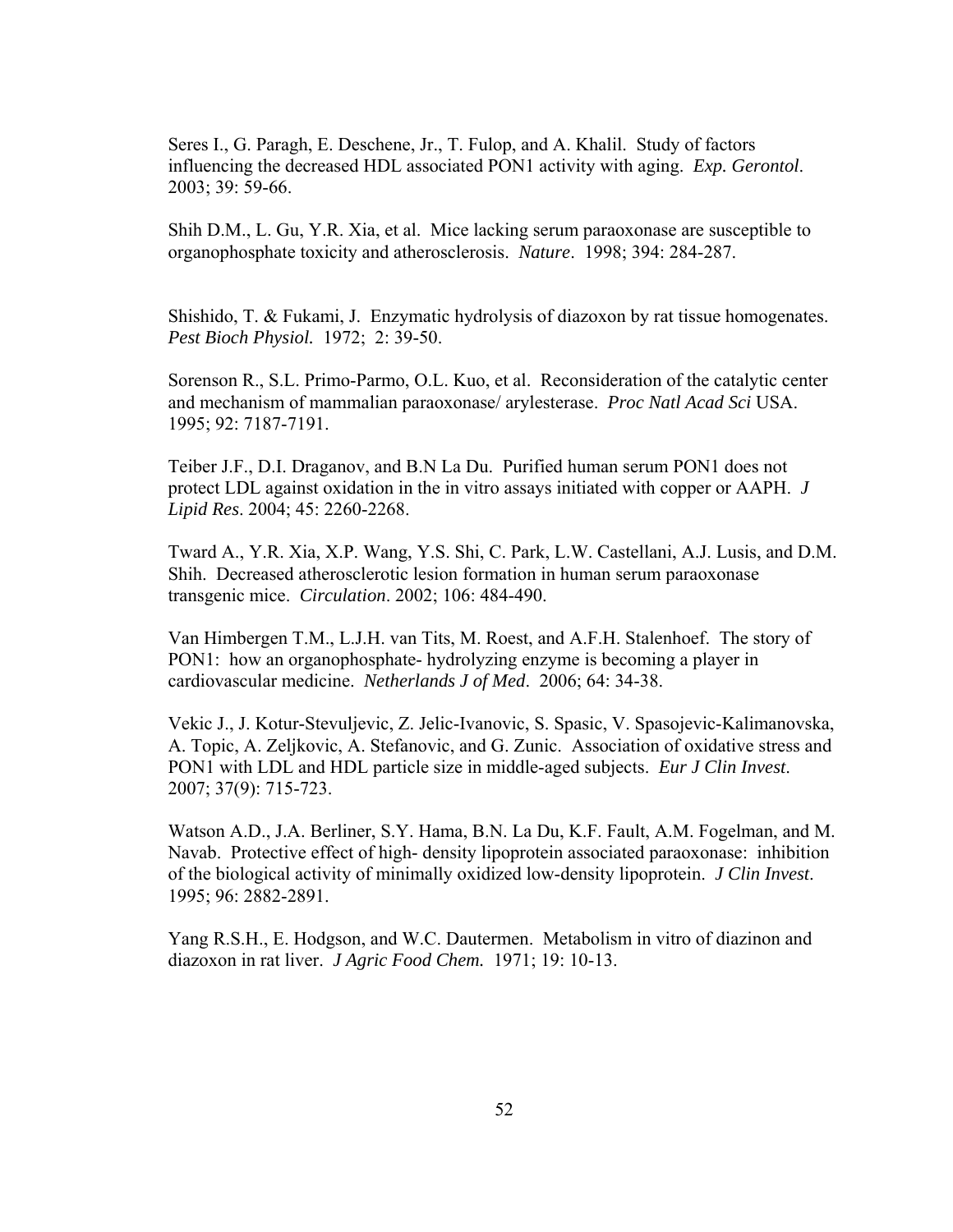Seres I., G. Paragh, E. Deschene, Jr., T. Fulop, and A. Khalil. Study of factors influencing the decreased HDL associated PON1 activity with aging. *Exp. Gerontol*. 2003; 39: 59-66.

Shih D.M., L. Gu, Y.R. Xia, et al. Mice lacking serum paraoxonase are susceptible to organophosphate toxicity and atherosclerosis. *Nature*. 1998; 394: 284-287.

Shishido, T. & Fukami, J. Enzymatic hydrolysis of diazoxon by rat tissue homogenates. ***Pest Bioch Physiol.*** 1972; 2: 39-50.

Sorenson R., S.L. Primo-Parmo, O.L. Kuo, et al. Reconsideration of the catalytic center and mechanism of mammalian paraoxonase/ arylesterase. *Proc Natl Acad Sci* USA. 1995; 92: 7187-7191.

Teiber J.F., D.I. Draganov, and B.N La Du. Purified human serum PON1 does not protect LDL against oxidation in the in vitro assays initiated with copper or AAPH. *J Lipid Res*. 2004; 45: 2260-2268.

Tward A., Y.R. Xia, X.P. Wang, Y.S. Shi, C. Park, L.W. Castellani, A.J. Lusis, and D.M. Shih. Decreased atherosclerotic lesion formation in human serum paraoxonase transgenic mice. *Circulation*. 2002; 106: 484-490.

Van Himbergen T.M., L.J.H. van Tits, M. Roest, and A.F.H. Stalenhoef. The story of PON1: how an organophosphate- hydrolyzing enzyme is becoming a player in cardiovascular medicine. *Netherlands J of Med*. 2006; 64: 34-38.

Vekic J., J. Kotur-Stevuljevic, Z. Jelic-Ivanovic, S. Spasic, V. Spasojevic-Kalimanovska, A. Topic, A. Zeljkovic, A. Stefanovic, and G. Zunic. Association of oxidative stress and PON1 with LDL and HDL particle size in middle-aged subjects. *Eur J Clin Invest*. 2007; 37(9): 715-723.

Watson A.D., J.A. Berliner, S.Y. Hama, B.N. La Du, K.F. Fault, A.M. Fogelman, and M. Navab. Protective effect of high- density lipoprotein associated paraoxonase: inhibition of the biological activity of minimally oxidized low-density lipoprotein. *J Clin Invest*. 1995; 96: 2882-2891.

Yang R.S.H., E. Hodgson, and W.C. Dautermen. Metabolism in vitro of diazinon and diazoxon in rat liver. *J Agric Food Chem.* 1971; 19: 10-13.